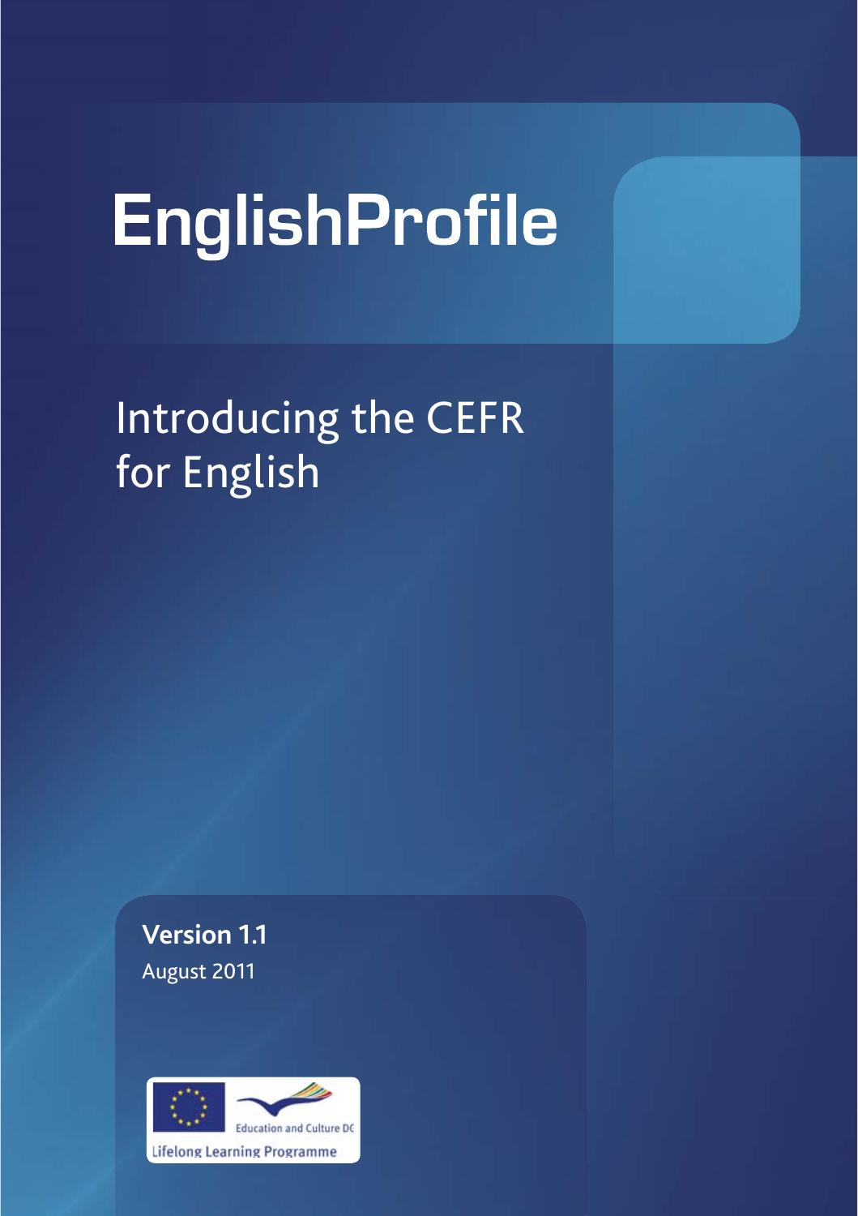# EnglishProfile

## Introducing the CEFR for English

**Version 1.1**

August 2011

Education and Culture DG

Lifelong Learning Programme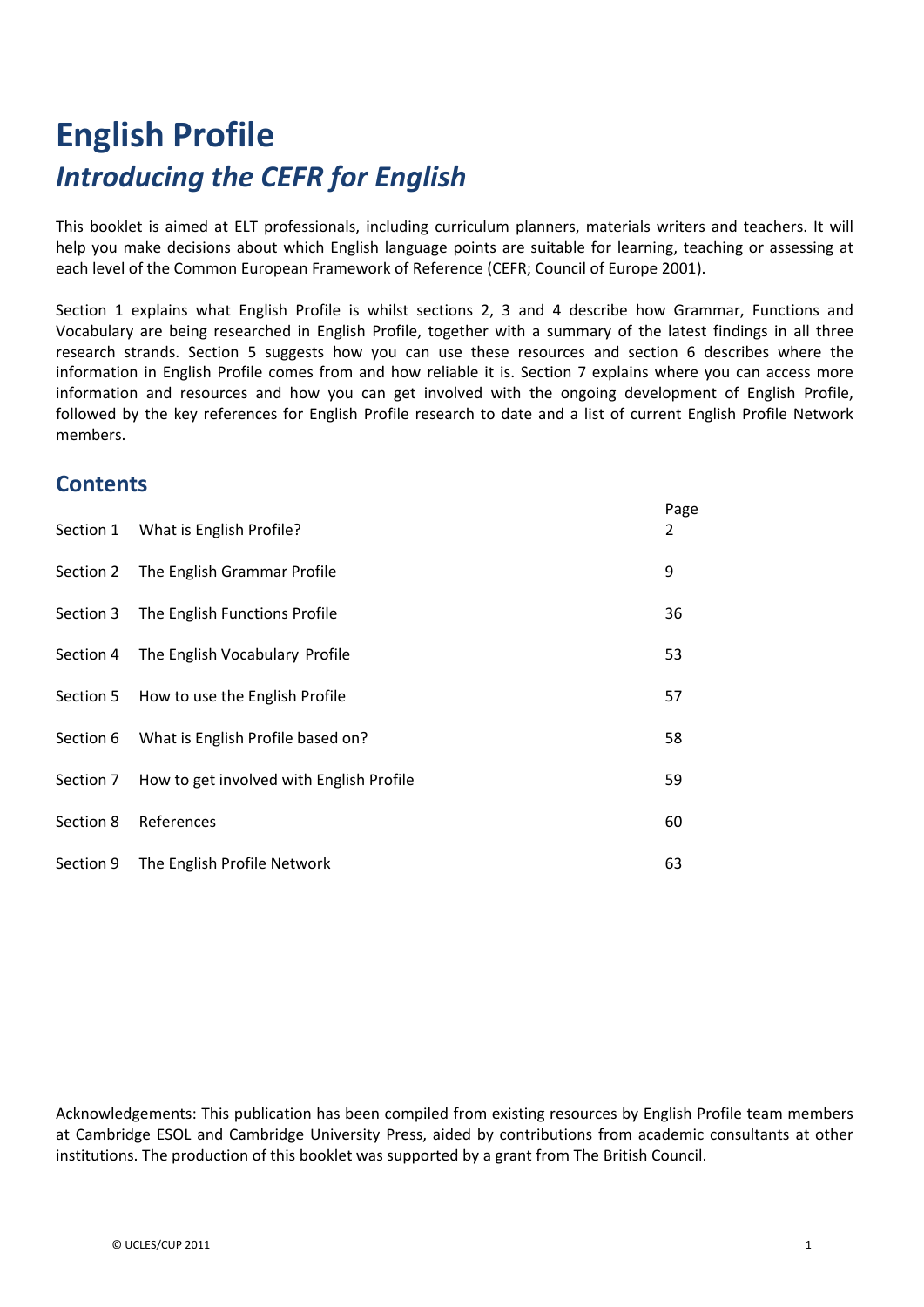# English Profile

## *Introducing the CEFR for English*

This booklet is aimed at ELT professionals, including curriculum planners, materials writers and teachers. It will help you make decisions about which English language points are suitable for learning, teaching or assessing at each level of the Common European Framework of Reference (CEFR; Council of Europe 2001).

Section 1 explains what English Profile is whilst sections 2, 3 and 4 describe how Grammar, Functions and Vocabulary are being researched in English Profile, together with a summary of the latest findings in all three research strands. Section 5 suggests how you can use these resources and section 6 describes where the information in English Profile comes from and how reliable it is. Section 7 explains where you can access more information and resources and how you can get involved with the ongoing development of English Profile, followed by the key references for English Profile research to date and a list of current English Profile Network members.

## Contents

| | | Page |
|---|---|---|
| Section 1 | What is English Profile? | 2 |
| Section 2 | The English Grammar Profile | 9 |
| Section 3 | The English Functions Profile | 36 |
| Section 4 | The English Vocabulary Profile | 53 |
| Section 5 | How to use the English Profile | 57 |
| Section 6 | What is English Profile based on? | 58 |
| Section 7 | How to get involved with English Profile | 59 |
| Section 8 | References | 60 |
| Section 9 | The English Profile Network | 63 |

Acknowledgements: This publication has been compiled from existing resources by English Profile team members at Cambridge ESOL and Cambridge University Press, aided by contributions from academic consultants at other institutions. The production of this booklet was supported by a grant from The British Council.

© UCLES/CUP 2011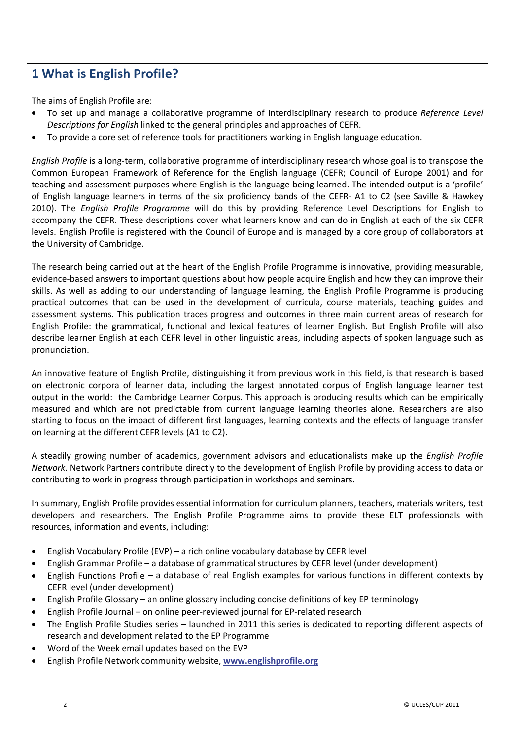# 1 What is English Profile?

The aims of English Profile are:

- To set up and manage a collaborative programme of interdisciplinary research to produce *Reference Level Descriptions for English* linked to the general principles and approaches of CEFR.
- To provide a core set of reference tools for practitioners working in English language education.

*English Profile* is a long-term, collaborative programme of interdisciplinary research whose goal is to transpose the Common European Framework of Reference for the English language (CEFR; Council of Europe 2001) and for teaching and assessment purposes where English is the language being learned. The intended output is a 'profile' of English language learners in terms of the six proficiency bands of the CEFR- A1 to C2 (see Saville & Hawkey 2010). The *English Profile Programme* will do this by providing Reference Level Descriptions for English to accompany the CEFR. These descriptions cover what learners know and can do in English at each of the six CEFR levels. English Profile is registered with the Council of Europe and is managed by a core group of collaborators at the University of Cambridge.

The research being carried out at the heart of the English Profile Programme is innovative, providing measurable, evidence-based answers to important questions about how people acquire English and how they can improve their skills. As well as adding to our understanding of language learning, the English Profile Programme is producing practical outcomes that can be used in the development of curricula, course materials, teaching guides and assessment systems. This publication traces progress and outcomes in three main current areas of research for English Profile: the grammatical, functional and lexical features of learner English. But English Profile will also describe learner English at each CEFR level in other linguistic areas, including aspects of spoken language such as pronunciation.

An innovative feature of English Profile, distinguishing it from previous work in this field, is that research is based on electronic corpora of learner data, including the largest annotated corpus of English language learner test output in the world: the Cambridge Learner Corpus. This approach is producing results which can be empirically measured and which are not predictable from current language learning theories alone. Researchers are also starting to focus on the impact of different first languages, learning contexts and the effects of language transfer on learning at the different CEFR levels (A1 to C2).

A steadily growing number of academics, government advisors and educationalists make up the *English Profile Network*. Network Partners contribute directly to the development of English Profile by providing access to data or contributing to work in progress through participation in workshops and seminars.

In summary, English Profile provides essential information for curriculum planners, teachers, materials writers, test developers and researchers. The English Profile Programme aims to provide these ELT professionals with resources, information and events, including:

- English Vocabulary Profile (EVP) – a rich online vocabulary database by CEFR level
- English Grammar Profile – a database of grammatical structures by CEFR level (under development)
- English Functions Profile – a database of real English examples for various functions in different contexts by CEFR level (under development)
- English Profile Glossary – an online glossary including concise definitions of key EP terminology
- English Profile Journal – on online peer-reviewed journal for EP-related research
- The English Profile Studies series – launched in 2011 this series is dedicated to reporting different aspects of research and development related to the EP Programme
- Word of the Week email updates based on the EVP
- English Profile Network community website, **www.englishprofile.org**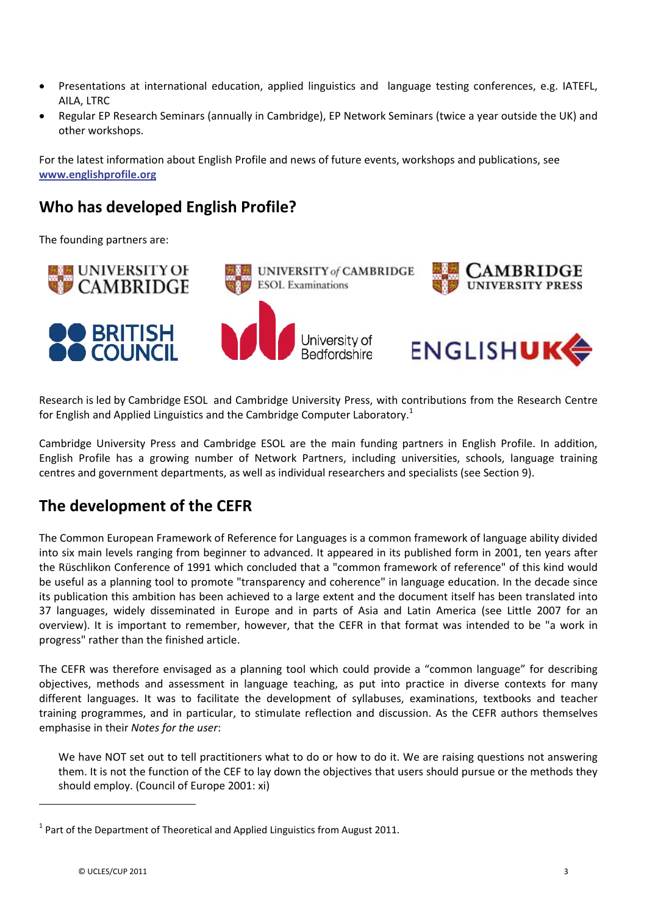- Presentations at international education, applied linguistics and language testing conferences, e.g. IATEFL, AILA, LTRC
- Regular EP Research Seminars (annually in Cambridge), EP Network Seminars (twice a year outside the UK) and other workshops.

For the latest information about English Profile and news of future events, workshops and publications, see **www.englishprofile.org**

## Who has developed English Profile?

The founding partners are:

UNIVERSITY OF CAMBRIDGE | UNIVERSITY of CAMBRIDGE ESOL Examinations | CAMBRIDGE UNIVERSITY PRESS | BRITISH COUNCIL | University of Bedfordshire | ENGLISH UK

Research is led by Cambridge ESOL and Cambridge University Press, with contributions from the Research Centre for English and Applied Linguistics and the Cambridge Computer Laboratory.[1]

Cambridge University Press and Cambridge ESOL are the main funding partners in English Profile. In addition, English Profile has a growing number of Network Partners, including universities, schools, language training centres and government departments, as well as individual researchers and specialists (see Section 9).

## The development of the CEFR

The Common European Framework of Reference for Languages is a common framework of language ability divided into six main levels ranging from beginner to advanced. It appeared in its published form in 2001, ten years after the Rüschlikon Conference of 1991 which concluded that a "common framework of reference" of this kind would be useful as a planning tool to promote "transparency and coherence" in language education. In the decade since its publication this ambition has been achieved to a large extent and the document itself has been translated into 37 languages, widely disseminated in Europe and in parts of Asia and Latin America (see Little 2007 for an overview). It is important to remember, however, that the CEFR in that format was intended to be "a work in progress" rather than the finished article.

The CEFR was therefore envisaged as a planning tool which could provide a "common language" for describing objectives, methods and assessment in language teaching, as put into practice in diverse contexts for many different languages. It was to facilitate the development of syllabuses, examinations, textbooks and teacher training programmes, and in particular, to stimulate reflection and discussion. As the CEFR authors themselves emphasise in their *Notes for the user*:

> We have NOT set out to tell practitioners what to do or how to do it. We are raising questions not answering them. It is not the function of the CEF to lay down the objectives that users should pursue or the methods they should employ. (Council of Europe 2001: xi)

---

[1] Part of the Department of Theoretical and Applied Linguistics from August 2011.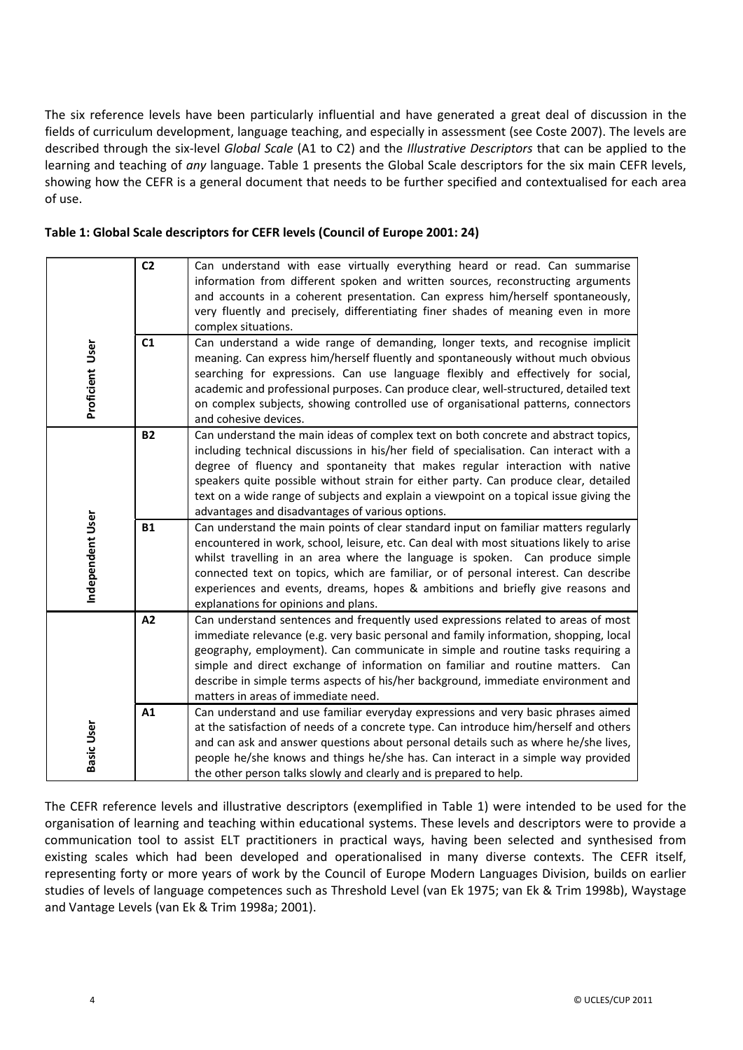The six reference levels have been particularly influential and have generated a great deal of discussion in the fields of curriculum development, language teaching, and especially in assessment (see Coste 2007). The levels are described through the six-level *Global Scale* (A1 to C2) and the *Illustrative Descriptors* that can be applied to the learning and teaching of *any* language. Table 1 presents the Global Scale descriptors for the six main CEFR levels, showing how the CEFR is a general document that needs to be further specified and contextualised for each area of use.

**Table 1: Global Scale descriptors for CEFR levels (Council of Europe 2001: 24)**

| | | |
|---|---|---|
| **Proficient User** | **C2** | Can understand with ease virtually everything heard or read. Can summarise information from different spoken and written sources, reconstructing arguments and accounts in a coherent presentation. Can express him/herself spontaneously, very fluently and precisely, differentiating finer shades of meaning even in more complex situations. |
| | **C1** | Can understand a wide range of demanding, longer texts, and recognise implicit meaning. Can express him/herself fluently and spontaneously without much obvious searching for expressions. Can use language flexibly and effectively for social, academic and professional purposes. Can produce clear, well-structured, detailed text on complex subjects, showing controlled use of organisational patterns, connectors and cohesive devices. |
| **Independent User** | **B2** | Can understand the main ideas of complex text on both concrete and abstract topics, including technical discussions in his/her field of specialisation. Can interact with a degree of fluency and spontaneity that makes regular interaction with native speakers quite possible without strain for either party. Can produce clear, detailed text on a wide range of subjects and explain a viewpoint on a topical issue giving the advantages and disadvantages of various options. |
| | **B1** | Can understand the main points of clear standard input on familiar matters regularly encountered in work, school, leisure, etc. Can deal with most situations likely to arise whilst travelling in an area where the language is spoken. Can produce simple connected text on topics, which are familiar, or of personal interest. Can describe experiences and events, dreams, hopes & ambitions and briefly give reasons and explanations for opinions and plans. |
| **Basic User** | **A2** | Can understand sentences and frequently used expressions related to areas of most immediate relevance (e.g. very basic personal and family information, shopping, local geography, employment). Can communicate in simple and routine tasks requiring a simple and direct exchange of information on familiar and routine matters. Can describe in simple terms aspects of his/her background, immediate environment and matters in areas of immediate need. |
| | **A1** | Can understand and use familiar everyday expressions and very basic phrases aimed at the satisfaction of needs of a concrete type. Can introduce him/herself and others and can ask and answer questions about personal details such as where he/she lives, people he/she knows and things he/she has. Can interact in a simple way provided the other person talks slowly and clearly and is prepared to help. |

The CEFR reference levels and illustrative descriptors (exemplified in Table 1) were intended to be used for the organisation of learning and teaching within educational systems. These levels and descriptors were to provide a communication tool to assist ELT practitioners in practical ways, having been selected and synthesised from existing scales which had been developed and operationalised in many diverse contexts. The CEFR itself, representing forty or more years of work by the Council of Europe Modern Languages Division, builds on earlier studies of levels of language competences such as Threshold Level (van Ek 1975; van Ek & Trim 1998b), Waystage and Vantage Levels (van Ek & Trim 1998a; 2001).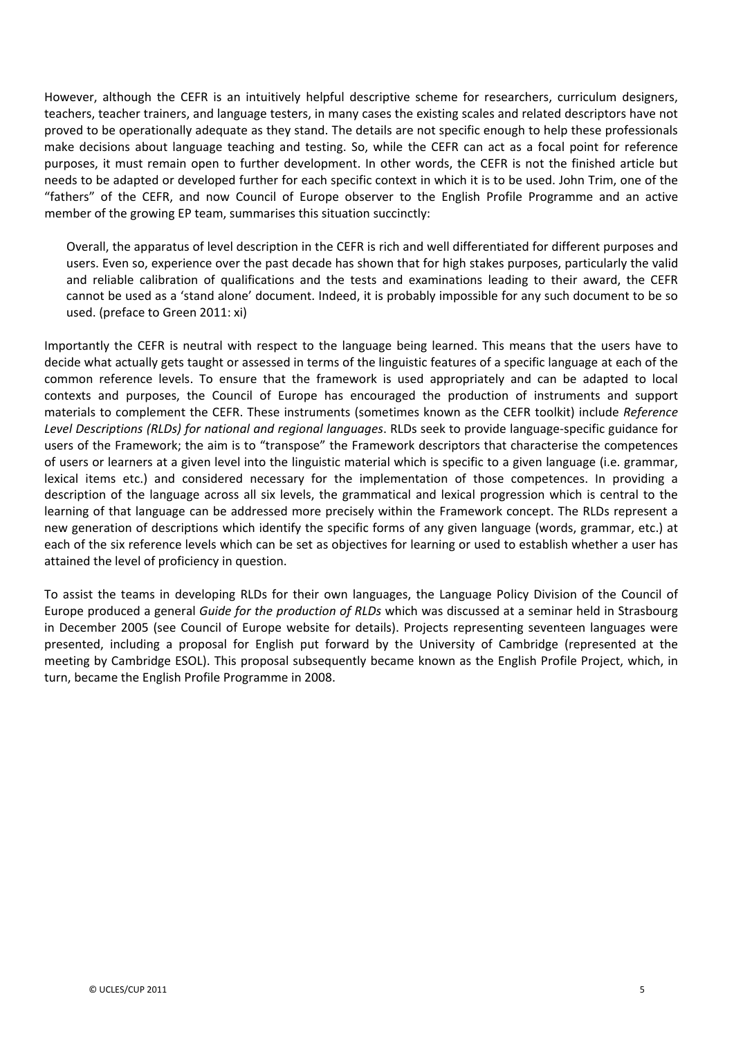However, although the CEFR is an intuitively helpful descriptive scheme for researchers, curriculum designers, teachers, teacher trainers, and language testers, in many cases the existing scales and related descriptors have not proved to be operationally adequate as they stand. The details are not specific enough to help these professionals make decisions about language teaching and testing. So, while the CEFR can act as a focal point for reference purposes, it must remain open to further development. In other words, the CEFR is not the finished article but needs to be adapted or developed further for each specific context in which it is to be used. John Trim, one of the "fathers" of the CEFR, and now Council of Europe observer to the English Profile Programme and an active member of the growing EP team, summarises this situation succinctly:

> Overall, the apparatus of level description in the CEFR is rich and well differentiated for different purposes and users. Even so, experience over the past decade has shown that for high stakes purposes, particularly the valid and reliable calibration of qualifications and the tests and examinations leading to their award, the CEFR cannot be used as a 'stand alone' document. Indeed, it is probably impossible for any such document to be so used. (preface to Green 2011: xi)

Importantly the CEFR is neutral with respect to the language being learned. This means that the users have to decide what actually gets taught or assessed in terms of the linguistic features of a specific language at each of the common reference levels. To ensure that the framework is used appropriately and can be adapted to local contexts and purposes, the Council of Europe has encouraged the production of instruments and support materials to complement the CEFR. These instruments (sometimes known as the CEFR toolkit) include *Reference Level Descriptions (RLDs) for national and regional languages*. RLDs seek to provide language-specific guidance for users of the Framework; the aim is to "transpose" the Framework descriptors that characterise the competences of users or learners at a given level into the linguistic material which is specific to a given language (i.e. grammar, lexical items etc.) and considered necessary for the implementation of those competences. In providing a description of the language across all six levels, the grammatical and lexical progression which is central to the learning of that language can be addressed more precisely within the Framework concept. The RLDs represent a new generation of descriptions which identify the specific forms of any given language (words, grammar, etc.) at each of the six reference levels which can be set as objectives for learning or used to establish whether a user has attained the level of proficiency in question.

To assist the teams in developing RLDs for their own languages, the Language Policy Division of the Council of Europe produced a general *Guide for the production of RLDs* which was discussed at a seminar held in Strasbourg in December 2005 (see Council of Europe website for details). Projects representing seventeen languages were presented, including a proposal for English put forward by the University of Cambridge (represented at the meeting by Cambridge ESOL). This proposal subsequently became known as the English Profile Project, which, in turn, became the English Profile Programme in 2008.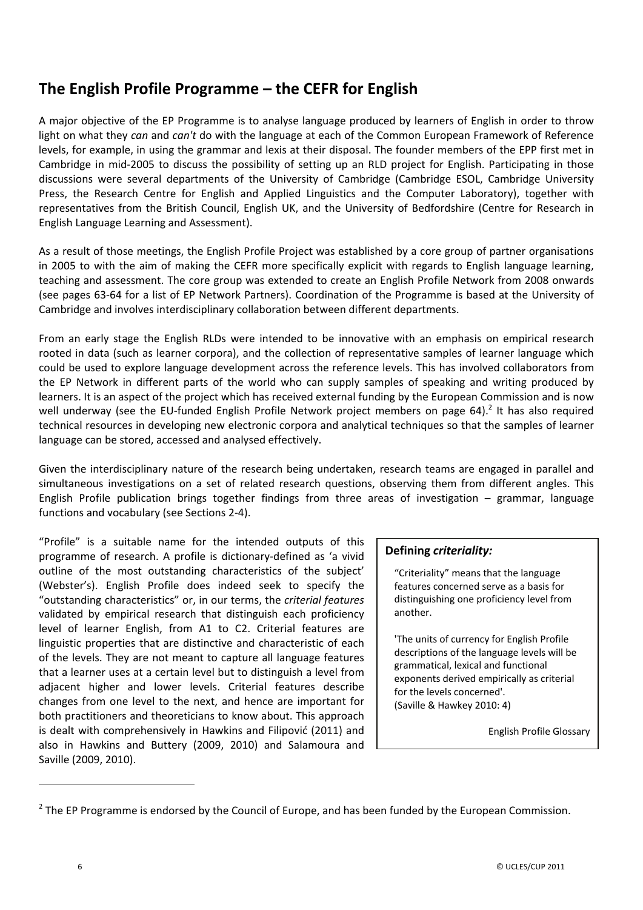## The English Profile Programme – the CEFR for English

A major objective of the EP Programme is to analyse language produced by learners of English in order to throw light on what they *can* and *can't* do with the language at each of the Common European Framework of Reference levels, for example, in using the grammar and lexis at their disposal. The founder members of the EPP first met in Cambridge in mid-2005 to discuss the possibility of setting up an RLD project for English. Participating in those discussions were several departments of the University of Cambridge (Cambridge ESOL, Cambridge University Press, the Research Centre for English and Applied Linguistics and the Computer Laboratory), together with representatives from the British Council, English UK, and the University of Bedfordshire (Centre for Research in English Language Learning and Assessment).

As a result of those meetings, the English Profile Project was established by a core group of partner organisations in 2005 to with the aim of making the CEFR more specifically explicit with regards to English language learning, teaching and assessment. The core group was extended to create an English Profile Network from 2008 onwards (see pages 63-64 for a list of EP Network Partners). Coordination of the Programme is based at the University of Cambridge and involves interdisciplinary collaboration between different departments.

From an early stage the English RLDs were intended to be innovative with an emphasis on empirical research rooted in data (such as learner corpora), and the collection of representative samples of learner language which could be used to explore language development across the reference levels. This has involved collaborators from the EP Network in different parts of the world who can supply samples of speaking and writing produced by learners. It is an aspect of the project which has received external funding by the European Commission and is now well underway (see the EU-funded English Profile Network project members on page 64).[2] It has also required technical resources in developing new electronic corpora and analytical techniques so that the samples of learner language can be stored, accessed and analysed effectively.

Given the interdisciplinary nature of the research being undertaken, research teams are engaged in parallel and simultaneous investigations on a set of related research questions, observing them from different angles. This English Profile publication brings together findings from three areas of investigation – grammar, language functions and vocabulary (see Sections 2-4).

"Profile" is a suitable name for the intended outputs of this programme of research. A profile is dictionary-defined as 'a vivid outline of the most outstanding characteristics of the subject' (Webster's). English Profile does indeed seek to specify the "outstanding characteristics" or, in our terms, the *criterial features* validated by empirical research that distinguish each proficiency level of learner English, from A1 to C2. Criterial features are linguistic properties that are distinctive and characteristic of each of the levels. They are not meant to capture all language features that a learner uses at a certain level but to distinguish a level from adjacent higher and lower levels. Criterial features describe changes from one level to the next, and hence are important for both practitioners and theoreticians to know about. This approach is dealt with comprehensively in Hawkins and Filipović (2011) and also in Hawkins and Buttery (2009, 2010) and Salamoura and Saville (2009, 2010).

**Defining *criteriality:***

"Criteriality" means that the language features concerned serve as a basis for distinguishing one proficiency level from another.

'The units of currency for English Profile descriptions of the language levels will be grammatical, lexical and functional exponents derived empirically as criterial for the levels concerned'. (Saville & Hawkey 2010: 4)

English Profile Glossary

---

[2] The EP Programme is endorsed by the Council of Europe, and has been funded by the European Commission.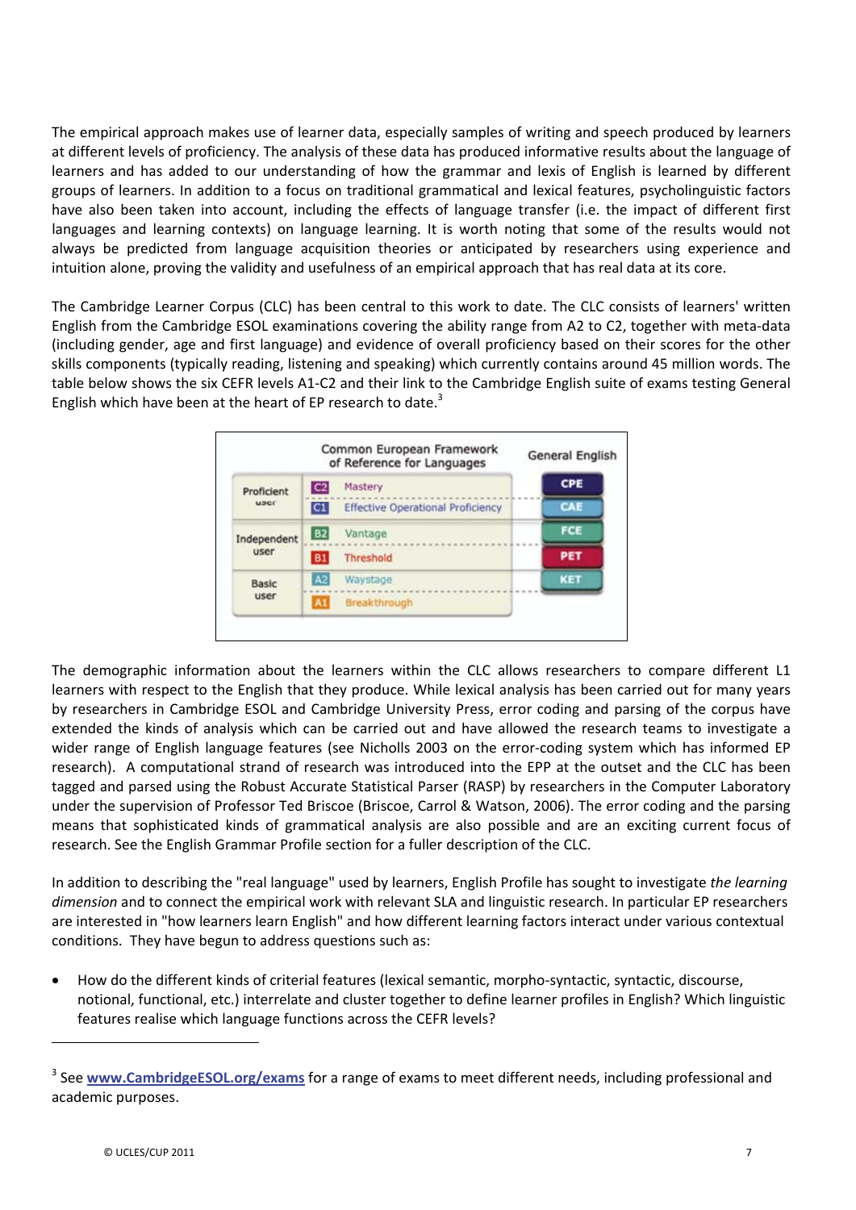The empirical approach makes use of learner data, especially samples of writing and speech produced by learners at different levels of proficiency. The analysis of these data has produced informative results about the language of learners and has added to our understanding of how the grammar and lexis of English is learned by different groups of learners. In addition to a focus on traditional grammatical and lexical features, psycholinguistic factors have also been taken into account, including the effects of language transfer (i.e. the impact of different first languages and learning contexts) on language learning. It is worth noting that some of the results would not always be predicted from language acquisition theories or anticipated by researchers using experience and intuition alone, proving the validity and usefulness of an empirical approach that has real data at its core.

The Cambridge Learner Corpus (CLC) has been central to this work to date. The CLC consists of learners' written English from the Cambridge ESOL examinations covering the ability range from A2 to C2, together with meta-data (including gender, age and first language) and evidence of overall proficiency based on their scores for the other skills components (typically reading, listening and speaking) which currently contains around 45 million words. The table below shows the six CEFR levels A1-C2 and their link to the Cambridge English suite of exams testing General English which have been at the heart of EP research to date.[3]

| Common European Framework of Reference for Languages | | | General English |
|---|---|---|---|
| Proficient user | C2 | Mastery | CPE |
| | C1 | Effective Operational Proficiency | CAE |
| Independent user | B2 | Vantage | FCE |
| | B1 | Threshold | PET |
| Basic user | A2 | Waystage | KET |
| | A1 | Breakthrough | |

The demographic information about the learners within the CLC allows researchers to compare different L1 learners with respect to the English that they produce. While lexical analysis has been carried out for many years by researchers in Cambridge ESOL and Cambridge University Press, error coding and parsing of the corpus have extended the kinds of analysis which can be carried out and have allowed the research teams to investigate a wider range of English language features (see Nicholls 2003 on the error-coding system which has informed EP research). A computational strand of research was introduced into the EPP at the outset and the CLC has been tagged and parsed using the Robust Accurate Statistical Parser (RASP) by researchers in the Computer Laboratory under the supervision of Professor Ted Briscoe (Briscoe, Carrol & Watson, 2006). The error coding and the parsing means that sophisticated kinds of grammatical analysis are also possible and are an exciting current focus of research. See the English Grammar Profile section for a fuller description of the CLC.

In addition to describing the "real language" used by learners, English Profile has sought to investigate *the learning dimension* and to connect the empirical work with relevant SLA and linguistic research. In particular EP researchers are interested in "how learners learn English" and how different learning factors interact under various contextual conditions. They have begun to address questions such as:

- How do the different kinds of criterial features (lexical semantic, morpho-syntactic, syntactic, discourse, notional, functional, etc.) interrelate and cluster together to define learner profiles in English? Which linguistic features realise which language functions across the CEFR levels?

---

[3] See **www.CambridgeESOL.org/exams** for a range of exams to meet different needs, including professional and academic purposes.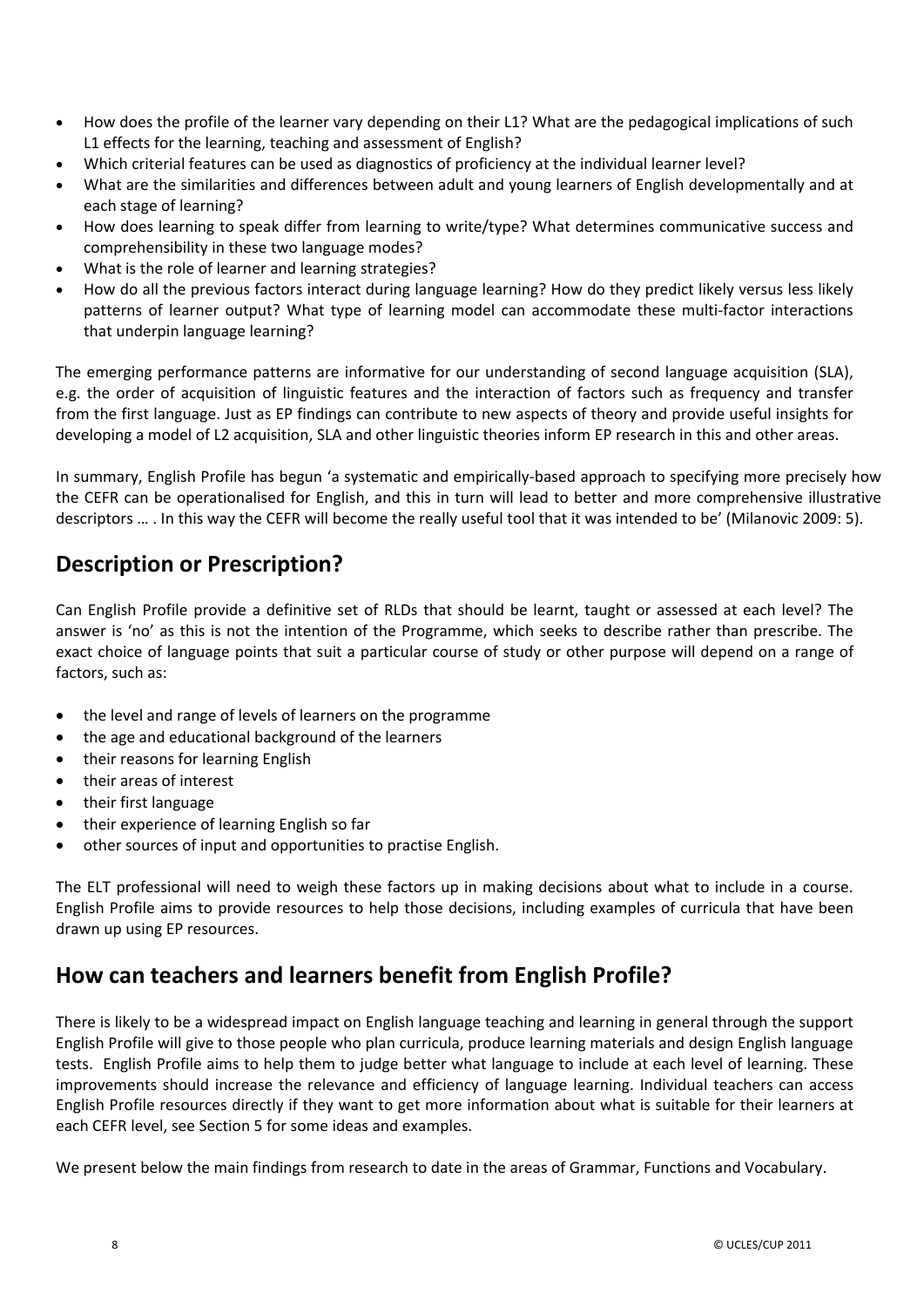- How does the profile of the learner vary depending on their L1? What are the pedagogical implications of such L1 effects for the learning, teaching and assessment of English?
- Which criterial features can be used as diagnostics of proficiency at the individual learner level?
- What are the similarities and differences between adult and young learners of English developmentally and at each stage of learning?
- How does learning to speak differ from learning to write/type? What determines communicative success and comprehensibility in these two language modes?
- What is the role of learner and learning strategies?
- How do all the previous factors interact during language learning? How do they predict likely versus less likely patterns of learner output? What type of learning model can accommodate these multi-factor interactions that underpin language learning?

The emerging performance patterns are informative for our understanding of second language acquisition (SLA), e.g. the order of acquisition of linguistic features and the interaction of factors such as frequency and transfer from the first language. Just as EP findings can contribute to new aspects of theory and provide useful insights for developing a model of L2 acquisition, SLA and other linguistic theories inform EP research in this and other areas.

In summary, English Profile has begun 'a systematic and empirically-based approach to specifying more precisely how the CEFR can be operationalised for English, and this in turn will lead to better and more comprehensive illustrative descriptors … . In this way the CEFR will become the really useful tool that it was intended to be' (Milanovic 2009: 5).

## Description or Prescription?

Can English Profile provide a definitive set of RLDs that should be learnt, taught or assessed at each level? The answer is 'no' as this is not the intention of the Programme, which seeks to describe rather than prescribe. The exact choice of language points that suit a particular course of study or other purpose will depend on a range of factors, such as:

- the level and range of levels of learners on the programme
- the age and educational background of the learners
- their reasons for learning English
- their areas of interest
- their first language
- their experience of learning English so far
- other sources of input and opportunities to practise English.

The ELT professional will need to weigh these factors up in making decisions about what to include in a course. English Profile aims to provide resources to help those decisions, including examples of curricula that have been drawn up using EP resources.

## How can teachers and learners benefit from English Profile?

There is likely to be a widespread impact on English language teaching and learning in general through the support English Profile will give to those people who plan curricula, produce learning materials and design English language tests. English Profile aims to help them to judge better what language to include at each level of learning. These improvements should increase the relevance and efficiency of language learning. Individual teachers can access English Profile resources directly if they want to get more information about what is suitable for their learners at each CEFR level, see Section 5 for some ideas and examples.

We present below the main findings from research to date in the areas of Grammar, Functions and Vocabulary.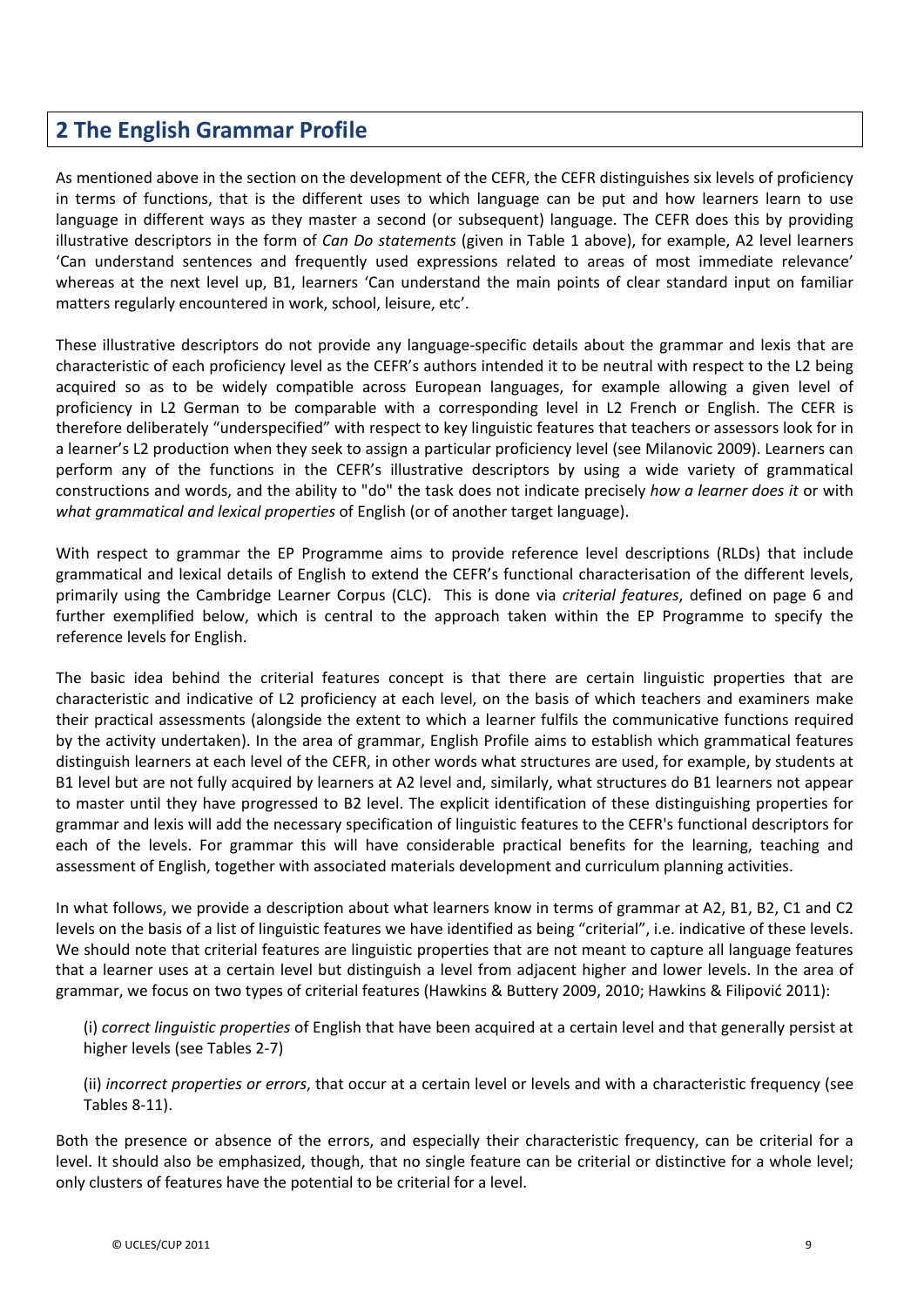## 2 The English Grammar Profile

As mentioned above in the section on the development of the CEFR, the CEFR distinguishes six levels of proficiency in terms of functions, that is the different uses to which language can be put and how learners learn to use language in different ways as they master a second (or subsequent) language. The CEFR does this by providing illustrative descriptors in the form of *Can Do statements* (given in Table 1 above), for example, A2 level learners 'Can understand sentences and frequently used expressions related to areas of most immediate relevance' whereas at the next level up, B1, learners 'Can understand the main points of clear standard input on familiar matters regularly encountered in work, school, leisure, etc'.

These illustrative descriptors do not provide any language-specific details about the grammar and lexis that are characteristic of each proficiency level as the CEFR's authors intended it to be neutral with respect to the L2 being acquired so as to be widely compatible across European languages, for example allowing a given level of proficiency in L2 German to be comparable with a corresponding level in L2 French or English. The CEFR is therefore deliberately "underspecified" with respect to key linguistic features that teachers or assessors look for in a learner's L2 production when they seek to assign a particular proficiency level (see Milanovic 2009). Learners can perform any of the functions in the CEFR's illustrative descriptors by using a wide variety of grammatical constructions and words, and the ability to "do" the task does not indicate precisely *how a learner does it* or with *what grammatical and lexical properties* of English (or of another target language).

With respect to grammar the EP Programme aims to provide reference level descriptions (RLDs) that include grammatical and lexical details of English to extend the CEFR's functional characterisation of the different levels, primarily using the Cambridge Learner Corpus (CLC). This is done via *criterial features*, defined on page 6 and further exemplified below, which is central to the approach taken within the EP Programme to specify the reference levels for English.

The basic idea behind the criterial features concept is that there are certain linguistic properties that are characteristic and indicative of L2 proficiency at each level, on the basis of which teachers and examiners make their practical assessments (alongside the extent to which a learner fulfils the communicative functions required by the activity undertaken). In the area of grammar, English Profile aims to establish which grammatical features distinguish learners at each level of the CEFR, in other words what structures are used, for example, by students at B1 level but are not fully acquired by learners at A2 level and, similarly, what structures do B1 learners not appear to master until they have progressed to B2 level. The explicit identification of these distinguishing properties for grammar and lexis will add the necessary specification of linguistic features to the CEFR's functional descriptors for each of the levels. For grammar this will have considerable practical benefits for the learning, teaching and assessment of English, together with associated materials development and curriculum planning activities.

In what follows, we provide a description about what learners know in terms of grammar at A2, B1, B2, C1 and C2 levels on the basis of a list of linguistic features we have identified as being "criterial", i.e. indicative of these levels. We should note that criterial features are linguistic properties that are not meant to capture all language features that a learner uses at a certain level but distinguish a level from adjacent higher and lower levels. In the area of grammar, we focus on two types of criterial features (Hawkins & Buttery 2009, 2010; Hawkins & Filipović 2011):

(i) *correct linguistic properties* of English that have been acquired at a certain level and that generally persist at higher levels (see Tables 2-7)

(ii) *incorrect properties or errors*, that occur at a certain level or levels and with a characteristic frequency (see Tables 8-11).

Both the presence or absence of the errors, and especially their characteristic frequency, can be criterial for a level. It should also be emphasized, though, that no single feature can be criterial or distinctive for a whole level; only clusters of features have the potential to be criterial for a level.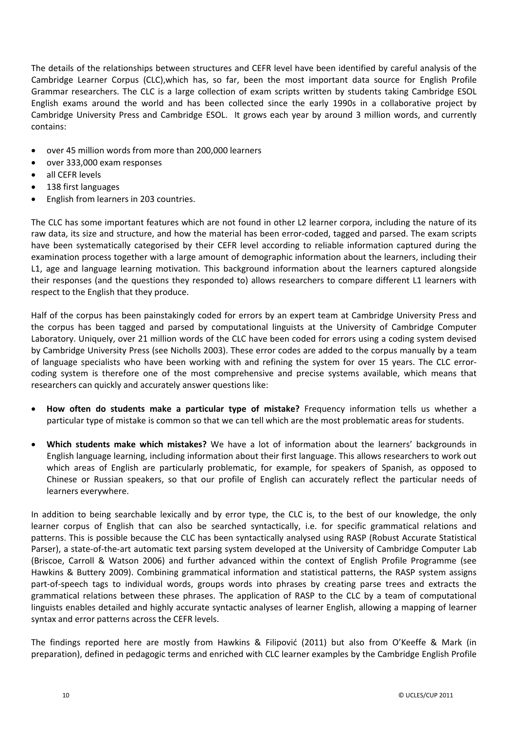The details of the relationships between structures and CEFR level have been identified by careful analysis of the Cambridge Learner Corpus (CLC),which has, so far, been the most important data source for English Profile Grammar researchers. The CLC is a large collection of exam scripts written by students taking Cambridge ESOL English exams around the world and has been collected since the early 1990s in a collaborative project by Cambridge University Press and Cambridge ESOL. It grows each year by around 3 million words, and currently contains:

- over 45 million words from more than 200,000 learners
- over 333,000 exam responses
- all CEFR levels
- 138 first languages
- English from learners in 203 countries.

The CLC has some important features which are not found in other L2 learner corpora, including the nature of its raw data, its size and structure, and how the material has been error-coded, tagged and parsed. The exam scripts have been systematically categorised by their CEFR level according to reliable information captured during the examination process together with a large amount of demographic information about the learners, including their L1, age and language learning motivation. This background information about the learners captured alongside their responses (and the questions they responded to) allows researchers to compare different L1 learners with respect to the English that they produce.

Half of the corpus has been painstakingly coded for errors by an expert team at Cambridge University Press and the corpus has been tagged and parsed by computational linguists at the University of Cambridge Computer Laboratory. Uniquely, over 21 million words of the CLC have been coded for errors using a coding system devised by Cambridge University Press (see Nicholls 2003). These error codes are added to the corpus manually by a team of language specialists who have been working with and refining the system for over 15 years. The CLC error-coding system is therefore one of the most comprehensive and precise systems available, which means that researchers can quickly and accurately answer questions like:

- **How often do students make a particular type of mistake?** Frequency information tells us whether a particular type of mistake is common so that we can tell which are the most problematic areas for students.

- **Which students make which mistakes?** We have a lot of information about the learners' backgrounds in English language learning, including information about their first language. This allows researchers to work out which areas of English are particularly problematic, for example, for speakers of Spanish, as opposed to Chinese or Russian speakers, so that our profile of English can accurately reflect the particular needs of learners everywhere.

In addition to being searchable lexically and by error type, the CLC is, to the best of our knowledge, the only learner corpus of English that can also be searched syntactically, i.e. for specific grammatical relations and patterns. This is possible because the CLC has been syntactically analysed using RASP (Robust Accurate Statistical Parser), a state-of-the-art automatic text parsing system developed at the University of Cambridge Computer Lab (Briscoe, Carroll & Watson 2006) and further advanced within the context of English Profile Programme (see Hawkins & Buttery 2009). Combining grammatical information and statistical patterns, the RASP system assigns part-of-speech tags to individual words, groups words into phrases by creating parse trees and extracts the grammatical relations between these phrases. The application of RASP to the CLC by a team of computational linguists enables detailed and highly accurate syntactic analyses of learner English, allowing a mapping of learner syntax and error patterns across the CEFR levels.

The findings reported here are mostly from Hawkins & Filipović (2011) but also from O'Keeffe & Mark (in preparation), defined in pedagogic terms and enriched with CLC learner examples by the Cambridge English Profile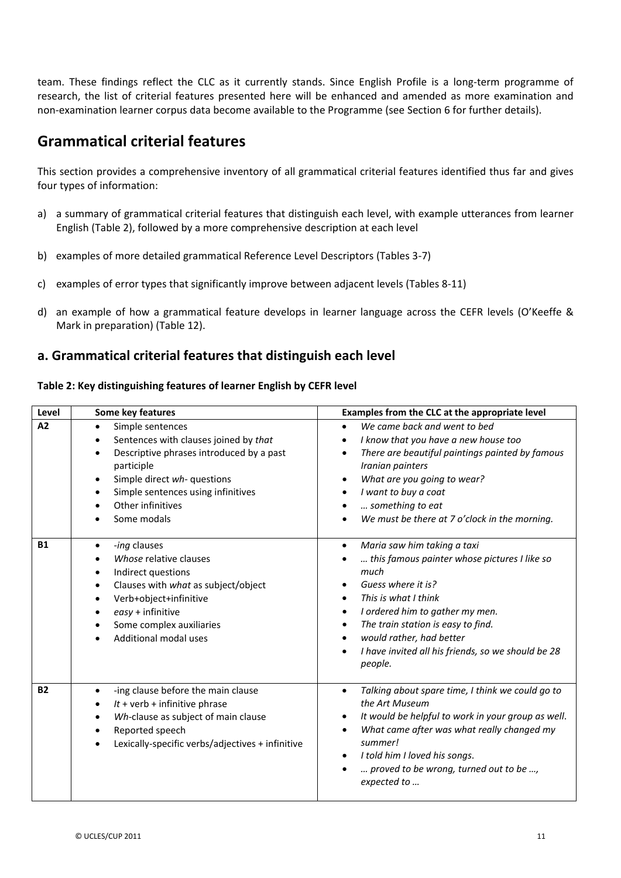team. These findings reflect the CLC as it currently stands. Since English Profile is a long-term programme of research, the list of criterial features presented here will be enhanced and amended as more examination and non-examination learner corpus data become available to the Programme (see Section 6 for further details).

## Grammatical criterial features

This section provides a comprehensive inventory of all grammatical criterial features identified thus far and gives four types of information:

a) a summary of grammatical criterial features that distinguish each level, with example utterances from learner English (Table 2), followed by a more comprehensive description at each level

b) examples of more detailed grammatical Reference Level Descriptors (Tables 3-7)

c) examples of error types that significantly improve between adjacent levels (Tables 8-11)

d) an example of how a grammatical feature develops in learner language across the CEFR levels (O'Keeffe & Mark in preparation) (Table 12).

### a. Grammatical criterial features that distinguish each level

**Table 2: Key distinguishing features of learner English by CEFR level**

| Level | Some key features | Examples from the CLC at the appropriate level |
|---|---|---|
| **A2** | • Simple sentences<br>• Sentences with clauses joined by *that*<br>• Descriptive phrases introduced by a past participle<br>• Simple direct *wh-* questions<br>• Simple sentences using infinitives<br>• Other infinitives<br>• Some modals | • *We came back and went to bed*<br>• *I know that you have a new house too*<br>• *There are beautiful paintings painted by famous Iranian painters*<br>• *What are you going to wear?*<br>• *I want to buy a coat*<br>• *… something to eat*<br>• *We must be there at 7 o'clock in the morning.* |
| **B1** | • *-ing* clauses<br>• *Whose* relative clauses<br>• Indirect questions<br>• Clauses with *what* as subject/object<br>• Verb+object+infinitive<br>• *easy* + infinitive<br>• Some complex auxiliaries<br>• Additional modal uses | • *Maria saw him taking a taxi*<br>• *… this famous painter whose pictures I like so much*<br>• *Guess where it is?*<br>• *This is what I think*<br>• *I ordered him to gather my men.*<br>• *The train station is easy to find.*<br>• *would rather, had better*<br>• *I have invited all his friends, so we should be 28 people.* |
| **B2** | • -ing clause before the main clause<br>• *It* + verb + infinitive phrase<br>• *Wh*-clause as subject of main clause<br>• Reported speech<br>• Lexically-specific verbs/adjectives + infinitive | • *Talking about spare time, I think we could go to the Art Museum*<br>• *It would be helpful to work in your group as well.*<br>• *What came after was what really changed my summer!*<br>• *I told him I loved his songs.*<br>• *… proved to be wrong, turned out to be …, expected to …* |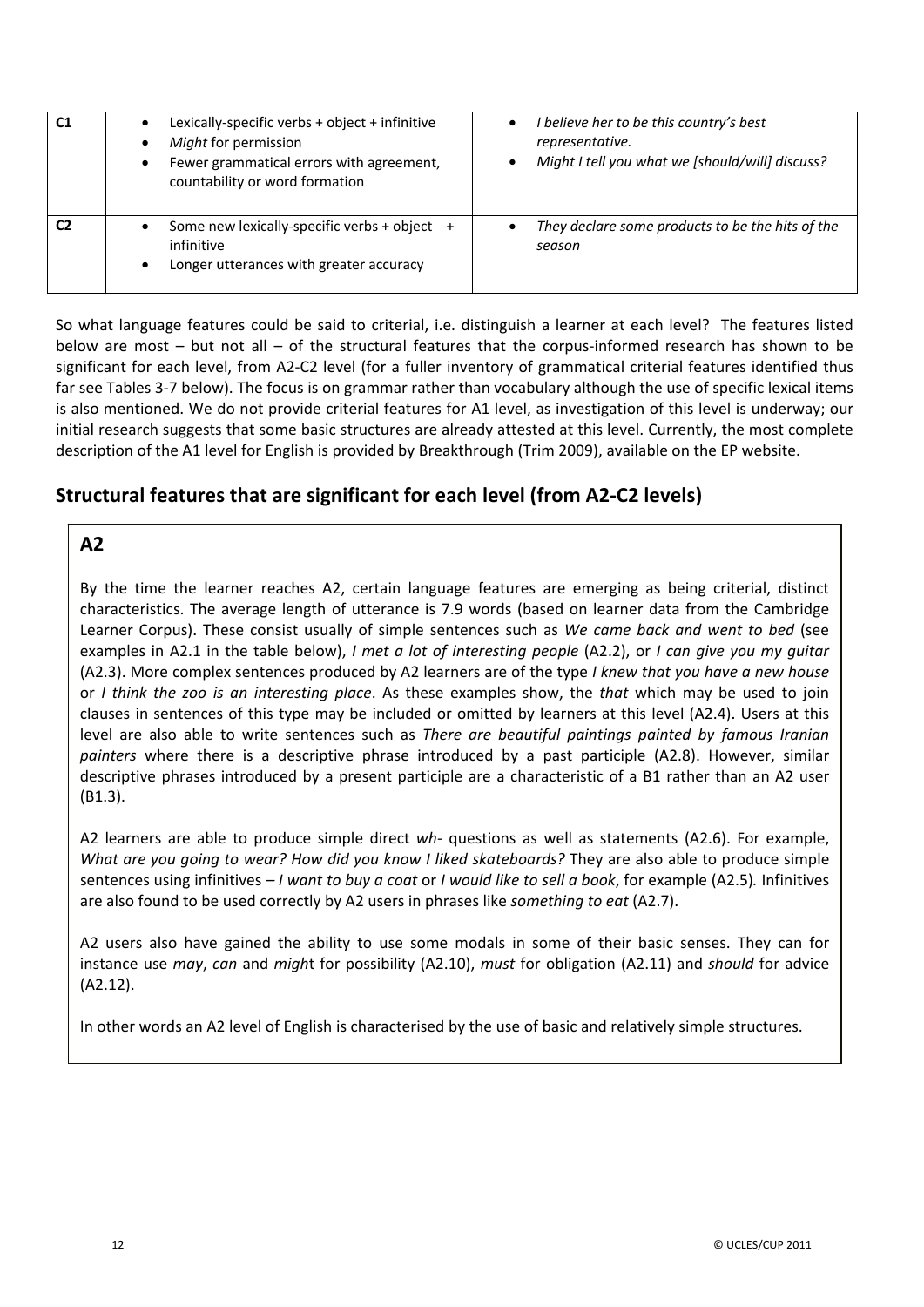| | | |
|---|---|---|
| **C1** | • Lexically-specific verbs + object + infinitive<br>• *Might* for permission<br>• Fewer grammatical errors with agreement, countability or word formation | • *I believe her to be this country's best representative.*<br>• *Might I tell you what we [should/will] discuss?* |
| **C2** | • Some new lexically-specific verbs + object + infinitive<br>• Longer utterances with greater accuracy | • *They declare some products to be the hits of the season* |

So what language features could be said to criterial, i.e. distinguish a learner at each level? The features listed below are most – but not all – of the structural features that the corpus-informed research has shown to be significant for each level, from A2-C2 level (for a fuller inventory of grammatical criterial features identified thus far see Tables 3-7 below). The focus is on grammar rather than vocabulary although the use of specific lexical items is also mentioned. We do not provide criterial features for A1 level, as investigation of this level is underway; our initial research suggests that some basic structures are already attested at this level. Currently, the most complete description of the A1 level for English is provided by Breakthrough (Trim 2009), available on the EP website.

## Structural features that are significant for each level (from A2-C2 levels)

### A2

By the time the learner reaches A2, certain language features are emerging as being criterial, distinct characteristics. The average length of utterance is 7.9 words (based on learner data from the Cambridge Learner Corpus). These consist usually of simple sentences such as *We came back and went to bed* (see examples in A2.1 in the table below), *I met a lot of interesting people* (A2.2), or *I can give you my guitar* (A2.3). More complex sentences produced by A2 learners are of the type *I knew that you have a new house* or *I think the zoo is an interesting place*. As these examples show, the *that* which may be used to join clauses in sentences of this type may be included or omitted by learners at this level (A2.4). Users at this level are also able to write sentences such as *There are beautiful paintings painted by famous Iranian painters* where there is a descriptive phrase introduced by a past participle (A2.8). However, similar descriptive phrases introduced by a present participle are a characteristic of a B1 rather than an A2 user (B1.3).

A2 learners are able to produce simple direct *wh-* questions as well as statements (A2.6). For example, *What are you going to wear? How did you know I liked skateboards?* They are also able to produce simple sentences using infinitives – *I want to buy a coat* or *I would like to sell a book*, for example (A2.5). Infinitives are also found to be used correctly by A2 users in phrases like *something to eat* (A2.7).

A2 users also have gained the ability to use some modals in some of their basic senses. They can for instance use *may*, *can* and *might* for possibility (A2.10), *must* for obligation (A2.11) and *should* for advice (A2.12).

In other words an A2 level of English is characterised by the use of basic and relatively simple structures.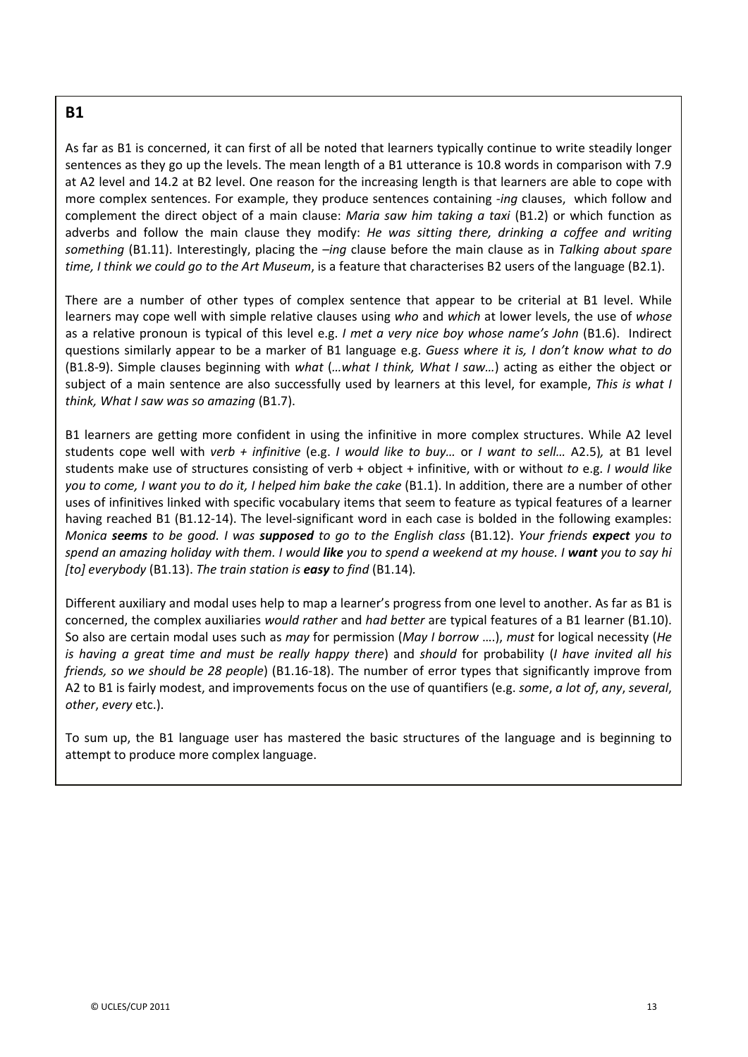## B1

As far as B1 is concerned, it can first of all be noted that learners typically continue to write steadily longer sentences as they go up the levels. The mean length of a B1 utterance is 10.8 words in comparison with 7.9 at A2 level and 14.2 at B2 level. One reason for the increasing length is that learners are able to cope with more complex sentences. For example, they produce sentences containing *-ing* clauses, which follow and complement the direct object of a main clause: *Maria saw him taking a taxi* (B1.2) or which function as adverbs and follow the main clause they modify: *He was sitting there, drinking a coffee and writing something* (B1.11). Interestingly, placing the *–ing* clause before the main clause as in *Talking about spare time, I think we could go to the Art Museum*, is a feature that characterises B2 users of the language (B2.1).

There are a number of other types of complex sentence that appear to be criterial at B1 level. While learners may cope well with simple relative clauses using *who* and *which* at lower levels, the use of *whose* as a relative pronoun is typical of this level e.g. *I met a very nice boy whose name's John* (B1.6). Indirect questions similarly appear to be a marker of B1 language e.g. *Guess where it is, I don't know what to do* (B1.8-9). Simple clauses beginning with *what* (*…what I think, What I saw…*) acting as either the object or subject of a main sentence are also successfully used by learners at this level, for example, *This is what I think, What I saw was so amazing* (B1.7).

B1 learners are getting more confident in using the infinitive in more complex structures. While A2 level students cope well with *verb + infinitive* (e.g. *I would like to buy…* or *I want to sell…* A2.5), at B1 level students make use of structures consisting of verb + object + infinitive, with or without *to* e.g. *I would like you to come, I want you to do it, I helped him bake the cake* (B1.1). In addition, there are a number of other uses of infinitives linked with specific vocabulary items that seem to feature as typical features of a learner having reached B1 (B1.12-14). The level-significant word in each case is bolded in the following examples: *Monica **seems** to be good. I was **supposed** to go to the English class* (B1.12). *Your friends **expect** you to spend an amazing holiday with them. I would **like** you to spend a weekend at my house. I **want** you to say hi [to] everybody* (B1.13). *The train station is **easy** to find* (B1.14).

Different auxiliary and modal uses help to map a learner's progress from one level to another. As far as B1 is concerned, the complex auxiliaries *would rather* and *had better* are typical features of a B1 learner (B1.10). So also are certain modal uses such as *may* for permission (*May I borrow* ….), *must* for logical necessity (*He is having a great time and must be really happy there*) and *should* for probability (*I have invited all his friends, so we should be 28 people*) (B1.16-18). The number of error types that significantly improve from A2 to B1 is fairly modest, and improvements focus on the use of quantifiers (e.g. *some*, *a lot of*, *any*, *several*, *other*, *every* etc.).

To sum up, the B1 language user has mastered the basic structures of the language and is beginning to attempt to produce more complex language.

© UCLES/CUP 2011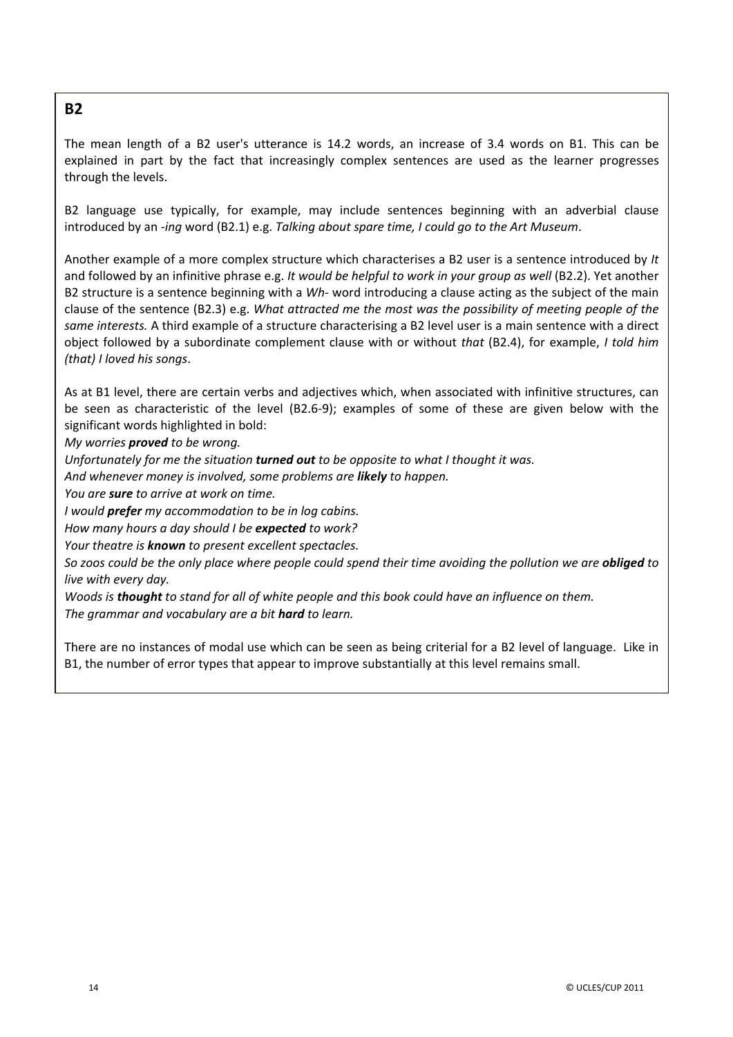## B2

The mean length of a B2 user's utterance is 14.2 words, an increase of 3.4 words on B1. This can be explained in part by the fact that increasingly complex sentences are used as the learner progresses through the levels.

B2 language use typically, for example, may include sentences beginning with an adverbial clause introduced by an *-ing* word (B2.1) e.g. *Talking about spare time, I could go to the Art Museum*.

Another example of a more complex structure which characterises a B2 user is a sentence introduced by *It* and followed by an infinitive phrase e.g. *It would be helpful to work in your group as well* (B2.2). Yet another B2 structure is a sentence beginning with a *Wh-* word introducing a clause acting as the subject of the main clause of the sentence (B2.3) e.g. *What attracted me the most was the possibility of meeting people of the same interests.* A third example of a structure characterising a B2 level user is a main sentence with a direct object followed by a subordinate complement clause with or without *that* (B2.4), for example, *I told him (that) I loved his songs*.

As at B1 level, there are certain verbs and adjectives which, when associated with infinitive structures, can be seen as characteristic of the level (B2.6-9); examples of some of these are given below with the significant words highlighted in bold:

*My worries **proved** to be wrong.*
*Unfortunately for me the situation **turned out** to be opposite to what I thought it was.*
*And whenever money is involved, some problems are **likely** to happen.*
*You are **sure** to arrive at work on time.*
*I would **prefer** my accommodation to be in log cabins.*
*How many hours a day should I be **expected** to work?*
*Your theatre is **known** to present excellent spectacles.*
*So zoos could be the only place where people could spend their time avoiding the pollution we are **obliged** to live with every day.*
*Woods is **thought** to stand for all of white people and this book could have an influence on them.*
*The grammar and vocabulary are a bit **hard** to learn.*

There are no instances of modal use which can be seen as being criterial for a B2 level of language. Like in B1, the number of error types that appear to improve substantially at this level remains small.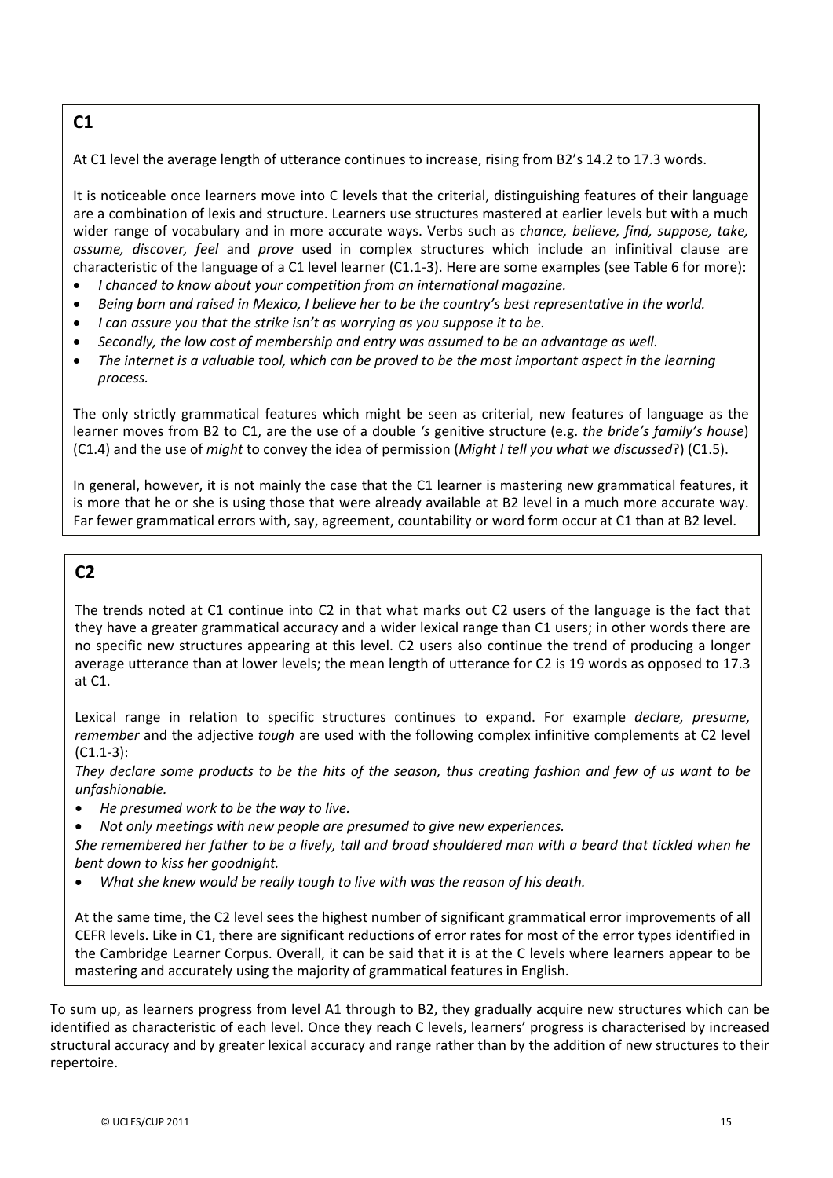## C1

At C1 level the average length of utterance continues to increase, rising from B2's 14.2 to 17.3 words.

It is noticeable once learners move into C levels that the criterial, distinguishing features of their language are a combination of lexis and structure. Learners use structures mastered at earlier levels but with a much wider range of vocabulary and in more accurate ways. Verbs such as *chance, believe, find, suppose, take, assume, discover, feel* and *prove* used in complex structures which include an infinitival clause are characteristic of the language of a C1 level learner (C1.1-3). Here are some examples (see Table 6 for more):

- *I chanced to know about your competition from an international magazine.*
- *Being born and raised in Mexico, I believe her to be the country's best representative in the world.*
- *I can assure you that the strike isn't as worrying as you suppose it to be.*
- *Secondly, the low cost of membership and entry was assumed to be an advantage as well.*
- *The internet is a valuable tool, which can be proved to be the most important aspect in the learning process.*

The only strictly grammatical features which might be seen as criterial, new features of language as the learner moves from B2 to C1, are the use of a double *'s* genitive structure (e.g. *the bride's family's house*) (C1.4) and the use of *might* to convey the idea of permission (*Might I tell you what we discussed*?) (C1.5).

In general, however, it is not mainly the case that the C1 learner is mastering new grammatical features, it is more that he or she is using those that were already available at B2 level in a much more accurate way. Far fewer grammatical errors with, say, agreement, countability or word form occur at C1 than at B2 level.

## C2

The trends noted at C1 continue into C2 in that what marks out C2 users of the language is the fact that they have a greater grammatical accuracy and a wider lexical range than C1 users; in other words there are no specific new structures appearing at this level. C2 users also continue the trend of producing a longer average utterance than at lower levels; the mean length of utterance for C2 is 19 words as opposed to 17.3 at C1.

Lexical range in relation to specific structures continues to expand. For example *declare, presume, remember* and the adjective *tough* are used with the following complex infinitive complements at C2 level (C1.1-3):

*They declare some products to be the hits of the season, thus creating fashion and few of us want to be unfashionable.*

- *He presumed work to be the way to live.*
- *Not only meetings with new people are presumed to give new experiences.*

*She remembered her father to be a lively, tall and broad shouldered man with a beard that tickled when he bent down to kiss her goodnight.*

- *What she knew would be really tough to live with was the reason of his death.*

At the same time, the C2 level sees the highest number of significant grammatical error improvements of all CEFR levels. Like in C1, there are significant reductions of error rates for most of the error types identified in the Cambridge Learner Corpus. Overall, it can be said that it is at the C levels where learners appear to be mastering and accurately using the majority of grammatical features in English.

To sum up, as learners progress from level A1 through to B2, they gradually acquire new structures which can be identified as characteristic of each level. Once they reach C levels, learners' progress is characterised by increased structural accuracy and by greater lexical accuracy and range rather than by the addition of new structures to their repertoire.

© UCLES/CUP 2011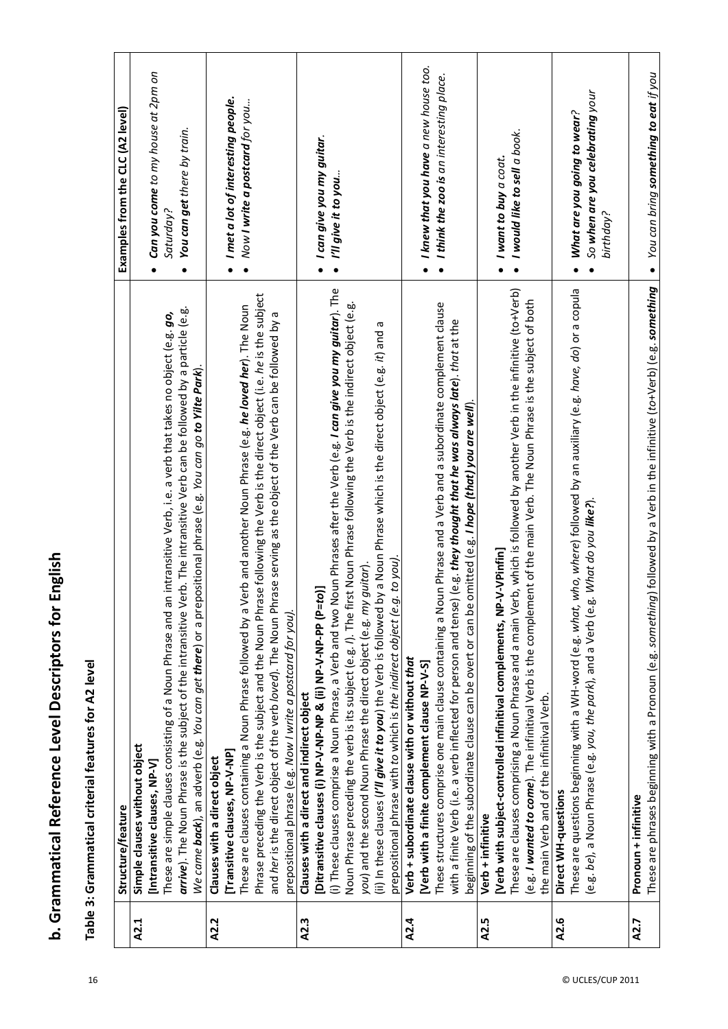## b. Grammatical Reference Level Descriptors for English

### Table 3: Grammatical criterial features for A2 level

| | Structure/feature | Examples from the CLC (A2 level) |
|---|---|---|
| **A2.1** | **Simple clauses without object** <br> **[Intransitive clauses, NP-V]** <br> These are simple clauses consisting of a Noun Phrase and an intransitive Verb, i.e. a verb that takes no object (e.g. ***go, arrive***). The Noun Phrase is the subject of the intransitive Verb. The intransitive Verb can be followed by a particle (e.g. *We came **back***), an adverb (e.g. *You can get **there***) or a prepositional phrase (e.g. *You can go **to Yilte Park***). | • ***Can you come** to my house at 2pm on Saturday?* <br> • ***You can get** there by train.* |
| **A2.2** | **Clauses with a direct object** <br> **[Transitive clauses, NP-V-NP]** <br> These are clauses containing a Noun Phrase followed by a Verb and another Noun Phrase (e.g. ***he loved her***). The Noun Phrase preceding the Verb is the subject and the Noun Phrase following the Verb is the direct object (i.e. *he* is the subject and *her* is the direct object of the verb *loved*). The Noun Phrase serving as the object of the Verb can be followed by a prepositional phrase (e.g. *Now I write a postcard for you*). | • ***I met a lot of interesting people.*** <br> • *Now **I write a postcard** for you…* |
| **A2.3** | **Clauses with a direct and indirect object** <br> **[Ditransitive clauses (i) NP-V-NP-NP & (ii) NP-V-NP-PP (P=*to*)]** <br> (i) These clauses comprise a Noun Phrase, a Verb and two Noun Phrases after the Verb (e.g. ***I can give you my guitar***). The Noun Phrase preceding the verb is its subject (e.g. *I*). The first Noun Phrase following the Verb is the indirect object (e.g. *you*) and the second Noun Phrase the direct object (e.g. *my guitar*). <br> (ii) In these clauses (***I'll give it to you***) the Verb is followed by a Noun Phrase which is the direct object (e.g. *it*) and a prepositional phrase with *to* which is *the indirect object (e.g. to you)*. | • ***I can give you my guitar.*** <br> • ***I'll give it to you…*** |
| **A2.4** | **Verb + subordinate clause with or without *that*** <br> **[Verb with a finite complement clause NP-V-S]** <br> These structures comprise one main clause containing a Noun Phrase and a Verb and a subordinate complement clause with a finite Verb (i.e. a verb inflected for person and tense) (e.g. ***they thought that he was always late***). *that* at the beginning of the subordinate clause can be overt or can be omitted (e.g. ***I hope (that) you are well***). | • ***I knew that you have** a new house too.* <br> • ***I think the zoo is** an interesting place.* |
| **A2.5** | **Verb + infinitive** <br> **[Verb with subject-controlled infinitival complements, NP-V-VPinfin]** <br> These are clauses comprising a Noun Phrase and a main Verb, which is followed by another Verb in the infinitive (to+Verb) (e.g. ***I wanted to come***). The infinitival Verb is the complement of the main Verb. The Noun Phrase is the subject of both the main Verb and of the infinitival Verb. | • ***I want to buy** a coat.* <br> • ***I would like to sell** a book.* |
| **A2.6** | **Direct WH-questions** <br> These are questions beginning with a WH-word (e.g. *what, who, where*) followed by an auxiliary (e.g. *have, do*) or a copula (e.g. *be*), a Noun Phrase (e.g. *you, the park*), and a Verb (e.g. *What do you **like?***). | • ***What are you going to wear?*** <br> • *So **when are you celebrating** your birthday?* |
| **A2.7** | **Pronoun + infinitive** <br> These are phrases beginning with a Pronoun (e.g. *something*) followed by a Verb in the infinitive (*to*+Verb) (e.g. ***something*** | • *You can bring **something to eat** if you* |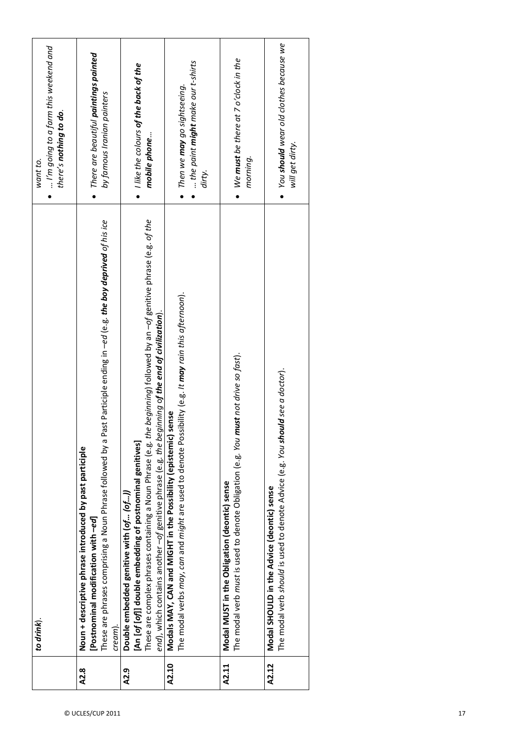| | | |
|---|---|---|
| | ***to drink***). | *want to.*<br>• *... I'm going to a farm this weekend and there's **nothing to do**.* |
| **A2.8** | **Noun + descriptive phrase introduced by past participle**<br>**[Postnominal modification with –ed]**<br>These are phrases comprising a Noun Phrase followed by a Past Participle ending in *–ed* (e.g. ***the boy deprived** of his ice cream*). | • *There are beautiful **paintings painted** by famous Iranian painters* |
| **A2.9** | **Double embedded genitive with (*of… (of…)*)**<br>**[An [*of* [*of*]] double embedding of postnominal genitives]**<br>These are complex phrases containing a Noun Phrase (e.g. *the beginning*) followed by an *–of* genitive phrase (e.g. *of the end*), which contains another *–of* genitive phrase (e.g. *the beginning **of the end of civilization***). | • *I like the colours **of the back of the mobile phone**…* |
| **A2.10** | **Modals MAY, CAN and MIGHT in the Possibility (epistemic) sense**<br>The modal verbs *may*, *can* and *might* are used to denote Possibility (e.g. *It **may** rain this afternoon*). | • *Then we **may** go sightseeing.*<br>• *… the paint **might** make our t-shirts dirty.* |
| **A2.11** | **Modal MUST in the Obligation (deontic) sense**<br>The modal verb *must* is used to denote Obligation (e.g. *You **must** not drive so fast*). | • *We **must** be there at 7 o'clock in the morning.* |
| **A2.12** | **Modal SHOULD in the Advice (deontic) sense**<br>The modal verb *should* is used to denote Advice (e.g. *You **should** see a doctor*). | • *You **should** wear old clothes because we will get dirty.* |

© UCLES/CUP 2011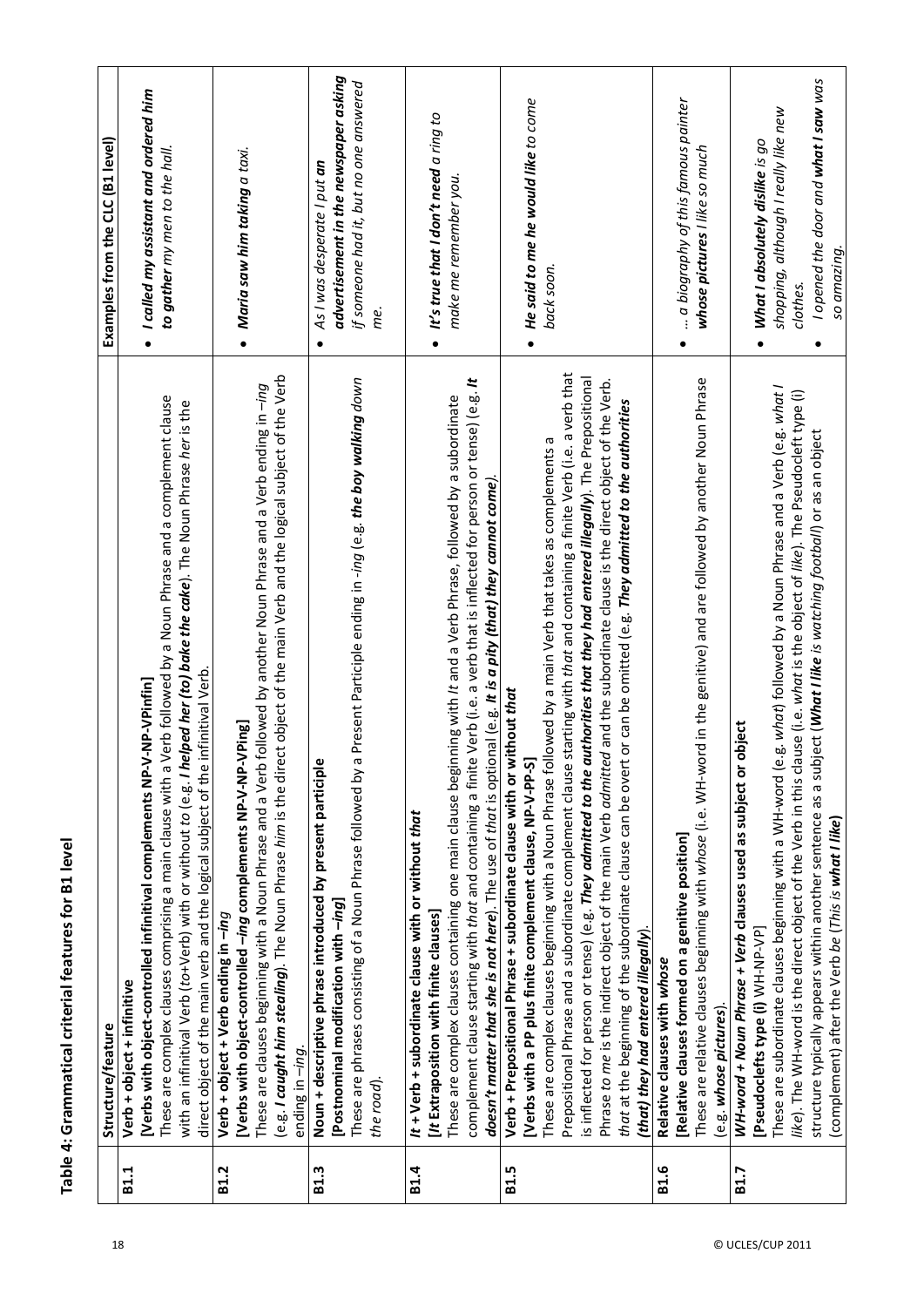**Table 4: Grammatical criterial features for B1 level**

| | Structure/feature | Examples from the CLC (B1 level) |
|---|---|---|
| **B1.1** | **Verb + object + infinitive**<br>**[Verbs with object-controlled infinitival complements NP-V-NP-VPinfin]**<br>These are complex clauses comprising a main clause with a Verb followed by a Noun Phrase and a complement clause with an infinitival Verb (*to*+Verb) with or without *to* (e.g. ***I helped her (to) bake the cake***). The Noun Phrase *her* is the direct object of the main verb and the logical subject of the infinitival Verb. | • ***I called my assistant and ordered him to gather*** *my men to the hall.* |
| **B1.2** | **Verb + object + Verb ending in –*ing***<br>**[Verbs with object-controlled –*ing* complements NP-V-NP-VPing]**<br>These are clauses beginning with a Noun Phrase and a Verb followed by another Noun Phrase and a Verb ending in –*ing* (e.g. ***I caught him stealing***). The Noun Phrase *him* is the direct object of the main Verb and the logical subject of the Verb ending in –*ing*. | • ***Maria saw him taking*** *a taxi.* |
| **B1.3** | **Noun + descriptive phrase introduced by present participle**<br>**[Postnominal modification with –*ing*]**<br>These are phrases consisting of a Noun Phrase followed by a Present Participle ending in -*ing* (e.g. ***the boy walking*** *down the road*). | • *As I was desperate I put* ***an advertisement in the newspaper asking*** *if someone had it, but no one answered me.* |
| **B1.4** | ***It* + Verb + subordinate clause with or without *that***<br>**[*It* Extraposition with finite clauses]**<br>These are complex clauses containing one main clause beginning with *It* and a Verb Phrase, followed by a subordinate complement clause starting with *that* and containing a finite Verb (i.e. a verb that is inflected for person or tense) (e.g. ***It doesn't matter that she is not here***). The use of *that* is optional (e.g. ***It is a pity (that) they cannot come***). | • ***It's true that I don't need*** *a ring to make me remember you.* |
| **B1.5** | **Verb + Prepositional Phrase + subordinate clause with or without *that***<br>**[Verbs with a PP plus finite complement clause, NP-V-PP-S]**<br>These are complex clauses beginning with a Noun Phrase followed by a main Verb that takes as complements a Prepositional Phrase and a subordinate complement clause starting with *that* and containing a finite Verb (i.e. a verb that is inflected for person or tense) (e.g. ***They admitted to the authorities that they had entered illegally***). The Prepositional Phrase *to me* is the indirect object of the main Verb *admitted* and the subordinate clause is the direct object of the Verb. *that* at the beginning of the subordinate clause can be overt or can be omitted (e.g. ***They admitted to the authorities (that) they had entered illegally***). | • ***He said to me he would like*** *to come back soon.* |
| **B1.6** | **Relative clauses with *whose***<br>**[Relative clauses formed on a genitive position]**<br>These are relative clauses beginning with *whose* (i.e. WH-word in the genitive) and are followed by another Noun Phrase (e.g. ***whose pictures***). | • *... a biography of this famous painter* ***whose pictures*** *I like so much* |
| **B1.7** | ***WH-word + Noun Phrase + Verb* clauses used as subject or object**<br>**[Pseudoclefts type (i)** WH-NP-VP**]**<br>These are subordinate clauses beginning with a WH-word (e.g. *what*) followed by a Noun Phrase and a Verb (e.g. *what I like*). The WH-word is the direct object of the Verb in this clause (i.e. *what* is the object of *like*). The Pseudocleft type (i) structure typically appears within another sentence as a subject (***What I like*** *is watching football*) or as an object (complement) after the Verb *be* (*This is* ***what I like***) | • ***What I absolutely dislike*** *is go shopping, although I really like new clothes.*<br>• *I opened the door and* ***what I saw*** *was so amazing.* |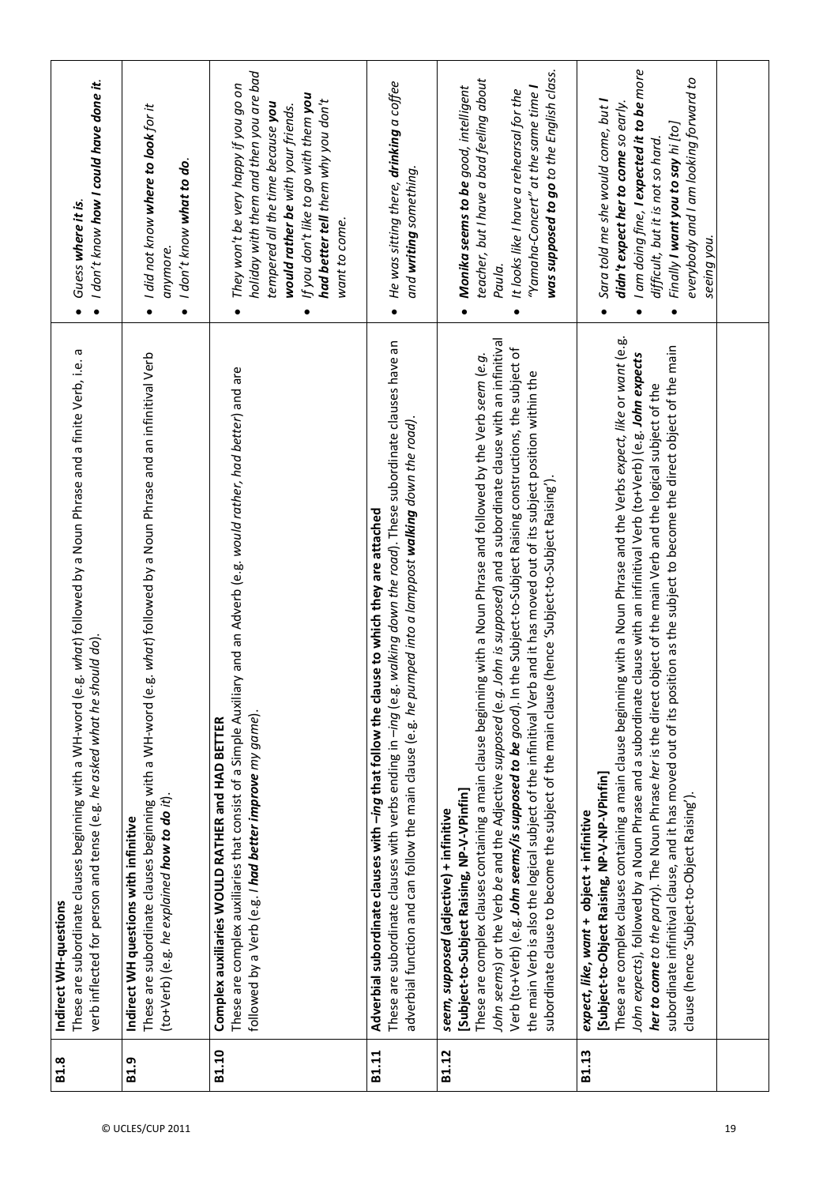| | | |
|---|---|---|
| **B1.8** | **Indirect WH-questions**<br>These are subordinate clauses beginning with a WH-word (e.g. *what*) followed by a Noun Phrase and a finite Verb, i.e. a verb inflected for person and tense (e.g. *he asked what he should do*). | • *Guess **where it is**.*<br>• *I don't know **how I could have done it**.* |
| **B1.9** | **Indirect WH questions with infinitive**<br>These are subordinate clauses beginning with a WH-word (e.g. *what*) followed by a Noun Phrase and an infinitival Verb (to+Verb) (e.g. *he explained **how to do** it*). | • *I did not know **where to look** for it anymore.*<br>• *I don't know **what to do**.* |
| **B1.10** | **Complex auxiliaries WOULD RATHER and HAD BETTER**<br>These are complex auxiliaries that consist of a Simple Auxiliary and an Adverb (e.g. *would rather, had better*) and are followed by a Verb (e.g. *I **had better improve** my game*). | • *They won't be very happy if you go on holiday with them and then you are bad tempered all the time because you **would rather be** with your friends.*<br>• *If you don't like to go with them you **had better tell** them why you don't want to come.* |
| **B1.11** | **Adverbial subordinate clauses with –*ing* that follow the clause to which they are attached**<br>These are subordinate clauses with verbs ending in –*ing* (e.g. *walking down the road*). These subordinate clauses have an adverbial function and can follow the main clause (e.g. *he pumped into a lamppost **walking** down the road*). | • *He was sitting there, **drinking** a coffee and **writing** something.* |
| **B1.12** | ***seem, supposed* (adjective) + infinitive**<br>**[Subject-to-Subject Raising, NP-V-VPinfin]**<br>These are complex clauses containing a main clause beginning with a Noun Phrase and followed by the Verb *seem* (e.g. *John seems*) or the Verb *be* and the Adjective *supposed* (e.g. *John is supposed*) and a subordinate clause with an infinitival Verb (to+Verb) (e.g. ***John seems/is supposed to be good***). In the Subject-to-Subject Raising constructions, the subject of the main Verb is also the logical subject of the infinitival Verb and it has moved out of its subject position within the subordinate clause to become the subject of the main clause (hence 'Subject-to-Subject Raising'). | • ***Monika seems to be** good, intelligent teacher, but I have a bad feeling about Paula.*<br>• *It looks like I have a rehearsal for the "Yamaha-Concert" at the same time **I was supposed to go** to the English class.* |
| **B1.13** | ***expect, like, want* + object + infinitive**<br>**[Subject-to-Object Raising, NP-V-NP-VPinfin]**<br>These are complex clauses containing a main clause beginning with a Noun Phrase and the Verbs *expect, like* or *want* (e.g. *John expects*), followed by a Noun Phrase and a subordinate clause with an infinitival Verb (to+Verb) (e.g. ***John expects her to come** to the party*). The Noun Phrase *her* is the direct object of the main Verb and the logical subject of the subordinate infinitival clause, and it has moved out of its position as the subject to become the direct object of the main clause (hence 'Subject-to-Object Raising'). | • *Sara told me she would come, but **I didn't expect her to come** so early.*<br>• *I am doing fine, **I expected it to be** more difficult, but it is not so hard.*<br>• *Finally **I want you to say** hi [to] everybody and I am looking forward to seeing you.* |
| | | |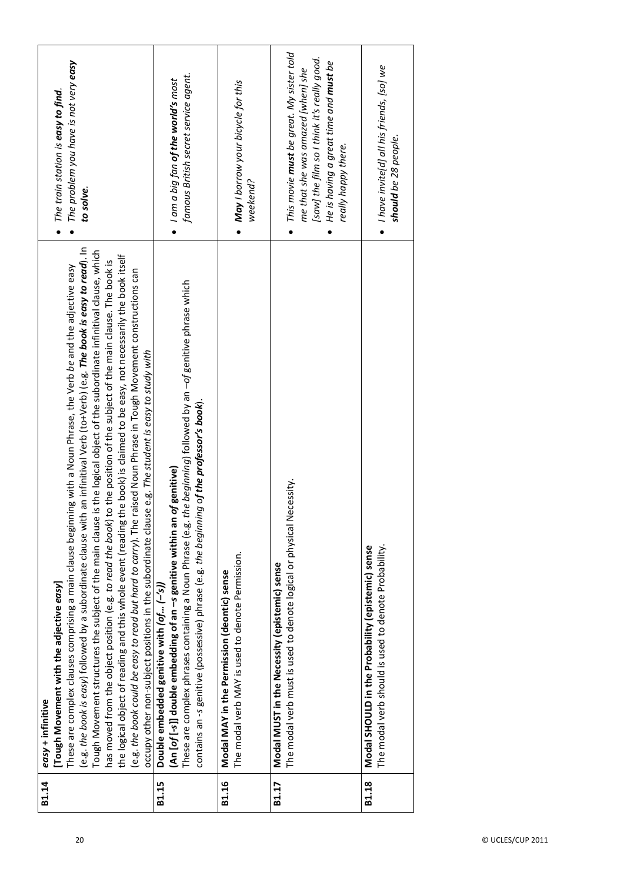| | | |
|---|---|---|
| **B1.14** | *easy* **+ infinitive**<br>**[Tough Movement with the adjective** ***easy*****]**<br>These are complex clauses comprising a main clause beginning with a Noun Phrase, the Verb *be* and the adjective easy (e.g. *the book is easy*) followed by a subordinate clause with an infinitival Verb (to+Verb) (e.g. ***The book is easy to read***). In Tough Movement structures the subject of the main clause is the logical object of the subordinate infinitival clause, which has moved from the object position (e.g. *to read the book*) to the position of the subject of the main clause. The book is the logical object of reading and this whole event (reading the book) is claimed to be easy, not necessarily the book itself (e.g. *the book could be easy to read but hard to carry*). The raised Noun Phrase in Tough Movement constructions can occupy other non-subject positions in the subordinate clause e.g. *The student is easy to study with* | • *The train station is* ***easy to find***.<br>• *The problem you have is not very* ***easy to solve***. |
| **B1.15** | **Double embedded genitive with** ***(of… (–'s))***<br>**(An [*****of*** **[-*****s*****]] double embedding of an –*****s*** **genitive within an *****of*** **genitive)**<br>These are complex phrases containing a Noun Phrase (e.g. *the beginning*) followed by an *–of* genitive phrase which contains an *-s* genitive (possessive) phrase (e.g. *the beginning o****f the professor's book***). | • *I am a big fan* ***of the world's*** *most famous British secret service agent.* |
| **B1.16** | **Modal MAY in the Permission (deontic) sense**<br>The modal verb MAY is used to denote Permission. | • ***May*** *I borrow your bicycle for this weekend?* |
| **B1.17** | **Modal MUST in the Necessity (epistemic) sense**<br>The modal verb must is used to denote logical or physical Necessity. | • *This movie* ***must*** *be great. My sister told me that she was amazed [when] she [saw] the film so I think it's really good.*<br>• *He is having a great time and* ***must*** *be really happy there.* |
| **B1.18** | **Modal SHOULD in the Probability (epistemic) sense**<br>The modal verb should is used to denote Probability. | • *I have invite[d] all his friends, [so] we* ***should*** *be 28 people.* |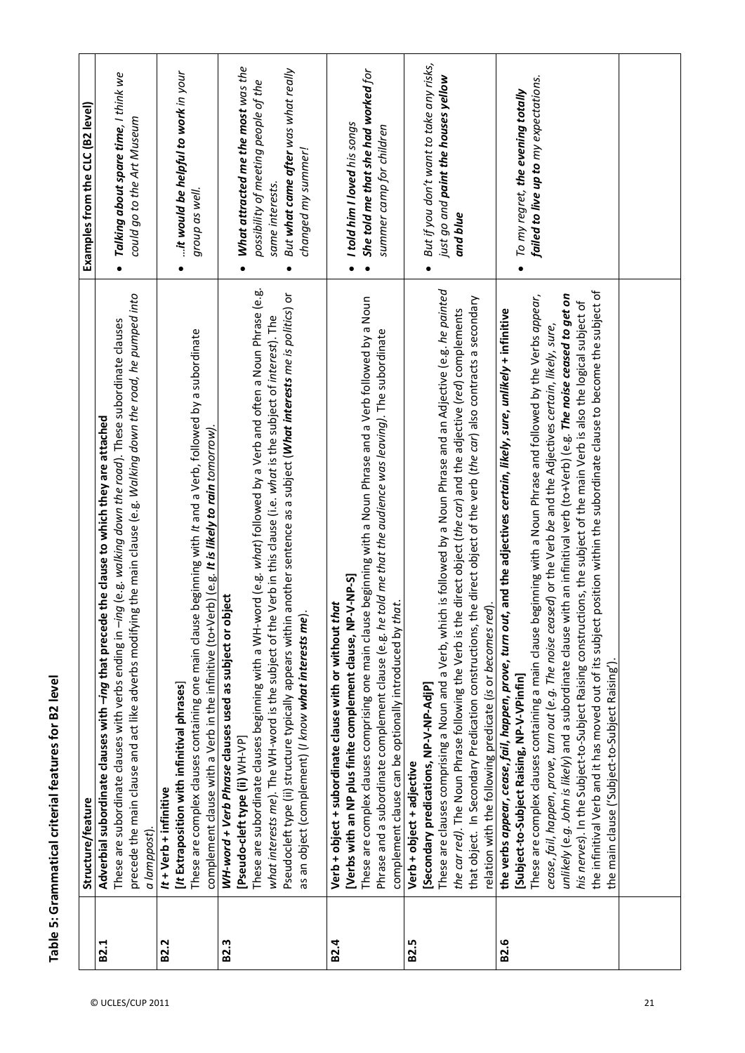**Table 5: Grammatical criterial features for B2 level**

| | Structure/feature | Examples from the CLC (B2 level) |
|---|---|---|
| **B2.1** | **Adverbial subordinate clauses with *–ing* that precede the clause to which they are attached**<br>These are subordinate clauses with verbs ending in *–ing* (e.g. *walking down the road*). These subordinate clauses precede the main clause and act like adverbs modifying the main clause (e.g. *Walking down the road, he pumped into a lamppost*). | • ***Talking about spare time,*** *I think we could go to the Art Museum* |
| **B2.2** | ***It* + Verb + infinitive**<br>**[*It* Extraposition with infinitival phrases]**<br>These are complex clauses containing one main clause beginning with *It* and a Verb, followed by a subordinate complement clause with a Verb in the infinitive (to+Verb) (e.g. ***It is likely to rain*** *tomorrow*). | • *…**it would be helpful to work** in your group as well.* |
| **B2.3** | ***WH-word + Verb Phrase* clauses used as subject or object**<br>**[Pseudo-cleft type (ii)** WH-VP]<br>These are subordinate clauses beginning with a WH-word (e.g. *what*) followed by a Verb and often a Noun Phrase (e.g. *what interests me*). The WH-word is the subject of the Verb in this clause (i.e. *what* is the subject of *interest*). The Pseudocleft type (ii) structure typically appears within another sentence as a subject (***What interests*** *me is politics*) or as an object (complement) (*I know **what interests** me*). | • ***What attracted me the most*** *was the possibility of meeting people of the same interests.*<br>• *But **what came after** was what really changed my summer!* |
| **B2.4** | **Verb + object + subordinate clause with or without *that***<br>**[Verbs with an NP plus finite complement clause, NP-V-NP-S]**<br>These are complex clauses comprising one main clause beginning with a Noun Phrase and a Verb followed by a Noun Phrase and a subordinate complement clause (e.g. *he told me that the audience was leaving).* The subordinate complement clause can be optionally introduced by *that*. | • ***I told him I loved*** *his songs*<br>• ***She told me that she had worked*** *for summer camp for children* |
| **B2.5** | **Verb + object + adjective**<br>**[Secondary predications, NP-V-NP-AdjP]**<br>These are clauses comprising a Noun and a Verb, which is followed by a Noun Phrase and an Adjective (e.g. *he painted the car red)*. The Noun Phrase following the Verb is the direct object (*the car*) and the adjective (*red*) complements that object. In Secondary Predication constructions, the direct object of the verb (*the car*) also contracts a secondary relation with the following predicate (*is* or *becomes red*). | • *But if you don't want to take any risks, just go and **paint the houses yellow and blue*** |
| **B2.6** | **the verbs *appear, cease, fail, happen, prove, turn out,* and the adjectives *certain, likely, sure, unlikely* + infinitive**<br>**[Subject-to-Subject Raising, NP-V-VPinfin]**<br>These are complex clauses containing a main clause beginning with a Noun Phrase and followed by the Verbs *appear, cease, fail, happen, prove, turn out (e.g. The noise ceased)* or the Verb *be* and the Adjectives *certain, likely, sure, unlikely* (e.g. *John is likely*) and a subordinate clause with an infinitival verb (to+Verb) (e.g. ***The noise ceased to get on*** *his nerves*). In the Subject-to-Subject Raising constructions, the subject of the main Verb is also the logical subject of the infinitival Verb and it has moved out of its subject position within the subordinate clause to become the subject of the main clause ('Subject-to-Subject Raising'). | • *To my regret, **the evening totally failed to live up to** my expectations.* |
| | | |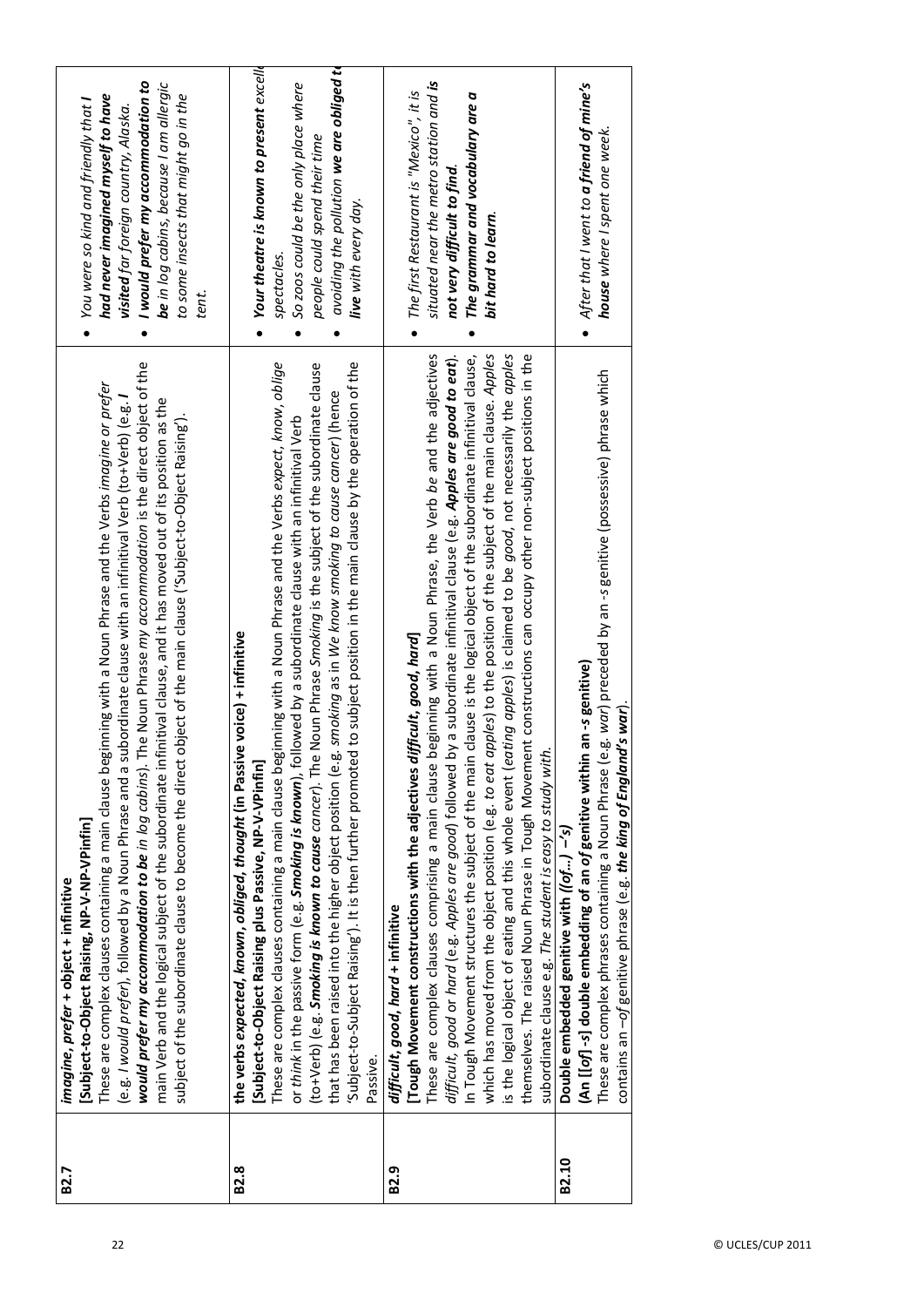| | | |
|---|---|---|
| **B2.7** | ***imagine, prefer* + object + infinitive**<br>**[Subject-to-Object Raising, NP-V-NP-VPinfin]**<br>These are complex clauses containing a main clause beginning with a Noun Phrase and the Verbs *imagine or prefer* (e.g. *I would prefer*), followed by a Noun Phrase and a subordinate clause with an infinitival Verb (to+Verb) (e.g. ***I would prefer my accommodation to be** in log cabins*). The Noun Phrase *my accommodation* is the direct object of the main Verb and the logical subject of the subordinate infinitival clause, and it has moved out of its position as the subject of the subordinate clause to become the direct object of the main clause ('Subject-to-Object Raising'). | • *You were so kind and friendly that **I had never imagined myself to have visited** far foreign country, Alaska.*<br>• ***I would prefer my accommodation to be** in log cabins, because I am allergic to some insects that might go in the tent.* |
| **B2.8** | **the verbs *expected, known, obliged, thought* (in Passive voice) + infinitive**<br>**[Subject-to-Object Raising plus Passive, NP-V-VPinfin]**<br>These are complex clauses containing a main clause beginning with a Noun Phrase and the Verbs *expect, know, oblige* or *think* in the passive form (e.g. ***Smoking is known***), followed by a subordinate clause with an infinitival Verb (to+Verb) (e.g. ***Smoking is known to cause** cancer*). The Noun Phrase *Smoking* is the subject of the subordinate clause that has been raised into the higher object position (e.g. *smoking* as in *We know smoking to cause cancer*) (hence 'Subject-to-Subject Raising'). It is then further promoted to subject position in the main clause by the operation of the Passive. | • ***Your theatre is known to present** excell[...] spectacles.*<br>• *So zoos could be the only place where people could spend their time*<br>• *avoiding the pollution **we are obliged t[o] live** with every day.* |
| **B2.9** | ***difficult, good, hard* + infinitive**<br>**[Tough Movement constructions with the adjectives *difficult, good, hard*]**<br>These are complex clauses comprising a main clause beginning with a Noun Phrase, the Verb *be* and the adjectives *difficult, good* or *hard* (e.g. *Apples are good*) followed by a subordinate infinitival clause (e.g. ***Apples are good to eat***). In Tough Movement structures the subject of the main clause is the logical object of the subordinate infinitival clause, which has moved from the object position (e.g. *to eat apples*) to the position of the subject of the main clause. *Apples* is the logical object of eating and this whole event (*eating apples*) is claimed to be *good*, not necessarily the *apples* themselves. The raised Noun Phrase in Tough Movement constructions can occupy other non-subject positions in the subordinate clause e.g. *The student is easy to study with.* | • *The first Restaurant is "Mexico", it is situated near the metro station and **is not very difficult to find**.*<br>• ***The grammar and vocabulary are a bit hard to learn**.* |
| **B2.10** | **Double embedded genitive with *((of...) –'s)***<br>**(An [[of] -s] double embedding of an *of* genitive within an *-s* genitive)**<br>These are complex phrases containing a Noun Phrase (e.g. *war*) preceded by an *-s* genitive (possessive) phrase which contains an *–of* genitive phrase (e.g. ***the king of England's war***). | • *After that I went to **a friend of mine's house** where I spent one week.* |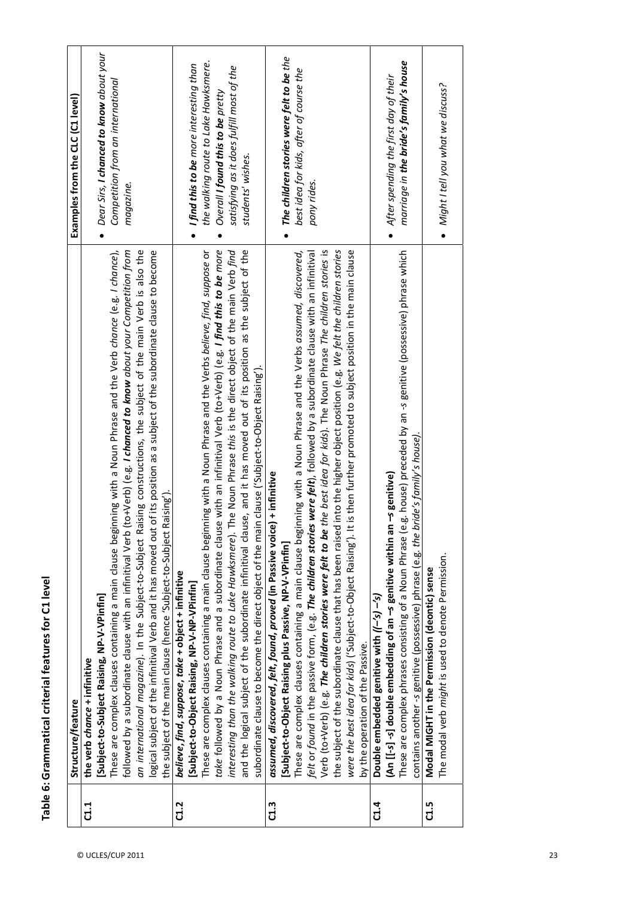## Table 6: Grammatical criterial features for C1 level

| | Structure/feature | Examples from the CLC (C1 level) |
|---|---|---|
| C1.1 | **the verb *chance* + infinitive**<br>**[Subject-to-Subject Raising, NP-V-VPinfin]**<br>These are complex clauses containing a main clause beginning with a Noun Phrase and the Verb *chance* (e.g. *I chance*), followed by a subordinate clause with an infinitival Verb (to+Verb) (e.g. ***I chanced to know** about your Competition from an international magazine*). In the Subject-to-Subject Raising constructions, the subject of the main Verb is also the logical subject of the infinitival Verb and it has moved out of its position as a subject of the subordinate clause to become the subject of the main clause (hence 'Subject-to-Subject Raising'). | • *Dear Sirs, **I chanced to know** about your Competition from an international magazine.* |
| C1.2 | ***believe, find, suppose, take* + object + infinitive**<br>**[Subject-to-Object Raising, NP-V-NP-VPinfin]**<br>These are complex clauses containing a main clause beginning with a Noun Phrase and the Verbs *believe, find, suppose* or *take* followed by a Noun Phrase and a subordinate clause with an infinitival Verb (to+Verb) (e.g. ***I find this to be** more interesting than the walking route to Lake Hawksmere*). The Noun Phrase *this* is the direct object of the main Verb *find* and the logical subject of the subordinate infinitival clause, and it has moved out of its position as the subject of the subordinate clause to become the direct object of the main clause ('Subject-to-Object Raising'). | • ***I find this to be** more interesting than the walking route to Lake Hawksmere.*<br>• *Overall **I found this to be** pretty satisfying as it does fulfill most of the students' wishes.* |
| C1.3 | ***assumed, discovered, felt, found, proved* (in Passive voice) + infinitive**<br>**[Subject-to-Object Raising plus Passive, NP-V-VPinfin]**<br>These are complex clauses containing a main clause beginning with a Noun Phrase and the Verbs *assumed, discovered, felt* or *found* in the passive form, (e.g. ***The children stories were felt***), followed by a subordinate clause with an infinitival Verb (to+Verb) (e.g. ***The children stories were felt to be** the best idea for kids*). The Noun Phrase *The children stories* is the subject of the subordinate clause that has been raised into the higher object position (e.g. *We felt the children stories were the best idea for kids*) ('Subject-to-Object Raising'). It is then further promoted to subject position in the main clause by the operation of the Passive. | • ***The children stories were felt to be** the best idea for kids, after of course the pony rides.* |
| C1.4 | **Double embedded genitive with (–'s) –'s)**<br>**(An [[-s] -s] double embedding of an –s genitive within an –s genitive)**<br>These are complex phrases consisting of a Noun Phrase (e.g. house) preceded by an -s genitive (possessive) phrase which contains another -s genitive (possessive) phrase (e.g. *the bride's family's house*). | • *After spending the first day of their marriage in **the bride's family's house*** |
| C1.5 | **Modal MIGHT in the Permission (deontic) sense**<br>The modal verb *might* is used to denote Permission. | • *Might I tell you what we discuss?* |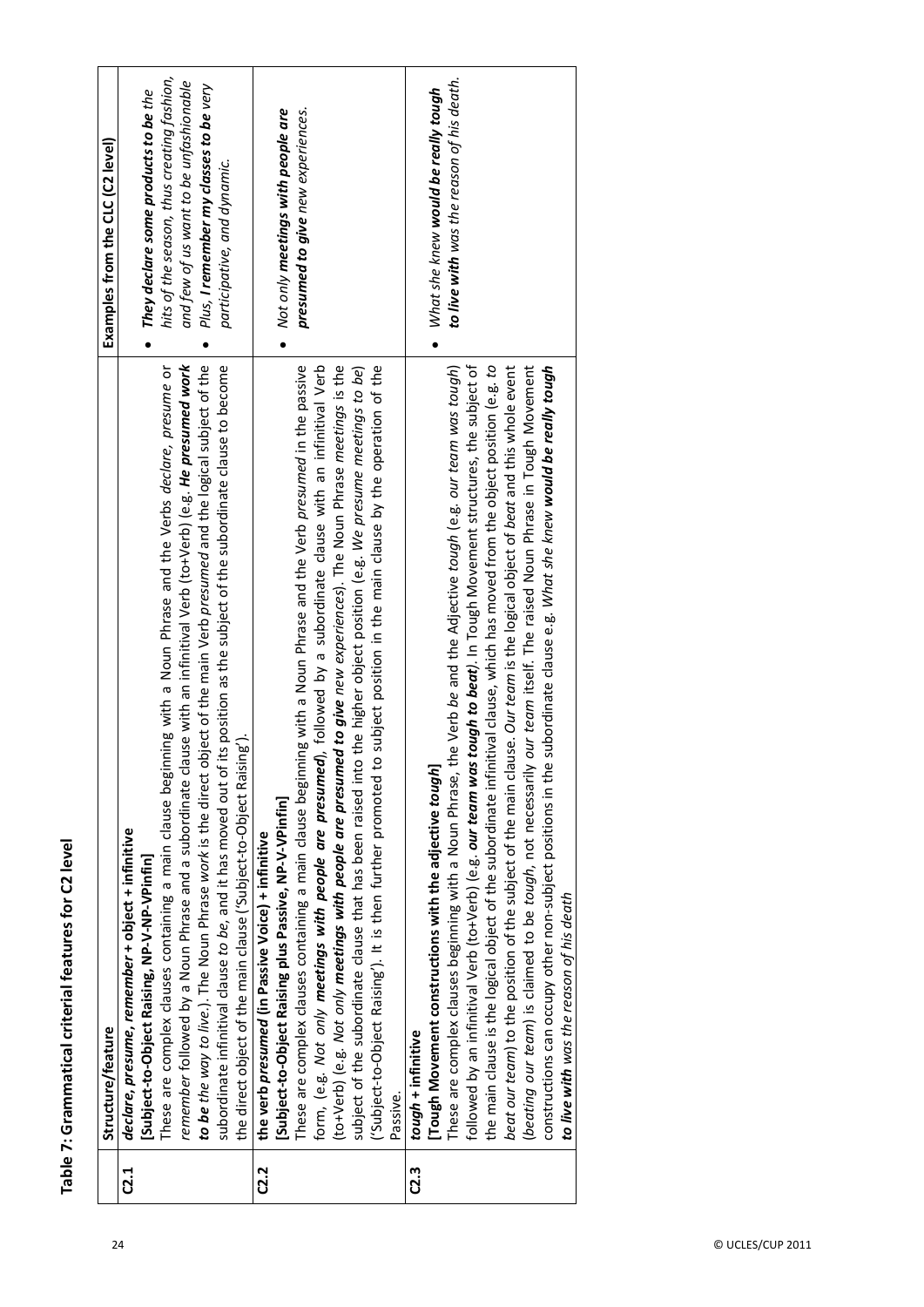# Table 7: Grammatical criterial features for C2 level

| | Structure/feature | Examples from the CLC (C2 level) |
|---|---|---|
| **C2.1** | ***declare, presume, remember* + object + infinitive**<br>**[Subject-to-Object Raising, NP-V-NP-VPinfin]**<br>These are complex clauses containing a main clause beginning with a Noun Phrase and the Verbs *declare*, *presume* or *remember* followed by a Noun Phrase and a subordinate clause with an infinitival Verb (to+Verb) (e.g. ***He presumed work to be** the way to live*.). The Noun Phrase *work* is the direct object of the main Verb *presumed* and the logical subject of the subordinate infinitival clause *to be*, and it has moved out of its position as the subject of the subordinate clause to become the direct object of the main clause ('Subject-to-Object Raising'). | • ***They declare some products to be** the hits of the season, thus creating fashion, and few of us want to be unfashionable*<br>• *Plus, **I remember my classes to be** very participative, and dynamic.* |
| **C2.2** | **the verb *presumed* (in Passive Voice) + infinitive**<br>**[Subject-to-Object Raising plus Passive, NP-V-VPinfin]**<br>These are complex clauses containing a main clause beginning with a Noun Phrase and the Verb *presumed* in the passive form, (e.g. *Not only **meetings with people are presumed***), followed by a subordinate clause with an infinitival Verb (to+Verb) (e.g. *Not only **meetings with people are presumed to give** new experiences*). The Noun Phrase *meetings* is the subject of the subordinate clause that has been raised into the higher object position (e.g. *We presume meetings to be*) ('Subject-to-Object Raising'). It is then further promoted to subject position in the main clause by the operation of the Passive. | • *Not only **meetings with people are presumed to give** new experiences.* |
| **C2.3** | ***tough* + infinitive**<br>**[Tough Movement constructions with the adjective *tough*]**<br>These are complex clauses beginning with a Noun Phrase, the Verb *be* and the Adjective *tough* (e.g. *our team was tough*) followed by an infinitival Verb (to+Verb) (e.g. ***our team was tough to beat***). In Tough Movement structures, the subject of the main clause is the logical object of the subordinate infinitival clause, which has moved from the object position (e.g. *to beat our team*) to the position of the subject of the main clause. *Our team* is the logical object of *beat* and this whole event (*beating our team*) is claimed to be *tough*, not necessarily *our team* itself. The raised Noun Phrase in Tough Movement constructions can occupy other non-subject positions in the subordinate clause e.g. *What she knew **would be really tough to live with** was the reason of his death* | • *What she knew **would be really tough to live with** was the reason of his death.* |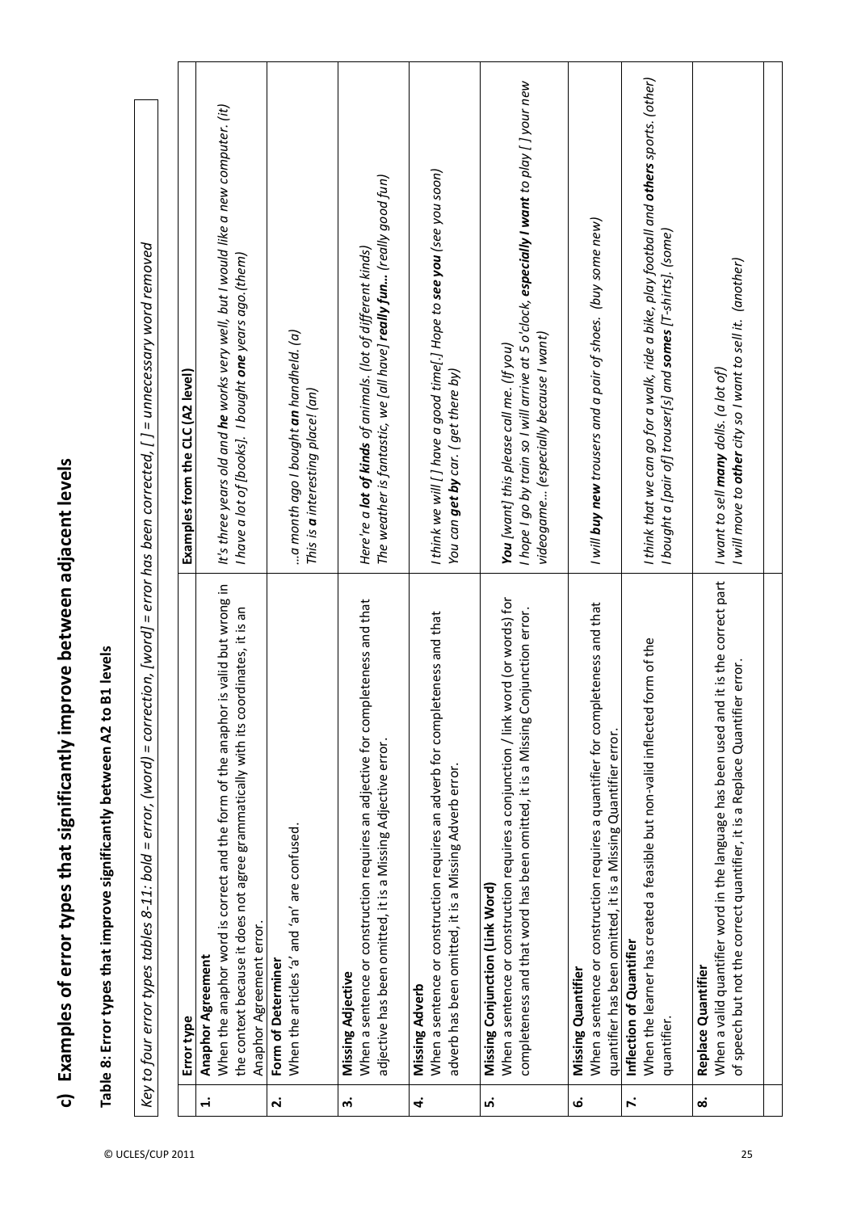## c) Examples of error types that significantly improve between adjacent levels

### Table 8: Error types that improve significantly between A2 to B1 levels

*Key to four error types tables 8-11: bold = error, (word) = correction, [word] = error has been corrected, [ ] = unnecessary word removed*

| | Error type | Examples from the CLC (A2 level) |
|---|---|---|
| **1.** | **Anaphor Agreement**<br>When the anaphor word is correct and the form of the anaphor is valid but wrong in the context because it does not agree grammatically with its coordinates, it is an Anaphor Agreement error. | *It's three years old and **he** works very well, but I would like a new computer. (it)*<br>*I have a lot of [books]. I bought **one** years ago.(them)* |
| **2.** | **Form of Determiner**<br>When the articles 'a' and 'an' are confused. | *...a month ago I bought **an** handheld. (a)*<br>*This is **a** interesting place! (an)* |
| **3.** | **Missing Adjective**<br>When a sentence or construction requires an adjective for completeness and that adjective has been omitted, it is a Missing Adjective error. | *Here're a **lot of kinds** of animals. (lot of different kinds)*<br>*The weather is fantastic, we [all have] **really fun...** (really good fun)* |
| **4.** | **Missing Adverb**<br>When a sentence or construction requires an adverb for completeness and that adverb has been omitted, it is a Missing Adverb error. | *I think we will [ ] have a good time[.] Hope to **see you** (see you soon)*<br>*You can **get by** car. ( get there by)* |
| **5.** | **Missing Conjunction (Link Word)**<br>When a sentence or construction requires a conjunction / link word (or words) for completeness and that word has been omitted, it is a Missing Conjunction error. | ***You** [want] this please call me. (If you)*<br>*I hope I go by train so I will arrive at 5 o'clock, **especially I want** to play [ ] your new videogame... (especially because I want)* |
| **6.** | **Missing Quantifier**<br>When a sentence or construction requires a quantifier for completeness and that quantifier has been omitted, it is a Missing Quantifier error. | *I will **buy new** trousers and a pair of shoes. (buy some new)* |
| **7.** | **Inflection of Quantifier**<br>When the learner has created a feasible but non-valid inflected form of the quantifier. | *I think that we can go for a walk, ride a bike, play football and **others** sports. (other)*<br>*I bought a [pair of] trouser[s] and **somes** [T-shirts]. (some)* |
| **8.** | **Replace Quantifier**<br>When a valid quantifier word in the language has been used and it is the correct part of speech but not the correct quantifier, it is a Replace Quantifier error. | *I want to sell **many** dolls. (a lot of)*<br>*I will move to **other** city so I want to sell it. (another)* |
| | | |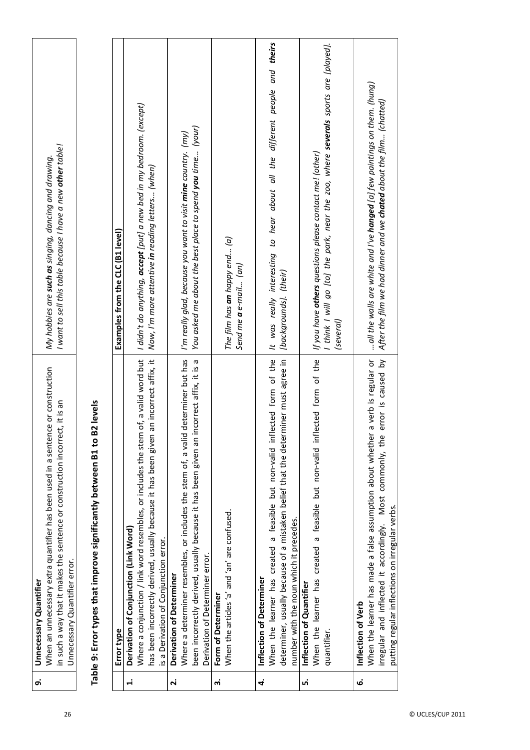| | | |
|---|---|---|
| **9.** | **Unnecessary Quantifier**<br>When an unnecessary extra quantifier has been used in a sentence or construction in such a way that it makes the sentence or construction incorrect, it is an Unnecessary Quantifier error. | *My hobbies are **such as** singing, dancing and drawing.*<br>*I want to sell this table because I have a new **other** table!* |

## Table 9: Error types that improve significantly between B1 to B2 levels

| | Error type | Examples from the CLC (B1 level) |
|---|---|---|
| **1.** | **Derivation of Conjunction (Link Word)**<br>Where a conjunction / link word resembles, or includes the stem of, a valid word but has been incorrectly derived, usually because it has been given an incorrect affix, it is a Derivation of Conjunction error. | *I didn't do anything, **accept** [put] a new bed in my bedroom. (except)*<br>*Now, I'm more attentive **in** reading letters... (when)* |
| **2.** | **Derivation of Determiner**<br>Where a determiner resembles, or includes the stem of, a valid determiner but has been incorrectly derived, usually because it has been given an incorrect affix, it is a Derivation of Determiner error. | *I'm really glad, because you want to visit **mine** country. (my)*<br>*You asked me about the best place to spend **you** time... (your)* |
| **3.** | **Form of Determiner**<br>When the articles 'a' and 'an' are confused. | *The film has **an** happy end... (a)*<br>*Send me **a** e-mail... (an)* |
| **4.** | **Inflection of Determiner**<br>When the learner has created a feasible but non-valid inflected form of the determiner, usually because of a mistaken belief that the determiner must agree in number with the noun which it precedes. | *It was really interesting to hear about all the different people and **theirs** [backgrounds]. (their)* |
| **5.** | **Inflection of Quantifier**<br>When the learner has created a feasible but non-valid inflected form of the quantifier. | *If you have **others** questions please contact me! (other)*<br>*I think I will go [to] the park, near the zoo, where **severals** sports are [played]. (several)* |
| **6.** | **Inflection of Verb**<br>When the learner has made a false assumption about whether a verb is regular or irregular and inflected it accordingly. Most commonly, the error is caused by putting regular inflections on irregular verbs. | *...all the walls are white and I've **hanged** [a] few paintings on them. (hung)*<br>*After the film we had dinner and we **chated** about the film... (chatted)* |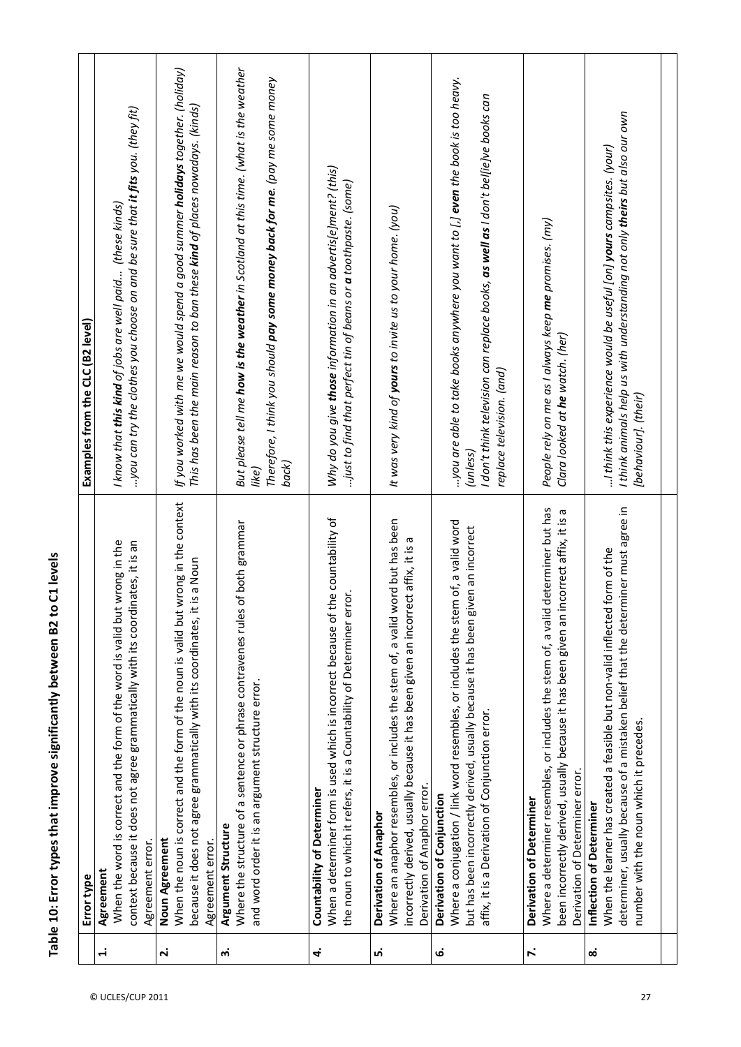**Table 10: Error types that improve significantly between B2 to C1 levels**

| | Error type | Examples from the CLC (B2 level) |
|---|---|---|
| **1.** | **Agreement**<br>When the word is correct and the form of the word is valid but wrong in the context because it does not agree grammatically with its coordinates, it is an Agreement error. | *I know that **this kind** of jobs are well paid… (these kinds)*<br>*…you can try the clothes you choose on and be sure that **it fits** you. (they fit)* |
| **2.** | **Noun Agreement**<br>When the noun is correct and the form of the noun is valid but wrong in the context because it does not agree grammatically with its coordinates, it is a Noun Agreement error. | *If you worked with me we would spend a good summer **holidays** together. (holiday)*<br>*This has been the main reason to ban these **kind** of places nowadays. (kinds)* |
| **3.** | **Argument Structure**<br>Where the structure of a sentence or phrase contravenes rules of both grammar and word order it is an argument structure error. | *But please tell me **how is the weather** in Scotland at this time. (what is the weather like)*<br>*Therefore, I think you should **pay some money back for me**. (pay me some money back)* |
| **4.** | **Countability of Determiner**<br>When a determiner form is used which is incorrect because of the countability of the noun to which it refers, it is a Countability of Determiner error. | *Why do you give **those** information in an advertis[e]ment? (this)*<br>*…just to find that perfect tin of beans or **a** toothpaste. (some)* |
| **5.** | **Derivation of Anaphor**<br>Where an anaphor resembles, or includes the stem of, a valid word but has been incorrectly derived, usually because it has been given an incorrect affix, it is a Derivation of Anaphor error. | *It was very kind of **yours** to invite us to your home. (you)* |
| **6.** | **Derivation of Conjunction**<br>Where a conjugation / link word resembles, or includes the stem of, a valid word but has been incorrectly derived, usually because it has been given an incorrect affix, it is a Derivation of Conjunction error. | *…you are able to take books anywhere you want to [,] **even** the book is too heavy. (unless)*<br>*I don't think television can replace books, **as well as** I don't be[ie]ve books can replace television. (and)* |
| **7.** | **Derivation of Determiner**<br>Where a determiner resembles, or includes the stem of, a valid determiner but has been incorrectly derived, usually because it has been given an incorrect affix, it is a Derivation of Determiner error. | *People rely on me as I always keep **me** promises. (my)*<br>*Clara looked at **he** watch. (her)* |
| **8.** | **Inflection of Determiner**<br>When the learner has created a feasible but non-valid inflected form of the determiner, usually because of a mistaken belief that the determiner must agree in number with the noun which it precedes. | *…I think this experience would be useful [on] **yours** campsites. (your)*<br>*I think animals help us with understanding not only **theirs** but also our own [behaviour]. (their)* |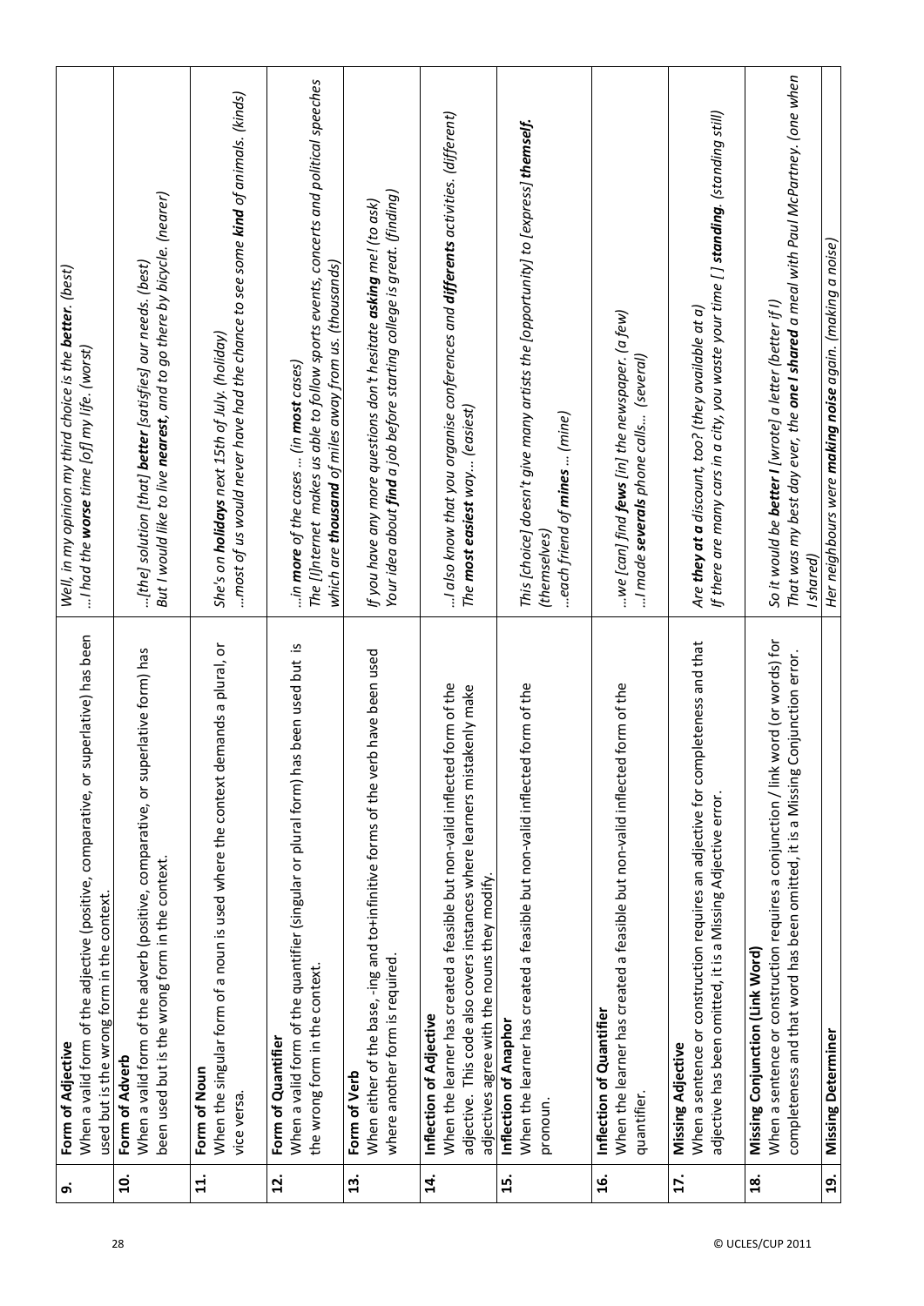| | | |
|---|---|---|
| **9.** | **Form of Adjective**<br>When a valid form of the adjective (positive, comparative, or superlative) has been used but is the wrong form in the context. | *Well, in my opinion my third choice is the **better**. (best)*<br>*...I had the **worse** time [of] my life. (worst)* |
| **10.** | **Form of Adverb**<br>When a valid form of the adverb (positive, comparative, or superlative form) has been used but is the wrong form in the context. | *...[the] solution [that] **better** [satisfies] our needs. (best)*<br>*But I would like to live **nearest**, and to go there by bicycle. (nearer)* |
| **11.** | **Form of Noun**<br>When the singular form of a noun is used where the context demands a plural, or vice versa. | *She's on **holidays** next 15th of July. (holiday)*<br>*...most of us would never have had the chance to see some **kind** of animals. (kinds)* |
| **12.** | **Form of Quantifier**<br>When a valid form of the quantifier (singular or plural form) has been used but is the wrong form in the context. | *...in **more** of the cases ... (in **most** cases)*<br>*The [I]nternet makes us able to follow sports events, concerts and political speeches which are **thousand** of miles away from us. (thousands)* |
| **13.** | **Form of Verb**<br>When either of the base, -ing and to+infinitive forms of the verb have been used where another form is required. | *If you have any more questions don't hesitate **asking** me! (to ask)*<br>*Your idea about **find** a job before starting college is great. (finding)* |
| **14.** | **Inflection of Adjective**<br>When the learner has created a feasible but non-valid inflected form of the adjective. This code also covers instances where learners mistakenly make adjectives agree with the nouns they modify. | *...I also know that you organise conferences and **differents** activities. (different)*<br>*The **most easiest** way... (easiest)* |
| **15.** | **Inflection of Anaphor**<br>When the learner has created a feasible but non-valid inflected form of the pronoun. | *This [choice] doesn't give many artists the [opportunity] to [express] **themself**. (themselves)*<br>*...each friend of **mines** ... (mine)* |
| **16.** | **Inflection of Quantifier**<br>When the learner has created a feasible but non-valid inflected form of the quantifier. | *...we [can] find **fews** [in] the newspaper. (a few)*<br>*...I made **severals** phone calls... (several)* |
| **17.** | **Missing Adjective**<br>When a sentence or construction requires an adjective for completeness and that adjective has been omitted, it is a Missing Adjective error. | *Are **they at a** discount, too? (they available at a)*<br>*If there are many cars in a city, you waste your time [ ] **standing**. (standing still)* |
| **18.** | **Missing Conjunction (Link Word)**<br>When a sentence or construction requires a conjunction / link word (or words) for completeness and that word has been omitted, it is a Missing Conjunction error. | *So it would be **better I** [wrote] a letter (better if I)*<br>*That was my best day ever, the **one I shared** a meal with Paul McPartney. (one when I shared)* |
| **19.** | **Missing Determiner** | *Her neighbours were **making noise** again. (making a noise)* |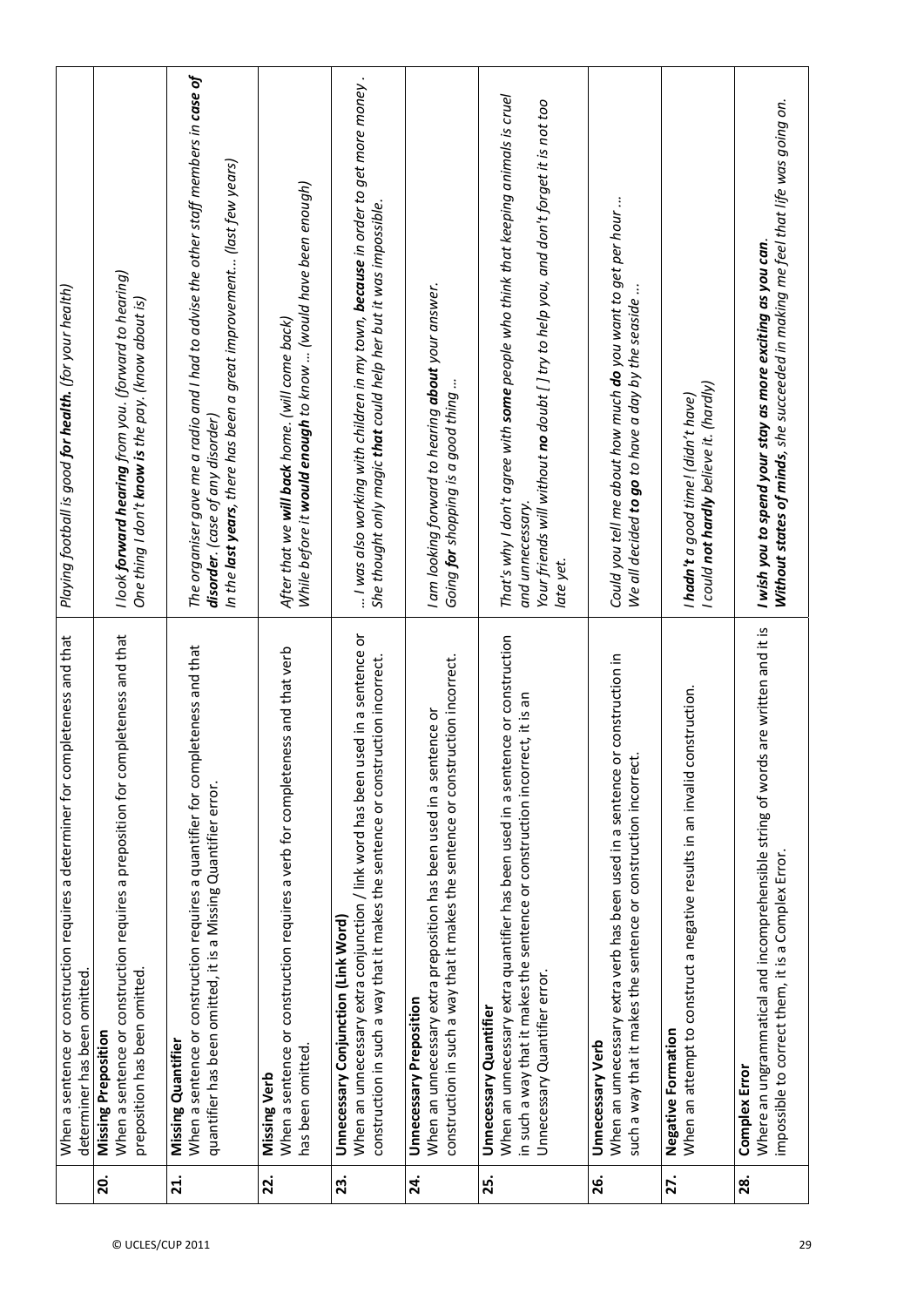| | | |
|---|---|---|
| | When a sentence or construction requires a determiner for completeness and that determiner has been omitted. | *Playing football is good **for health**. (for your health)* |
| **20.** | **Missing Preposition**<br>When a sentence or construction requires a preposition for completeness and that preposition has been omitted. | *I look **forward hearing** from you. (forward to hearing)*<br>*One thing I don't **know is** the pay. (know about is)* |
| **21.** | **Missing Quantifier**<br>When a sentence or construction requires a quantifier for completeness and that quantifier has been omitted, it is a Missing Quantifier error. | *The organiser gave me a radio and I had to advise the other staff members in **case of disorder**. (case of any disorder)*<br>*In the **last years**, there has been a great improvement… (last few years)* |
| **22.** | **Missing Verb**<br>When a sentence or construction requires a verb for completeness and that verb has been omitted. | *After that we **will back** home. (will come back)*<br>*While before it **would enough** to know … (would have been enough)* |
| **23.** | **Unnecessary Conjunction (Link Word)**<br>When an unnecessary extra conjunction / link word has been used in a sentence or construction in such a way that it makes the sentence or construction incorrect. | *… I was also working with children in my town, **because** in order to get more money .*<br>*She thought only magic **that** could help her but it was impossible.* |
| **24.** | **Unnecessary Preposition**<br>When an unnecessary extra preposition has been used in a sentence or construction in such a way that it makes the sentence or construction incorrect. | *I am looking forward to hearing **about** your answer.*<br>*Going **for** shopping is a good thing …* |
| **25.** | **Unnecessary Quantifier**<br>When an unnecessary extra quantifier has been used in a sentence or construction in such a way that it makes the sentence or construction incorrect, it is an Unnecessary Quantifier error. | *That's why I don't agree with **some** people who think that keeping animals is cruel and unnecessary.*<br>*Your friends will without **no** doubt [ ] try to help you, and don't forget it is not too late yet.* |
| **26.** | **Unnecessary Verb**<br>When an unnecessary extra verb has been used in a sentence or construction in such a way that it makes the sentence or construction incorrect. | *Could you tell me about how much **do** you want to get per hour …*<br>*We all decided **to go** to have a day by the seaside …* |
| **27.** | **Negative Formation**<br>When an attempt to construct a negative results in an invalid construction. | *I **hadn't** a good time! (didn't have)*<br>*I could **not hardly** believe it. (hardly)* |
| **28.** | **Complex Error**<br>Where an ungrammatical and incomprehensible string of words are written and it is impossible to correct them, it is a Complex Error. | ***I wish you to spend your stay as more exciting as you can.***<br>***Without states of minds,** she succeeded in making me feel that life was going on.* |

© UCLES/CUP 2011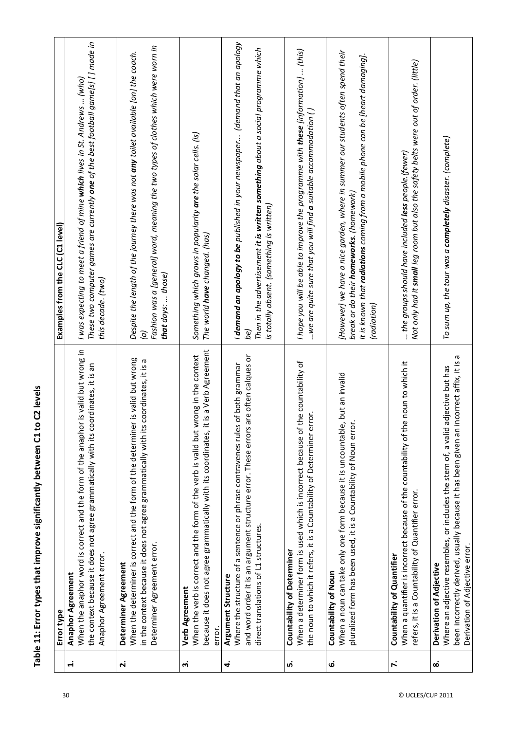**Table 11: Error types that improve significantly between C1 to C2 levels**

| | Error type | Examples from the CLC (C1 level) |
|---|---|---|
| **1.** | **Anaphor Agreement**<br>When the anaphor word is correct and the form of the anaphor is valid but wrong in the context because it does not agree grammatically with its coordinates, it is an Anaphor Agreement error. | *I was expecting to meet a friend of mine* ***which*** *lives in St. Andrews ... (who)*<br>*These two computer games are currently* ***one*** *of the best football game[s] [ ] made in this decade. (two)* |
| **2.** | **Determiner Agreement**<br>When the determiner is correct and the form of the determiner is valid but wrong in the context because it does not agree grammatically with its coordinates, it is a Determiner Agreement error. | *Despite the length of the journey there was not* ***any*** *toilet available [on] the coach. (a)*<br>*Fashion was a [general] word, meaning the two types of clothes which were worn in* ***that*** *days: ... those)* |
| **3.** | **Verb Agreement**<br>When the verb is correct and the form of the verb is valid but wrong in the context because it does not agree grammatically with its coordinates, it is a Verb Agreement error. | *Something which grows in popularity* ***are*** *the solar cells. (is)*<br>*The world* ***have*** *changed. (has)* |
| **4.** | **Argument Structure**<br>Where the structure of a sentence or phrase contravenes rules of both grammar and word order it is an argument structure error. These errors are often calques or direct translations of L1 structures. | *I* ***demand an apology to be*** *published in your newspaper... (demand that an apology be)*<br>*Then in the advertisement* ***it is written something*** *about a social programme which is totally absent. (something is written)* |
| **5.** | **Countability of Determiner**<br>When a determiner form is used which is incorrect because of the countability of the noun to which it refers, it is a Countability of Determiner error. | *I hope you will be able to improve the programme with* ***these*** *[information] ... (this)*<br>*...we are quite sure that you will find* ***a*** *suitable accommodation ( )* |
| **6.** | **Countability of Noun**<br>When a noun can take only one form because it is uncountable, but an invalid pluralized form has been used, it is a Countability of Noun error. | *[However] we have a nice garden, where in summer our students often spend their break or do their* ***homeworks****. (homework)*<br>*It is known that* ***radiations*** *coming from a mobile phone can be [heart damaging]. (radiation)* |
| **7.** | **Countability of Quantifier**<br>When a quantifier is incorrect because of the countability of the noun to which it refers, it is a Countability of Quantifier error. | *... the groups should have included* ***less*** *people.(fewer)*<br>*Not only had it* ***small*** *leg room but also the safety belts were out of order. (little)* |
| **8.** | **Derivation of Adjective**<br>Where an adjective resembles, or includes the stem of, a valid adjective but has been incorrectly derived, usually because it has been given an incorrect affix, it is a Derivation of Adjective error. | *To sum up, the tour was a* ***completely*** *disaster. (complete)* |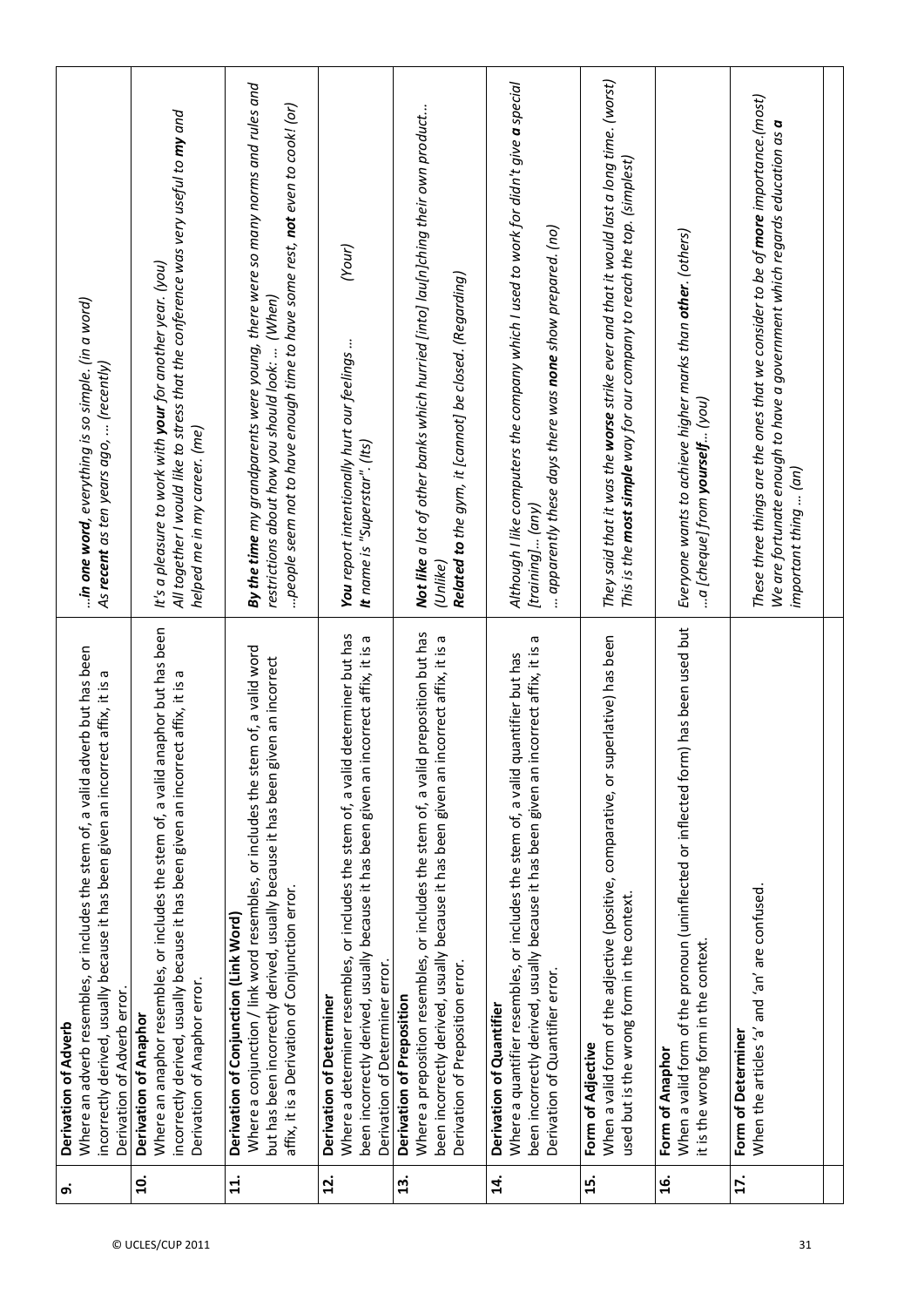| | | |
|---|---|---|
| **9.** | **Derivation of Adverb**<br>Where an adverb resembles, or includes the stem of, a valid adverb but has been incorrectly derived, usually because it has been given an incorrect affix, it is a Derivation of Adverb error. | *...**in one word**, everything is so simple. (in a word)*<br>*As **recent** as ten years ago, ... (recently)* |
| **10.** | **Derivation of Anaphor**<br>Where an anaphor resembles, or includes the stem of, a valid anaphor but has been incorrectly derived, usually because it has been given an incorrect affix, it is a Derivation of Anaphor error. | *It's a pleasure to work with **your** for another year. (you)*<br>*All together I would like to stress that the conference was very useful to **my** and helped me in my career. (me)* |
| **11.** | **Derivation of Conjunction (Link Word)**<br>Where a conjunction / link word resembles, or includes the stem of, a valid word but has been incorrectly derived, usually because it has been given an incorrect affix, it is a Derivation of Conjunction error. | ***By the time** my grandparents were young, there were so many norms and rules and restrictions about how you should look: ... (When)*<br>*...people seem not to have enough time to have some rest, **not** even to cook! (or)* |
| **12.** | **Derivation of Determiner**<br>Where a determiner resembles, or includes the stem of, a valid determiner but has been incorrectly derived, usually because it has been given an incorrect affix, it is a Derivation of Determiner error. | ***You** report intentionally hurt our feelings ... (Your)*<br>***It** name is "Superstar". (Its)* |
| **13.** | **Derivation of Preposition**<br>Where a preposition resembles, or includes the stem of, a valid preposition but has been incorrectly derived, usually because it has been given an incorrect affix, it is a Derivation of Preposition error. | ***Not like** a lot of other banks which hurried [into] lau[n]ching their own product... (Unlike)*<br>***Related to** the gym, it [cannot] be closed. (Regarding)* |
| **14.** | **Derivation of Quantifier**<br>Where a quantifier resembles, or includes the stem of, a valid quantifier but has been incorrectly derived, usually because it has been given an incorrect affix, it is a Derivation of Quantifier error. | *Although I like computers the company which I used to work for didn't give **a** special [training]... (any)*<br>*... apparently these days there was **none** show prepared. (no)* |
| **15.** | **Form of Adjective**<br>When a valid form of the adjective (positive, comparative, or superlative) has been used but is the wrong form in the context. | *They said that it was the **worse** strike ever and that it would last a long time. (worst)*<br>*This is the **most simple** way for our company to reach the top. (simplest)* |
| **16.** | **Form of Anaphor**<br>When a valid form of the pronoun (uninflected or inflected form) has been used but it is the wrong form in the context. | *Everyone wants to achieve higher marks than **other**. (others)*<br>*...a [cheque] from **yourself**... (you)* |
| **17.** | **Form of Determiner**<br>When the articles 'a' and 'an' are confused. | *These three things are the ones that we consider to be of **more** importance.(most)*<br>*We are fortunate enough to have a government which regards education as **a** important thing ... (an)* |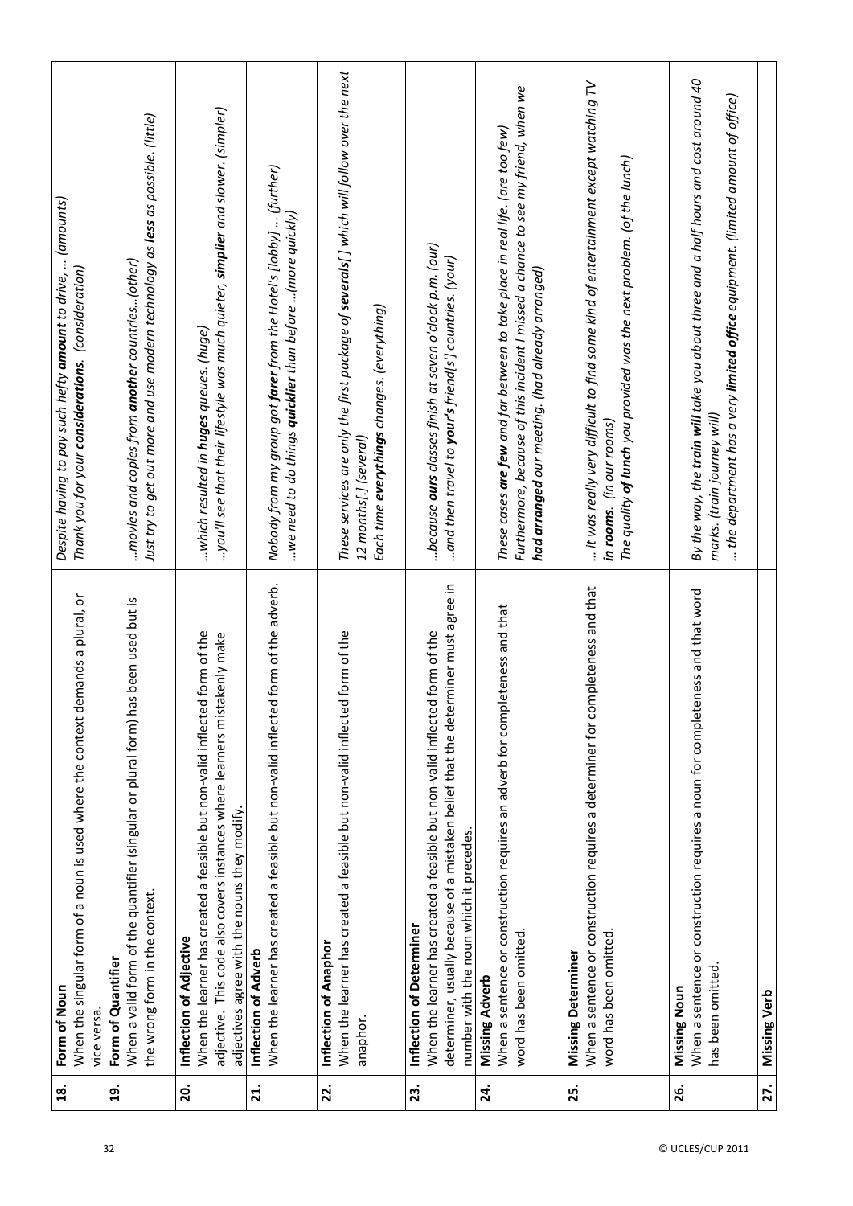| | | |
|---|---|---|
| **18.** | **Form of Noun**<br>When the singular form of a noun is used where the context demands a plural, or vice versa. | *Despite having to pay such hefty **amount** to drive, ... (amounts)*<br>*Thank you for your **considerations**. (consideration)* |
| **19.** | **Form of Quantifier**<br>When a valid form of the quantifier (singular or plural form) has been used but is the wrong form in the context. | *...movies and copies from **another** countries...(other)*<br>*Just try to get out more and use modern technology as **less** as possible. (little)* |
| **20.** | **Inflection of Adjective**<br>When the learner has created a feasible but non-valid inflected form of the adjective. This code also covers instances where learners mistakenly make adjectives agree with the nouns they modify. | *...which resulted in **huges** queues. (huge)*<br>*...you'll see that their lifestyle was much quieter, **simplier** and slower. (simpler)* |
| **21.** | **Inflection of Adverb**<br>When the learner has created a feasible but non-valid inflected form of the adverb. | *Nobody from my group got **farer** from the Hotel's [lobby] ... (further)*<br>*...we need to do things **quicklier** than before ...(more quickly)* |
| **22.** | **Inflection of Anaphor**<br>When the learner has created a feasible but non-valid inflected form of the anaphor. | *These services are only the first package of **severals**[ ] which will follow over the next 12 months[.] (several)*<br>*Each time **everythings** changes. (everything)* |
| **23.** | **Inflection of Determiner**<br>When the learner has created a feasible but non-valid inflected form of the determiner, usually because of a mistaken belief that the determiner must agree in number with the noun which it precedes. | *...because **ours** classes finish at seven o'clock p.m. (our)*<br>*...and then travel to **your's** friend[s'] countries. (your)* |
| **24.** | **Missing Adverb**<br>When a sentence or construction requires an adverb for completeness and that word has been omitted. | *These cases **are few** and far between to take place in real life. (are too few)*<br>*Furthermore, because of this incident I missed a chance to see my friend, when we **had arranged** our meeting. (had already arranged)* |
| **25.** | **Missing Determiner**<br>When a sentence or construction requires a determiner for completeness and that word has been omitted. | *... it was really very difficult to find some kind of entertainment except watching TV **in rooms**. (in our rooms)*<br>*The quality **of lunch** you provided was the next problem. (of the lunch)* |
| **26.** | **Missing Noun**<br>When a sentence or construction requires a noun for completeness and that word has been omitted. | *By the way, the **train will** take you about three and a half hours and cost around 40 marks. (train journey will)*<br>*... the department has a very **limited office** equipment. (limited amount of office)* |
| **27.** | **Missing Verb** | |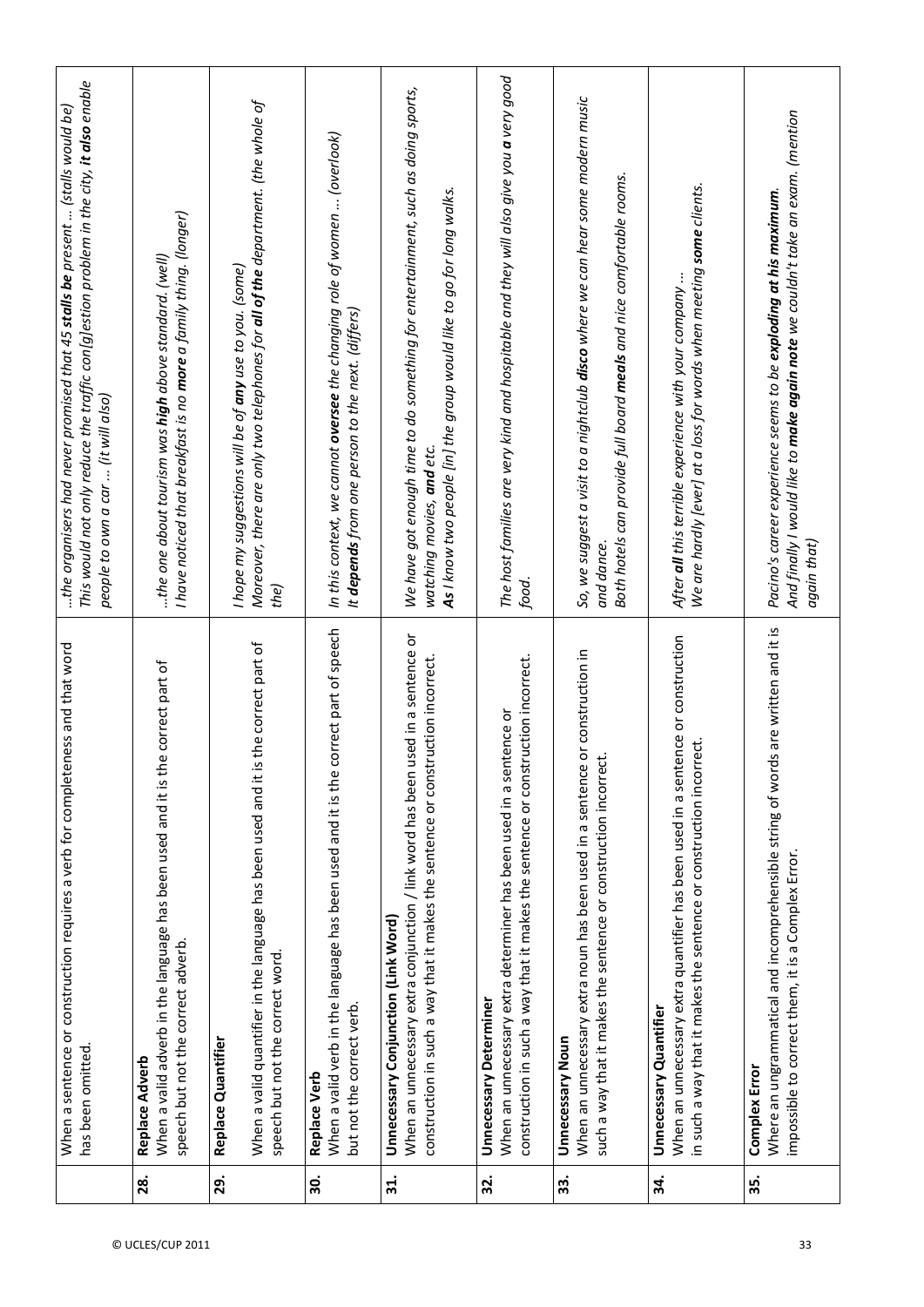| | | |
|---|---|---|
| | When a sentence or construction requires a verb for completeness and that word has been omitted. | *...the organisers had never promised that 45 **stalls be** present ... (stalls would be)*<br>*This would not only reduce the traffic con[g]estion problem in the city, **it also** enable people to own a car ... (it will also)* |
| **28.** | **Replace Adverb**<br>When a valid adverb in the language has been used and it is the correct part of speech but not the correct adverb. | *...the one about tourism was **high** above standard. (well)*<br>*I have noticed that breakfast is no **more** a family thing. (longer)* |
| **29.** | **Replace Quantifier**<br>When a valid quantifier in the language has been used and it is the correct part of speech but not the correct word. | *I hope my suggestions will be of **any** use to you. (some)*<br>*Moreover, there are only two telephones for **all of the** department. (the whole of the)* |
| **30.** | **Replace Verb**<br>When a valid verb in the language has been used and it is the correct part of speech but not the correct verb. | *In this context, we cannot **oversee** the changing role of women ... (overlook)*<br>*It **depends** from one person to the next. (differs)* |
| **31.** | **Unnecessary Conjunction (Link Word)**<br>When an unnecessary extra conjunction / link word has been used in a sentence or construction in such a way that it makes the sentence or construction incorrect. | *We have got enough time to do something for entertainment, such as doing sports, watching movies, **and** etc.*<br>***As** I know two people [in] the group would like to go for long walks.* |
| **32.** | **Unnecessary Determiner**<br>When an unnecessary extra determiner has been used in a sentence or construction in such a way that it makes the sentence or construction incorrect. | *The host families are very kind and hospitable and they will also give you **a** very good food.* |
| **33.** | **Unnecessary Noun**<br>When an unnecessary extra noun has been used in a sentence or construction in such a way that it makes the sentence or construction incorrect. | *So, we suggest a visit to a nightclub **disco** where we can hear some modern music and dance.*<br>*Both hotels can provide full board **meals** and nice comfortable rooms.* |
| **34.** | **Unnecessary Quantifier**<br>When an unnecessary extra quantifier has been used in a sentence or construction in such a way that it makes the sentence or construction incorrect. | *After **all** this terrible experience with your company ...*<br>*We are hardly [ever] at a loss for words when meeting **some** clients.* |
| **35.** | **Complex Error**<br>Where an ungrammatical and incomprehensible string of words are written and it is impossible to correct them, it is a Complex Error. | *Pacino's career experience seems to be **exploding at his maximum**.*<br>*And finally I would like to **make again note** we couldn't take an exam. (mention again that)* |

© UCLES/CUP 2011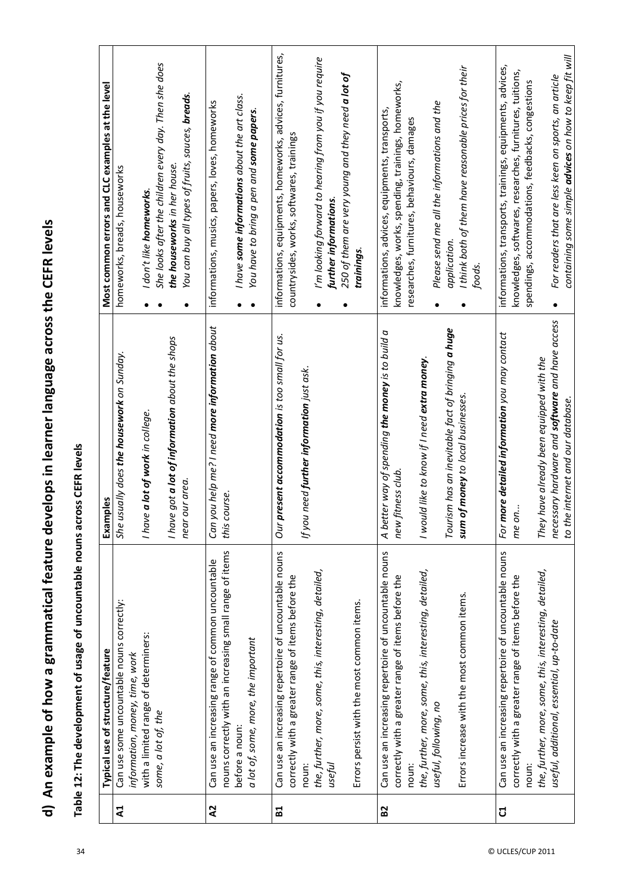## d) An example of how a grammatical feature develops in learner language across the CEFR levels

**Table 12: The development of usage of uncountable nouns across CEFR levels**

| | Typical use of structure/feature | Examples | Most common errors and CLC examples at the level |
|---|---|---|---|
| **A1** | Can use some uncountable nouns correctly: *information, money, time, work*<br>with a limited range of determiners: *some, a lot of, the* | *She usually does **the housework** on Sunday.*<br><br>*I have **a lot of work** in college.*<br><br>*I have got **a lot of information** about the shops near our area.* | homeworks, breads, houseworks<br><br>• *I don't like **homeworks**.*<br>• *She looks after the children every day. Then she does **the houseworks** in her house.*<br>• *You can buy all types of fruits, sauces, **breads**.* |
| **A2** | Can use an increasing range of common uncountable nouns correctly with an increasing small range of items before a noun:<br>*a lot of, some, more, the important* | *Can you help me? I need **more information** about this course.* | informations, musics, papers, loves, homeworks<br><br>• *I have **some informations** about the art class.*<br>• *You have to bring a pen and **some papers**.* |
| **B1** | Can use an increasing repertoire of uncountable nouns correctly with a greater range of items before the noun:<br>*the, further, more, some, this, interesting, detailed, useful*<br><br>Errors persist with the most common items. | *Our **present accommodation** is too small for us.*<br><br>*If you need **further information** just ask.* | informations, equipments, homeworks, advices, furnitures, countrysides, works, softwares, trainings<br><br>• *I'm looking forward to hearing from you if you require **further informations**.*<br>• *250 of them are very young and they need **a lot of trainings**.* |
| **B2** | Can use an increasing repertoire of uncountable nouns correctly with a greater range of items before the noun:<br>*the, further, more, some, this, interesting, detailed, useful, following, no*<br><br>Errors increase with the most common items. | *A better way of spending **the money** is to build a new fitness club.*<br><br>*I would like to know if I need **extra money**.*<br><br>*Tourism has an inevitable fact of bringing **a huge sum of money** to local businesses.* | informations, advices, equipments, transports, knowledges, works, spending, trainings, homeworks, researches, furnitures, behaviours, damages<br><br>• *Please send me all the informations and the application.*<br>• *I think both of them have reasonable prices for their foods.* |
| **C1** | Can use an increasing repertoire of uncountable nouns correctly with a greater range of items before the noun:<br>*the, further, more, some, this, interesting, detailed, useful, additional, essential, up-to-date* | *For **more detailed information** you may contact me on...*<br><br>*They have already been equipped with the necessary hardware and **software** and have access to the internet and our database.* | informations, transports, trainings, equipments, advices, knowledges, softwares, researches, furnitures, tuitions, spendings, accommodations, feedbacks, congestions<br><br>• *For readers that are less keen on sports, an article containing some simple **advices** on how to keep fit will* |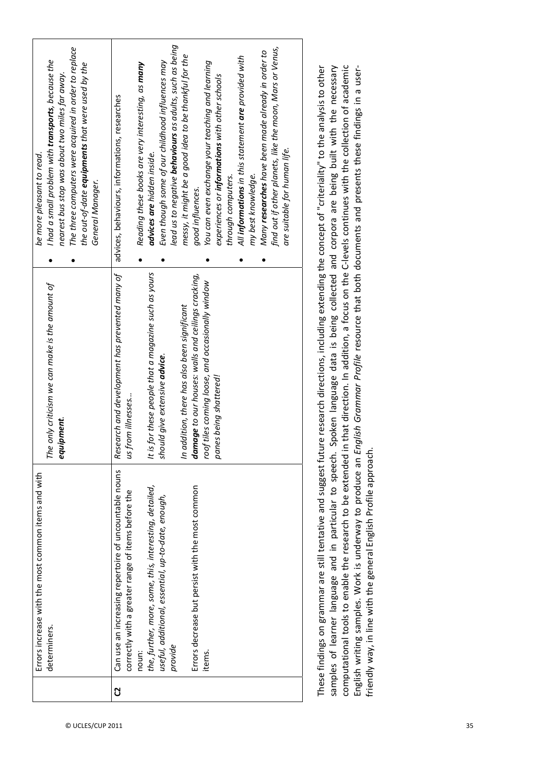| | | | |
|---|---|---|---|
| | Errors increase with the most common items and with determiners. | *The only criticism we can make is the amount of **equipment**.* | *be more pleasant to read.*<br>• *I had a small problem with **transports**, because the nearest bus stop was about two miles far away.*<br>• *The three computers were acquired in order to replace the out-of-date **equipments** that were used by the General Manager.* |
| **C2** | Can use an increasing repertoire of uncountable nouns correctly with a greater range of items before the noun:<br>*the, further, more, some, this, interesting, detailed, useful, additional, essential, up-to-date, enough, provide*<br><br>Errors decrease but persist with the most common items. | *Research and development has prevented many of us from illnesses..*<br><br>*It is for these people that a magazine such as yours should give extensive **advice**.*<br><br>*In addition, there has also been significant **damage** to our houses: walls and ceilings cracking, roof tiles coming loose, and occasionally window panes being shattered!* | advices, behaviours, informations, researches<br><br>• *Reading these books are very interesting, as **many advices are** hidden inside.*<br>• *Even though some of our childhood influences may lead us to negative **behaviours** as adults, such as being messy, it might be a good idea to be thankful for the good influences.*<br>• *You can even exchange your teaching and learning experiences or **informations** with other schools through computers.*<br>• *All **informations** in this statement **are** provided with my best knowledge.*<br>• *Many **researches** have been made already in order to find out if other planets, like the moon, Mars or Venus, are suitable for human life.* |

These findings on grammar are still tentative and suggest future research directions, including extending the concept of "criteriality" to the analysis to other samples of learner language and in particular to speech. Spoken language data is being collected and corpora are being built with the necessary computational tools to enable the research to be extended in that direction. In addition, a focus on the C-levels continues with the collection of academic English writing samples. Work is underway to produce an *English Grammar Profile* resource that both documents and presents these findings in a user-friendly way, in line with the general English Profile approach.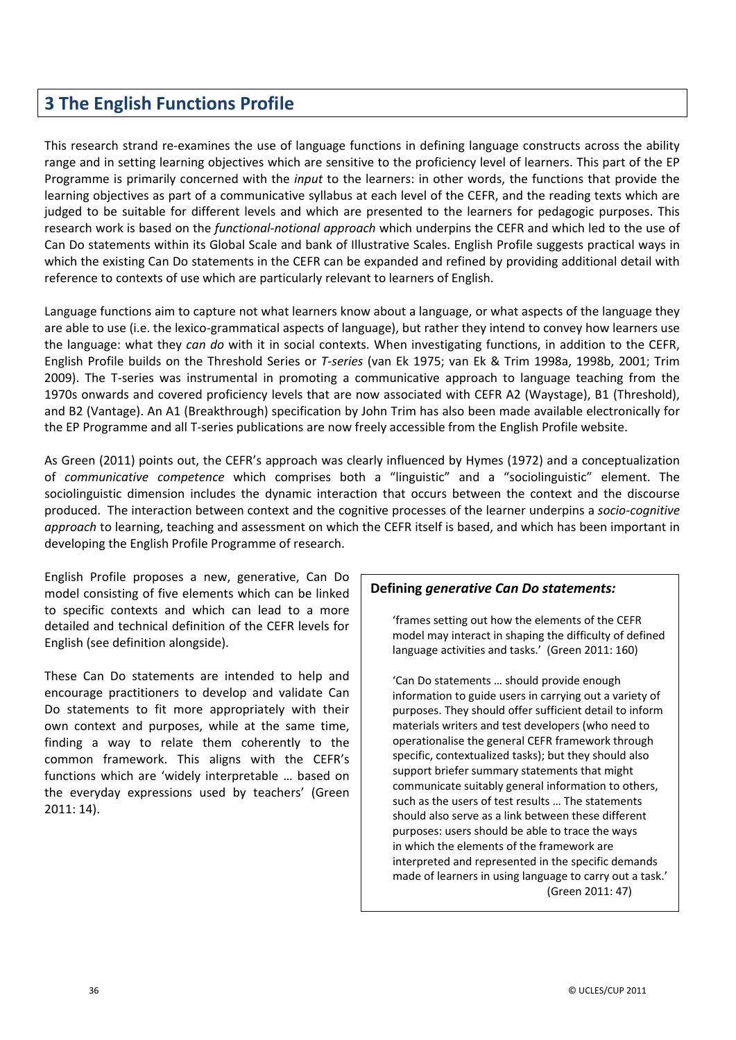# 3 The English Functions Profile

This research strand re-examines the use of language functions in defining language constructs across the ability range and in setting learning objectives which are sensitive to the proficiency level of learners. This part of the EP Programme is primarily concerned with the *input* to the learners: in other words, the functions that provide the learning objectives as part of a communicative syllabus at each level of the CEFR, and the reading texts which are judged to be suitable for different levels and which are presented to the learners for pedagogic purposes. This research work is based on the *functional-notional approach* which underpins the CEFR and which led to the use of Can Do statements within its Global Scale and bank of Illustrative Scales. English Profile suggests practical ways in which the existing Can Do statements in the CEFR can be expanded and refined by providing additional detail with reference to contexts of use which are particularly relevant to learners of English.

Language functions aim to capture not what learners know about a language, or what aspects of the language they are able to use (i.e. the lexico-grammatical aspects of language), but rather they intend to convey how learners use the language: what they *can do* with it in social contexts. When investigating functions, in addition to the CEFR, English Profile builds on the Threshold Series or *T-series* (van Ek 1975; van Ek & Trim 1998a, 1998b, 2001; Trim 2009). The T-series was instrumental in promoting a communicative approach to language teaching from the 1970s onwards and covered proficiency levels that are now associated with CEFR A2 (Waystage), B1 (Threshold), and B2 (Vantage). An A1 (Breakthrough) specification by John Trim has also been made available electronically for the EP Programme and all T-series publications are now freely accessible from the English Profile website.

As Green (2011) points out, the CEFR's approach was clearly influenced by Hymes (1972) and a conceptualization of *communicative competence* which comprises both a "linguistic" and a "sociolinguistic" element. The sociolinguistic dimension includes the dynamic interaction that occurs between the context and the discourse produced. The interaction between context and the cognitive processes of the learner underpins a *socio-cognitive approach* to learning, teaching and assessment on which the CEFR itself is based, and which has been important in developing the English Profile Programme of research.

English Profile proposes a new, generative, Can Do model consisting of five elements which can be linked to specific contexts and which can lead to a more detailed and technical definition of the CEFR levels for English (see definition alongside).

These Can Do statements are intended to help and encourage practitioners to develop and validate Can Do statements to fit more appropriately with their own context and purposes, while at the same time, finding a way to relate them coherently to the common framework. This aligns with the CEFR's functions which are 'widely interpretable … based on the everyday expressions used by teachers' (Green 2011: 14).

**Defining *generative Can Do statements:***

> 'frames setting out how the elements of the CEFR model may interact in shaping the difficulty of defined language activities and tasks.' (Green 2011: 160)
>
> 'Can Do statements … should provide enough information to guide users in carrying out a variety of purposes. They should offer sufficient detail to inform materials writers and test developers (who need to operationalise the general CEFR framework through specific, contextualized tasks); but they should also support briefer summary statements that might communicate suitably general information to others, such as the users of test results … The statements should also serve as a link between these different purposes: users should be able to trace the ways in which the elements of the framework are interpreted and represented in the specific demands made of learners in using language to carry out a task.' (Green 2011: 47)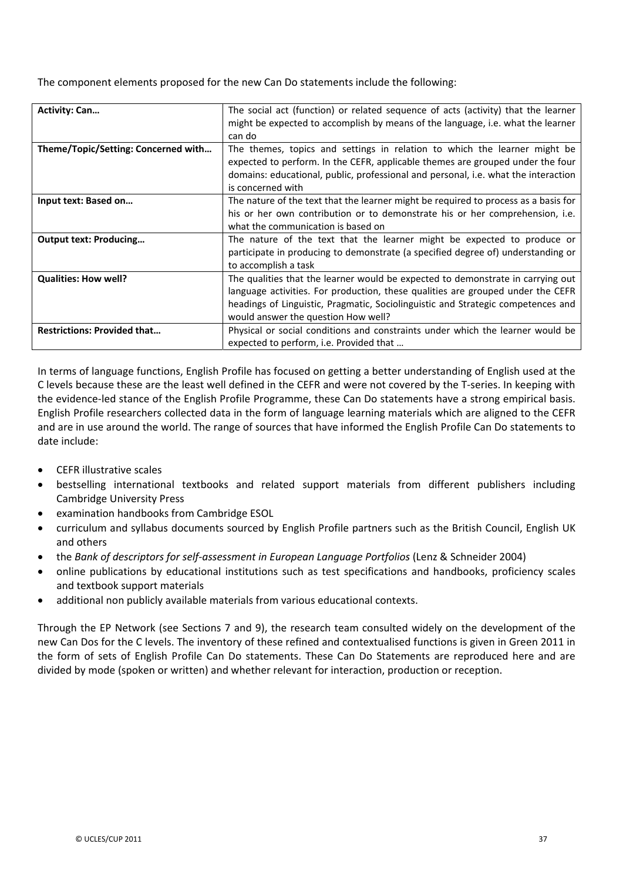The component elements proposed for the new Can Do statements include the following:

| **Activity: Can…** | The social act (function) or related sequence of acts (activity) that the learner might be expected to accomplish by means of the language, i.e. what the learner can do |
|---|---|
| **Theme/Topic/Setting: Concerned with…** | The themes, topics and settings in relation to which the learner might be expected to perform. In the CEFR, applicable themes are grouped under the four domains: educational, public, professional and personal, i.e. what the interaction is concerned with |
| **Input text: Based on…** | The nature of the text that the learner might be required to process as a basis for his or her own contribution or to demonstrate his or her comprehension, i.e. what the communication is based on |
| **Output text: Producing…** | The nature of the text that the learner might be expected to produce or participate in producing to demonstrate (a specified degree of) understanding or to accomplish a task |
| **Qualities: How well?** | The qualities that the learner would be expected to demonstrate in carrying out language activities. For production, these qualities are grouped under the CEFR headings of Linguistic, Pragmatic, Sociolinguistic and Strategic competences and would answer the question How well? |
| **Restrictions: Provided that…** | Physical or social conditions and constraints under which the learner would be expected to perform, i.e. Provided that … |

In terms of language functions, English Profile has focused on getting a better understanding of English used at the C levels because these are the least well defined in the CEFR and were not covered by the T-series. In keeping with the evidence-led stance of the English Profile Programme, these Can Do statements have a strong empirical basis. English Profile researchers collected data in the form of language learning materials which are aligned to the CEFR and are in use around the world. The range of sources that have informed the English Profile Can Do statements to date include:

- CEFR illustrative scales
- bestselling international textbooks and related support materials from different publishers including Cambridge University Press
- examination handbooks from Cambridge ESOL
- curriculum and syllabus documents sourced by English Profile partners such as the British Council, English UK and others
- the *Bank of descriptors for self-assessment in European Language Portfolios* (Lenz & Schneider 2004)
- online publications by educational institutions such as test specifications and handbooks, proficiency scales and textbook support materials
- additional non publicly available materials from various educational contexts.

Through the EP Network (see Sections 7 and 9), the research team consulted widely on the development of the new Can Dos for the C levels. The inventory of these refined and contextualised functions is given in Green 2011 in the form of sets of English Profile Can Do statements. These Can Do Statements are reproduced here and are divided by mode (spoken or written) and whether relevant for interaction, production or reception.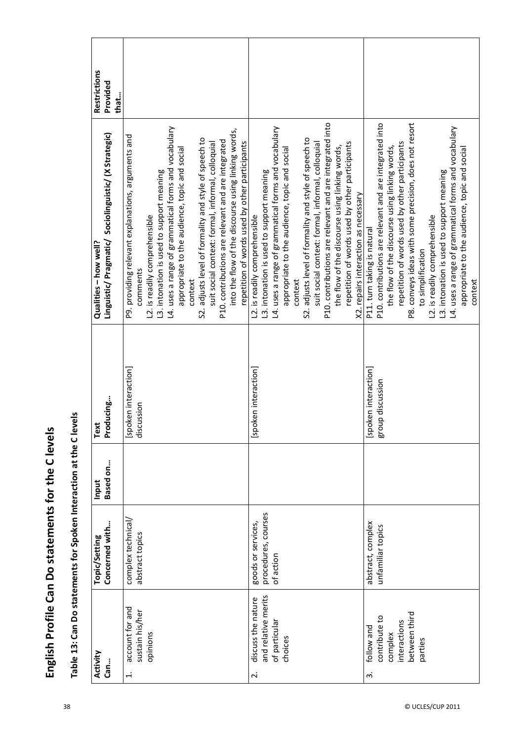# English Profile Can Do statements for the C levels

## Table 13: Can Do statements for Spoken Interaction at the C levels

| Activity Can… | Topic/Setting Concerned with… | Input Based on… | Text Producing… | Qualities – how well? Linguistic/ Pragmatic/ Sociolinguistic/ (X Strategic) | Restrictions Provided that… |
|---|---|---|---|---|---|
| 1. account for and sustain his/her opinions | complex technical/ abstract topics | | [spoken interaction] discussion | P9. providing relevant explanations, arguments and comments<br>L2. is readily comprehensible<br>L3. intonation is used to support meaning<br>L4. uses a range of grammatical forms and vocabulary appropriate to the audience, topic and social context<br>S2. adjusts level of formality and style of speech to suit social context: formal, informal, colloquial<br>P10. contributions are relevant and are integrated into the flow of the discourse using linking words, repetition of words used by other participants | |
| 2. discuss the nature and relative merits of particular choices | goods or services, procedures, courses of action | | [spoken interaction] | L2. is readily comprehensible<br>L3. intonation is used to support meaning<br>L4. uses a range of grammatical forms and vocabulary appropriate to the audience, topic and social context<br>S2. adjusts level of formality and style of speech to suit social context: formal, informal, colloquial<br>P10. contributions are relevant and are integrated into the flow of the discourse using linking words, repetition of words used by other participants<br>X2. repairs interaction as necessary | |
| 3. follow and contribute to complex interactions between third parties | abstract, complex unfamiliar topics | | [spoken interaction] group discussion | P11. turn taking is natural<br>P10. contributions are relevant and are integrated into the flow of the discourse using linking words, repetition of words used by other participants<br>P8. conveys ideas with some precision, does not resort to simplification<br>L2. is readily comprehensible<br>L3. intonation is used to support meaning<br>L4. uses a range of grammatical forms and vocabulary appropriate to the audience, topic and social context | |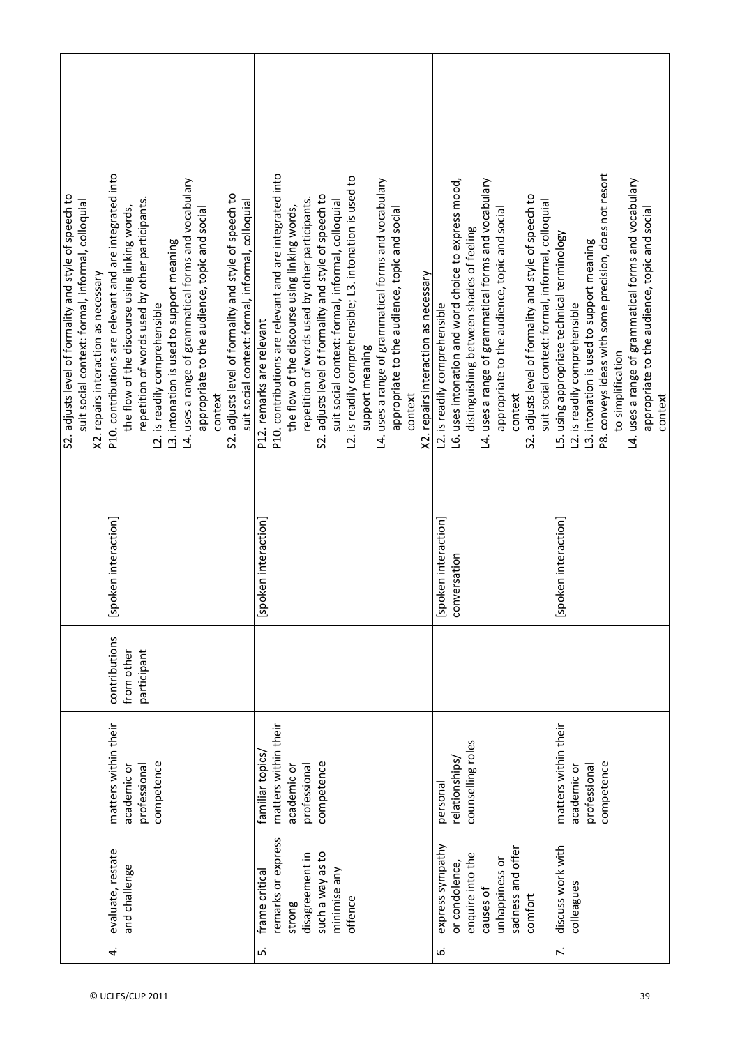| | | | | | | |
|---|---|---|---|---|---|---|
| | | | | | S2. adjusts level of formality and style of speech to suit social context: formal, informal, colloquial<br>X2. repairs interaction as necessary | |
| 4. | evaluate, restate and challenge | matters within their academic or professional competence | contributions from other participant | [spoken interaction] | P10. contributions are relevant and are integrated into the flow of the discourse using linking words, repetition of words used by other participants.<br>L2. is readily comprehensible<br>L3. intonation is used to support meaning<br>L4. uses a range of grammatical forms and vocabulary appropriate to the audience, topic and social context<br>S2. adjusts level of formality and style of speech to suit social context: formal, informal, colloquial | |
| 5. | frame critical remarks or express strong disagreement in such a way as to minimise any offence | familiar topics/ matters within their academic or professional competence | | [spoken interaction] | P12. remarks are relevant<br>P10. contributions are relevant and are integrated into the flow of the discourse using linking words, repetition of words used by other participants.<br>S2. adjusts level of formality and style of speech to suit social context: formal, informal, colloquial<br>L2. is readily comprehensible; L3. intonation is used to support meaning<br>L4. uses a range of grammatical forms and vocabulary appropriate to the audience, topic and social context<br>X2. repairs interaction as necessary | |
| 6. | express sympathy or condolence, enquire into the causes of unhappiness or sadness and offer comfort | personal relationships/ counselling roles | | [spoken interaction] conversation | L2. is readily comprehensible<br>L6. uses intonation and word choice to express mood, distinguishing between shades of feeling<br>L4. uses a range of grammatical forms and vocabulary appropriate to the audience, topic and social context<br>S2. adjusts level of formality and style of speech to suit social context: formal, informal, colloquial | |
| 7. | discuss work with colleagues | matters within their academic or professional competence | | [spoken interaction] | L5. using appropriate technical terminology<br>L2. is readily comprehensible<br>L3. intonation is used to support meaning<br>P8. conveys ideas with some precision, does not resort to simplification<br>L4. uses a range of grammatical forms and vocabulary appropriate to the audience, topic and social context | |

© UCLES/CUP 2011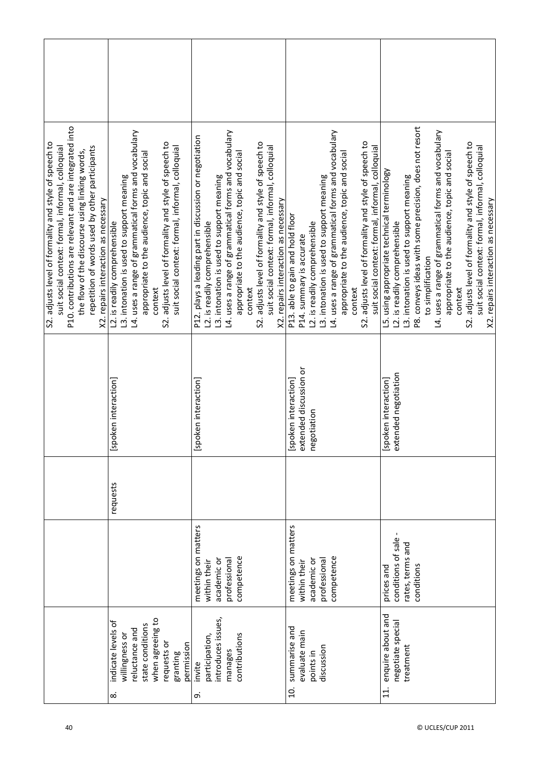| | | | | | |
|---|---|---|---|---|---|
| | | | | S2. adjusts level of formality and style of speech to suit social context: formal, informal, colloquial<br>P10. contributions are relevant and are integrated into the flow of the discourse using linking words, repetition of words used by other participants<br>X2. repairs interaction as necessary | |
| 8. indicate levels of willingness or reluctance and state conditions when agreeing to requests or granting permission | | requests | [spoken interaction] | L2. is readily comprehensible<br>L3. intonation is used to support meaning<br>L4. uses a range of grammatical forms and vocabulary appropriate to the audience, topic and social context<br>S2. adjusts level of formality and style of speech to suit social context: formal, informal, colloquial | |
| 9. invite participation, introduces issues, manages contributions | meetings on matters within their academic or professional competence | | [spoken interaction] | P12. plays a leading part in discussion or negotiation<br>L2. is readily comprehensible<br>L3. intonation is used to support meaning<br>L4. uses a range of grammatical forms and vocabulary appropriate to the audience, topic and social context<br>S2. adjusts level of formality and style of speech to suit social context: formal, informal, colloquial<br>X2. repairs interaction as necessary | |
| 10. summarise and evaluate main points in discussion | meetings on matters within their academic or professional competence | | [spoken interaction] extended discussion or negotiation | P13. able to gain and hold floor<br>P14. summary is accurate<br>L2. is readily comprehensible<br>L3. intonation is used to support meaning<br>L4. uses a range of grammatical forms and vocabulary appropriate to the audience, topic and social context<br>S2. adjusts level of formality and style of speech to suit social context: formal, informal, colloquial | |
| 11. enquire about and negotiate special treatment | prices and conditions of sale - rates, terms and conditions | | [spoken interaction] extended negotiation | L5. using appropriate technical terminology<br>L2. is readily comprehensible<br>L3. intonation is used to support meaning<br>P8. conveys ideas with some precision, does not resort to simplification<br>L4. uses a range of grammatical forms and vocabulary appropriate to the audience, topic and social context<br>S2. adjusts level of formality and style of speech to suit social context: formal, informal, colloquial<br>X2. repairs interaction as necessary | |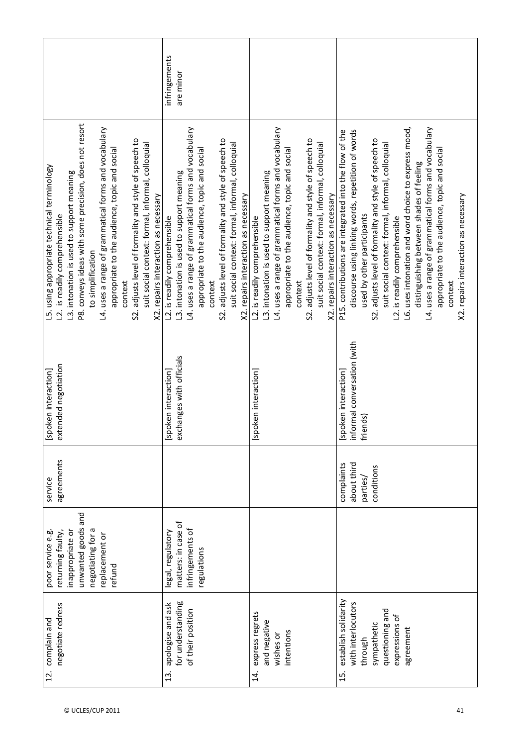| | | | | | |
|---|---|---|---|---|---|
| 12. complain and negotiate redress | poor service e.g. returning faulty, inappropriate or unwanted goods and negotiating for a replacement or refund | service agreements | [spoken interaction] extended negotiation | L5. using appropriate technical terminology<br>L2. is readily comprehensible<br>L3. intonation is used to support meaning<br>P8. conveys ideas with some precision, does not resort to simplification<br>L4. uses a range of grammatical forms and vocabulary appropriate to the audience, topic and social context<br>S2. adjusts level of formality and style of speech to suit social context: formal, informal, colloquial<br>X2. repairs interaction as necessary | |
| 13. apologise and ask for understanding of their position | legal, regulatory matters: in case of infringements of regulations | | [spoken interaction] exchanges with officials | L2. is readily comprehensible<br>L3. intonation is used to support meaning<br>L4. uses a range of grammatical forms and vocabulary appropriate to the audience, topic and social context<br>S2. adjusts level of formality and style of speech to suit social context: formal, informal, colloquial<br>X2. repairs interaction as necessary | infringements are minor |
| 14. express regrets and negative wishes or intentions | | | [spoken interaction] | L2. is readily comprehensible<br>L3. intonation is used to support meaning<br>L4. uses a range of grammatical forms and vocabulary appropriate to the audience, topic and social context<br>S2. adjusts level of formality and style of speech to suit social context: formal, informal, colloquial<br>X2. repairs interaction as necessary | |
| 15. establish solidarity with interlocutors through sympathetic questioning and expressions of agreement | | complaints about third parties/ conditions | [spoken interaction] informal conversation (with friends) | P15. contributions are integrated into the flow of the discourse using linking words, repetition of words used by other participants<br>S2. adjusts level of formality and style of speech to suit social context: formal, informal, colloquial<br>L2. is readily comprehensible<br>L6. uses intonation and word choice to express mood, distinguishing between shades of feeling<br>L4. uses a range of grammatical forms and vocabulary appropriate to the audience, topic and social context<br>X2. repairs interaction as necessary | |

© UCLES/CUP 2011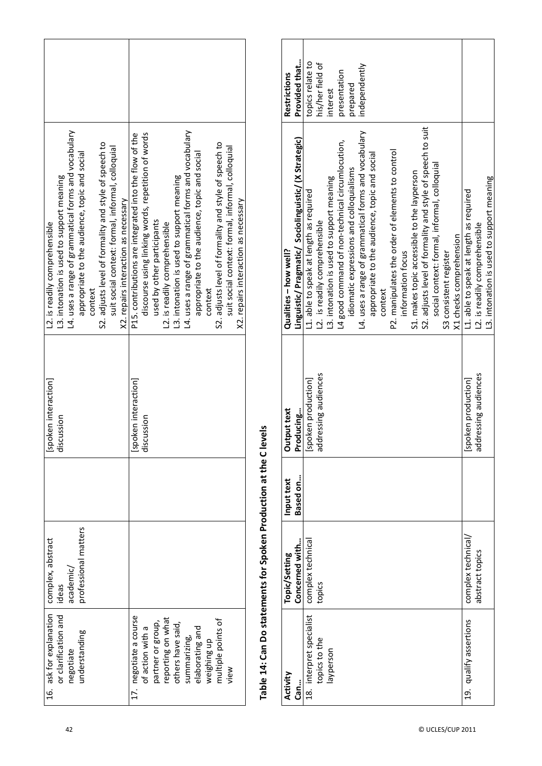| | | | | |
|---|---|---|---|---|
| 16. ask for explanation or clarification and negotiate understanding | complex, abstract ideas academic/ professional matters | | [spoken interaction] discussion | L2. is readily comprehensible<br>L3. intonation is used to support meaning<br>L4. uses a range of grammatical forms and vocabulary appropriate to the audience, topic and social context<br>S2. adjusts level of formality and style of speech to suit social context: formal, informal, colloquial<br>X2. repairs interaction as necessary |
| 17. negotiate a course of action with a partner or group, reporting on what others have said, summarizing, elaborating and weighing up multiple points of view | | | [spoken interaction] discussion | P15. contributions are integrated into the flow of the discourse using linking words, repetition of words used by other participants<br>L2. is readily comprehensible<br>L3. intonation is used to support meaning<br>L4. uses a range of grammatical forms and vocabulary appropriate to the audience, topic and social context<br>S2. adjusts level of formality and style of speech to suit social context: formal, informal, colloquial<br>X2. repairs interaction as necessary |

## Table 14: Can Do statements for Spoken Production at the C levels

| Activity Can… | Topic/Setting Concerned with… | Input text Based on… | Output text Producing… | Qualities – how well? Linguistic/ Pragmatic/ Sociolinguistic/ (X Strategic) | Restrictions Provided that… |
|---|---|---|---|---|---|
| 18. interpret specialist topics to the layperson | complex technical topics | | [spoken production] addressing audiences | L1. able to speak at length as required<br>L2. is readily comprehensible<br>L3. intonation is used to support meaning<br>L4 good command of non-technical circumlocution, idiomatic expressions and colloquialisms<br>L4. uses a range of grammatical forms and vocabulary appropriate to the audience, topic and social context<br>P2. manipulates the order of elements to control information focus<br>S1. makes topic accessible to the layperson<br>S2. adjusts level of formality and style of speech to suit social context: formal, informal, colloquial<br>S3 consistent register<br>X1 checks comprehension | topics relate to his/her field of interest<br>presentation prepared independently |
| 19. qualify assertions | complex technical/ abstract topics | | [spoken production] addressing audiences | L1. able to speak at length as required<br>L2. is readily comprehensible<br>L3. intonation is used to support meaning | |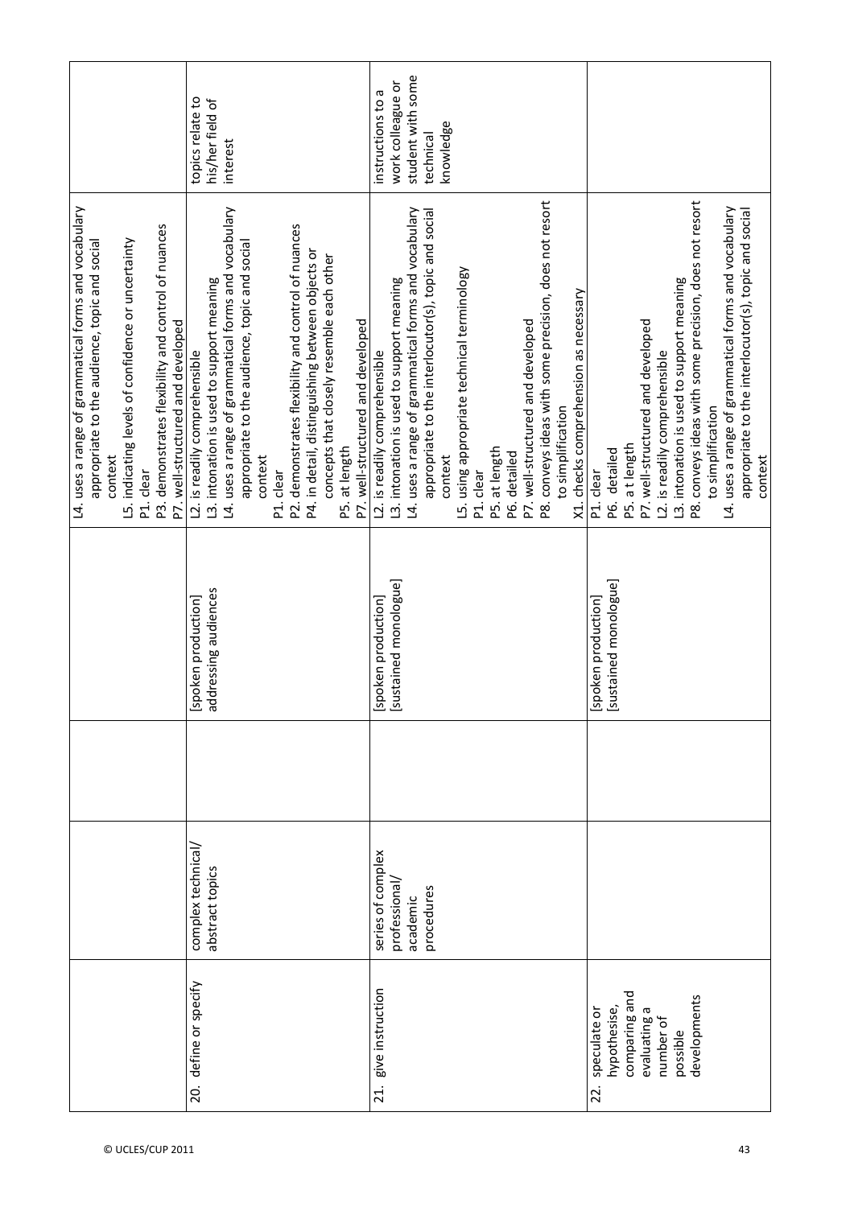| | | | | | |
|---|---|---|---|---|---|
| | | | | L4. uses a range of grammatical forms and vocabulary appropriate to the audience, topic and social context<br>L5. indicating levels of confidence or uncertainty<br>P1. clear<br>P3. demonstrates flexibility and control of nuances<br>P7. well-structured and developed | |
| 20. define or specify | complex technical/ abstract topics | | [spoken production] addressing audiences | L2. is readily comprehensible<br>L3. intonation is used to support meaning<br>L4. uses a range of grammatical forms and vocabulary appropriate to the audience, topic and social context<br>P1. clear<br>P2. demonstrates flexibility and control of nuances<br>P4. in detail, distinguishing between objects or concepts that closely resemble each other<br>P5. at length<br>P7. well-structured and developed | topics relate to his/her field of interest |
| 21. give instruction | series of complex professional/ academic procedures | | [spoken production] [sustained monologue] | L2. is readily comprehensible<br>L3. intonation is used to support meaning<br>L4. uses a range of grammatical forms and vocabulary appropriate to the interlocutor(s), topic and social context<br>L5. using appropriate technical terminology<br>P1. clear<br>P5. at length<br>P6. detailed<br>P7. well-structured and developed<br>P8. conveys ideas with some precision, does not resort to simplification<br>X1. checks comprehension as necessary | instructions to a work colleague or student with some technical knowledge |
| 22. speculate or hypothesise, comparing and evaluating a number of possible developments | | | [spoken production] [sustained monologue] | P1. clear<br>P6. detailed<br>P5. at length<br>P7. well-structured and developed<br>L2. is readily comprehensible<br>L3. intonation is used to support meaning<br>P8. conveys ideas with some precision, does not resort to simplification<br>L4. uses a range of grammatical forms and vocabulary appropriate to the interlocutor(s), topic and social context | |

© UCLES/CUP 2011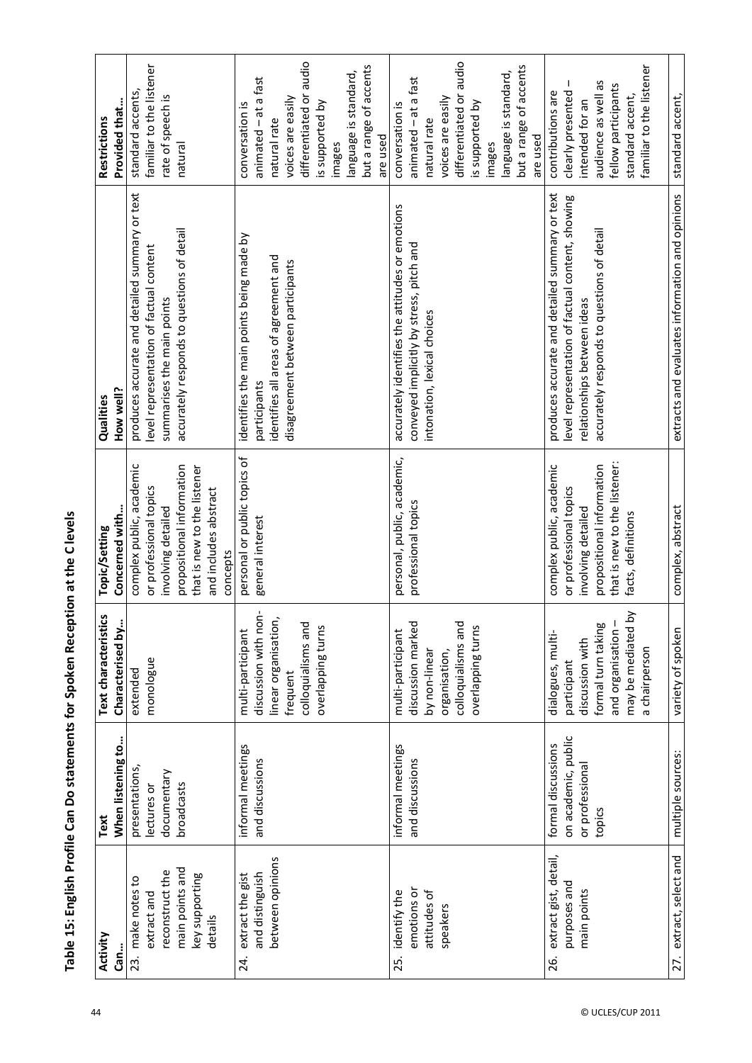**Table 15: English Profile Can Do statements for Spoken Reception at the C levels**

| Activity<br>Can… | Text<br>When listening to… | Text characteristics<br>Characterised by… | Topic/Setting<br>Concerned with… | Qualities<br>How well? | Restrictions<br>Provided that… |
|---|---|---|---|---|---|
| 23. make notes to extract and reconstruct the main points and key supporting details | presentations, lectures or documentary broadcasts | extended monologue | complex public, academic or professional topics involving detailed propositional information that is new to the listener and includes abstract concepts | produces accurate and detailed summary or text level representation of factual content<br>summarises the main points<br>accurately responds to questions of detail | standard accents, familiar to the listener<br>rate of speech is natural |
| 24. extract the gist and distinguish between opinions | informal meetings and discussions | multi-participant discussion with non-linear organisation, frequent colloquialisms and overlapping turns | personal or public topics of general interest | identifies the main points being made by participants<br>identifies all areas of agreement and disagreement between participants | conversation is animated – at a fast natural rate<br>voices are easily differentiated or audio is supported by images<br>language is standard, but a range of accents are used |
| 25. identify the emotions or attitudes of speakers | informal meetings and discussions | multi-participant discussion marked by non-linear organisation, colloquialisms and overlapping turns | personal, public, academic, professional topics | accurately identifies the attitudes or emotions conveyed implicitly by stress, pitch and intonation, lexical choices | conversation is animated – at a fast natural rate<br>voices are easily differentiated or audio is supported by images<br>language is standard, but a range of accents are used |
| 26. extract gist, detail, purposes and main points | formal discussions on academic, public or professional topics | dialogues, multi-participant discussion with formal turn taking and organisation – may be mediated by a chairperson | complex public, academic or professional topics involving detailed propositional information that is new to the listener: facts, definitions | produces accurate and detailed summary or text level representation of factual content, showing relationships between ideas<br>accurately responds to questions of detail | contributions are clearly presented – intended for an audience as well as fellow participants<br>standard accent, familiar to the listener |
| 27. extract, select and | multiple sources: | variety of spoken | complex, abstract | extracts and evaluates information and opinions | standard accent, |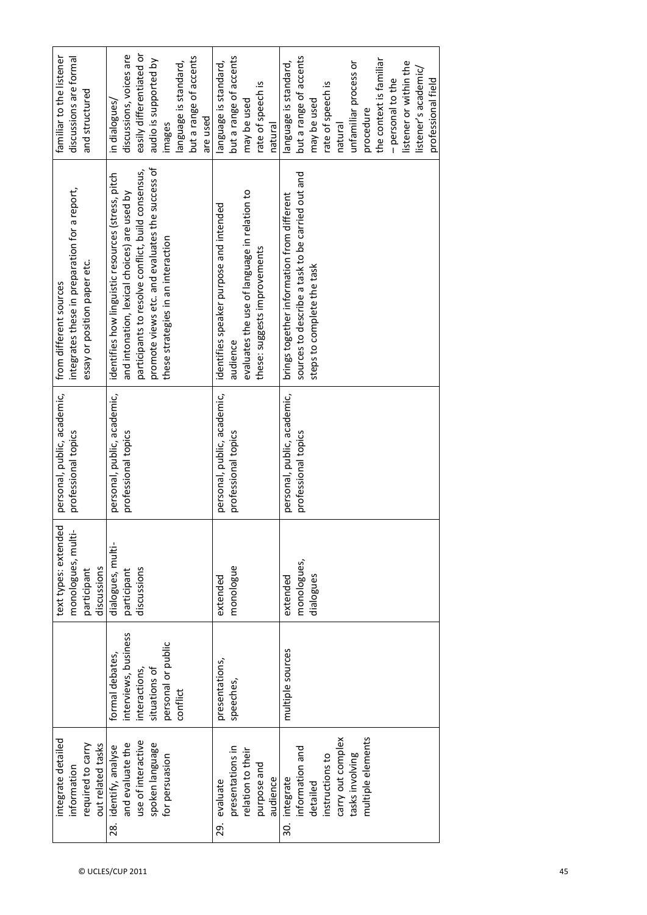| | | | | | |
|---|---|---|---|---|---|
| integrate detailed information required to carry out related tasks | | text types: extended monologues, multi-participant discussions | personal, public, academic, professional topics | from different sources integrates these in preparation for a report, essay or position paper etc. | familiar to the listener discussions are formal and structured |
| 28. identify, analyse and evaluate the use of interactive spoken language for persuasion | formal debates, interviews, business interactions, situations of personal or public conflict | dialogues, multi-participant discussions | personal, public, academic, professional topics | identifies how linguistic resources (stress, pitch and intonation, lexical choices) are used by participants to resolve conflict, build consensus, promote views etc. and evaluates the success of these strategies in an interaction | in dialogues/ discussions, voices are easily differentiated or audio is supported by images language is standard, but a range of accents are used |
| 29. evaluate presentations in relation to their purpose and audience | presentations, speeches, | extended monologue | personal, public, academic, professional topics | identifies speaker purpose and intended audience evaluates the use of language in relation to these: suggests improvements | language is standard, but a range of accents may be used rate of speech is natural |
| 30. integrate information and detailed instructions to carry out complex tasks involving multiple elements | multiple sources | extended monologues, dialogues | personal, public, academic, professional topics | brings together information from different sources to describe a task to be carried out and steps to complete the task | language is standard, but a range of accents may be used rate of speech is natural unfamiliar process or procedure the context is familiar – personal to the listener or within the listener's academic/ professional field |

© UCLES/CUP 2011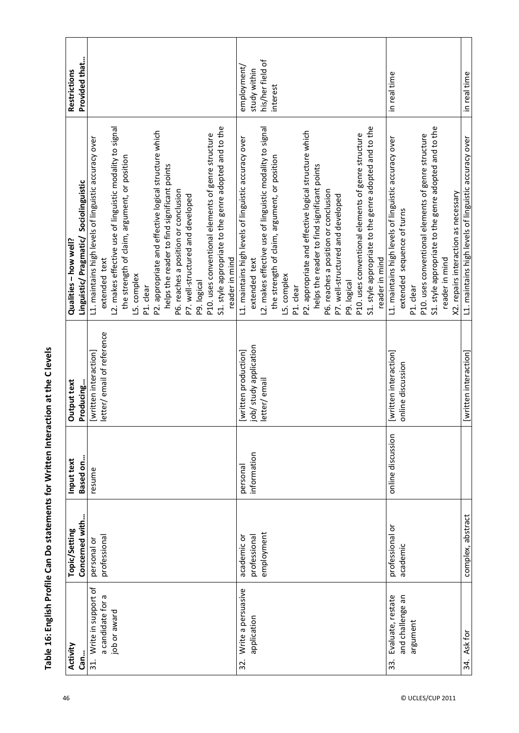# Table 16: English Profile Can Do statements for Written Interaction at the C levels

| Activity<br>Can… | Topic/Setting<br>Concerned with… | Input text<br>Based on… | Output text<br>Producing… | Qualities – how well?<br>Linguistic/ Pragmatic/ Sociolinguistic | Restrictions<br>Provided that… |
|---|---|---|---|---|---|
| 31. Write in support of a candidate for a job or award | personal or professional | resume | [written interaction] letter/ email of reference | L1. maintains high levels of linguistic accuracy over extended text<br>L2. makes effective use of linguistic modality to signal the strength of claim, argument, or position<br>L5. complex<br>P1. clear<br>P2. appropriate and effective logical structure which helps the reader to find significant points<br>P6. reaches a position or conclusion<br>P7. well-structured and developed<br>P9. logical<br>P10. uses conventional elements of genre structure<br>S1. style appropriate to the genre adopted and to the reader in mind | |
| 32. Write a persuasive application | academic or professional employment | personal information | [written production] job/ study application letter/ email | L1. maintains high levels of linguistic accuracy over extended text<br>L2. makes effective use of linguistic modality to signal the strength of claim, argument, or position<br>L5. complex<br>P1. clear<br>P2. appropriate and effective logical structure which helps the reader to find significant points<br>P6. reaches a position or conclusion<br>P7. well-structured and developed<br>P9. logical<br>P10. uses conventional elements of genre structure<br>S1. style appropriate to the genre adopted and to the reader in mind | employment/ study within his/her field of interest |
| 33. Evaluate, restate and challenge an argument | professional or academic | online discussion | [written interaction] online discussion | L1. maintains high levels of linguistic accuracy over extended sequence of turns<br>P1. clear<br>P10. uses conventional elements of genre structure<br>S1. style appropriate to the genre adopted and to the reader in mind<br>X2. repairs interaction as necessary | in real time |
| 34. Ask for | complex, abstract | | [written interaction] | L1. maintains high levels of linguistic accuracy over | in real time |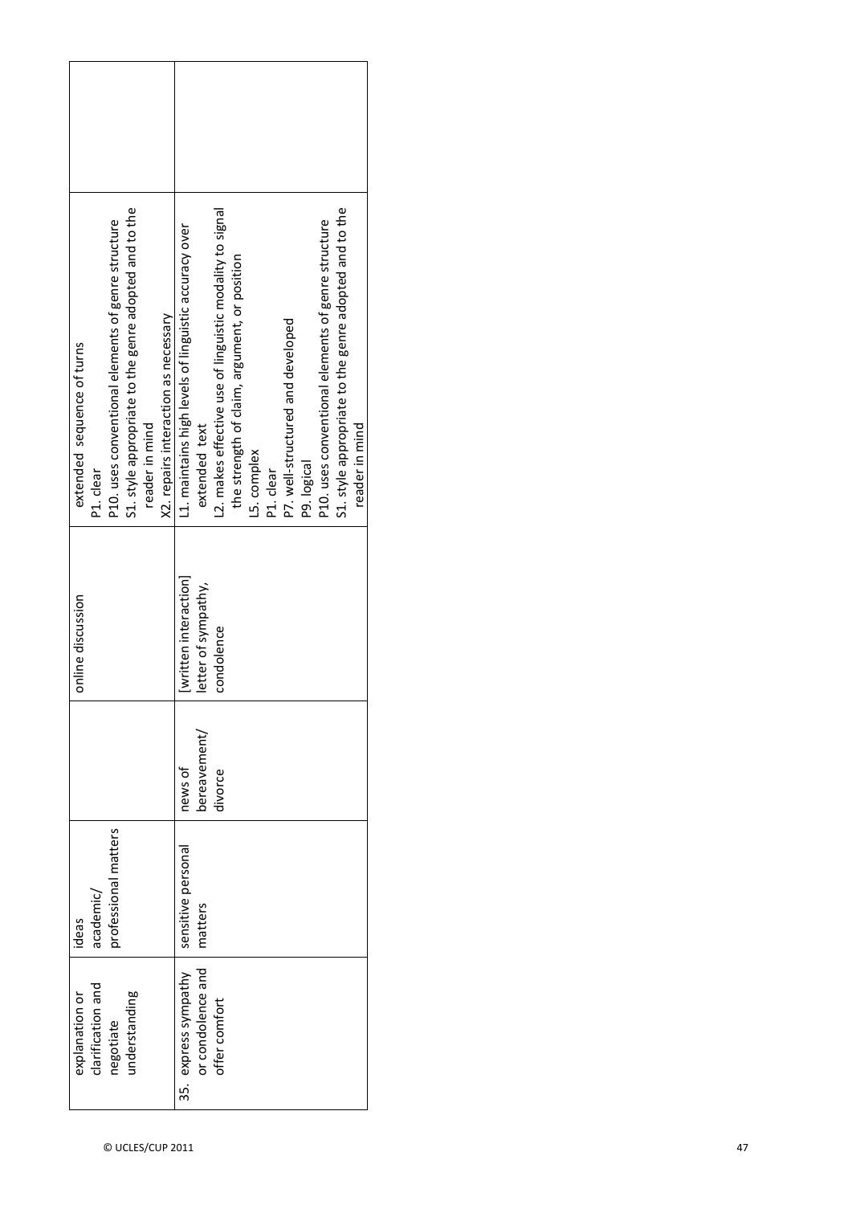| | | | | | |
|---|---|---|---|---|---|
| explanation or clarification and negotiate understanding | ideas academic/ professional matters | | online discussion | extended sequence of turns<br>P1. clear<br>P10. uses conventional elements of genre structure<br>S1. style appropriate to the genre adopted and to the reader in mind<br>X2. repairs interaction as necessary | |
| 35. express sympathy or condolence and offer comfort | sensitive personal matters | news of bereavement/ divorce | [written interaction] letter of sympathy, condolence | L1. maintains high levels of linguistic accuracy over extended text<br>L2. makes effective use of linguistic modality to signal the strength of claim, argument, or position<br>L5. complex<br>P1. clear<br>P7. well-structured and developed<br>P9. logical<br>P10. uses conventional elements of genre structure<br>S1. style appropriate to the genre adopted and to the reader in mind | |

© UCLES/CUP 2011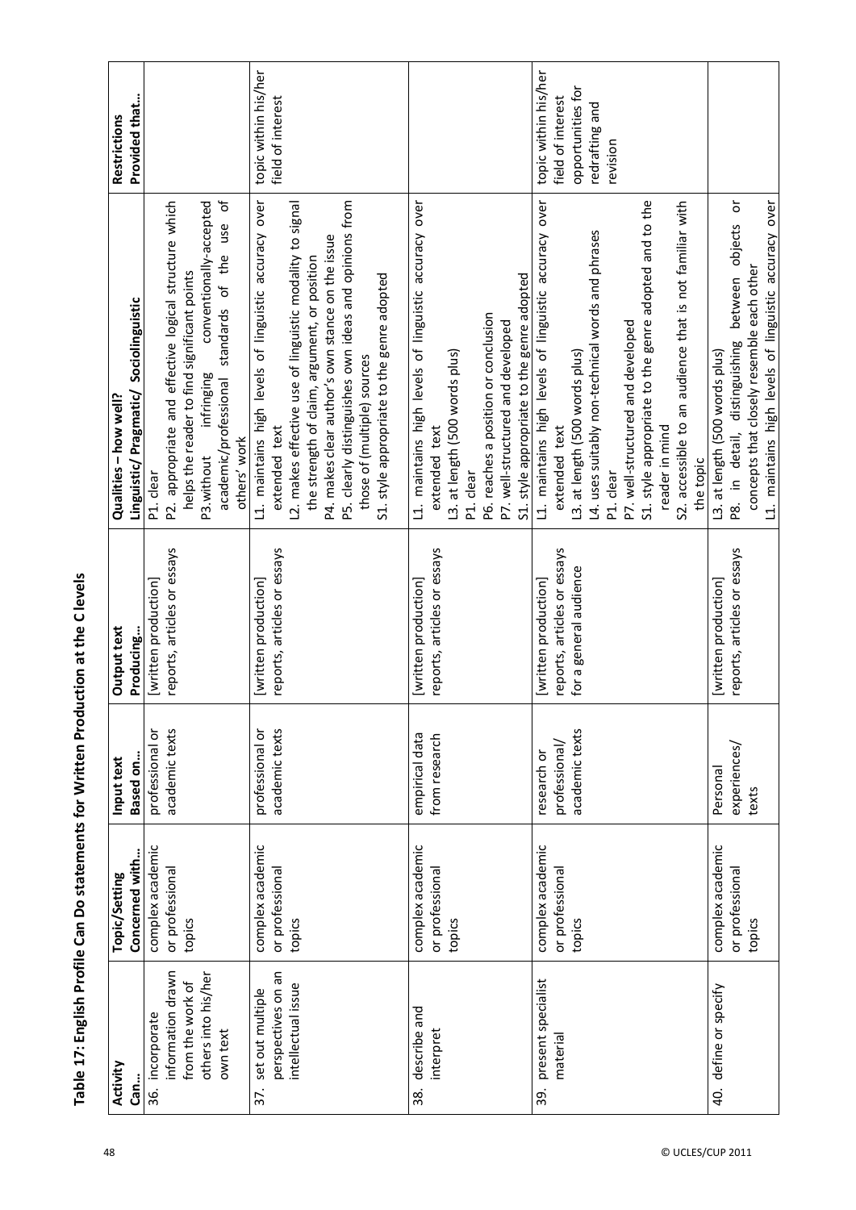# Table 17: English Profile Can Do statements for Written Production at the C levels

| Activity<br>Can… | Topic/Setting<br>Concerned with… | Input text<br>Based on… | Output text<br>Producing… | Qualities – how well?<br>Linguistic/ Pragmatic/ Sociolinguistic | Restrictions<br>Provided that… |
|---|---|---|---|---|---|
| 36. incorporate information drawn from the work of others into his/her own text | complex academic or professional topics | professional or academic texts | [written production]<br>reports, articles or essays | P1. clear<br>P2. appropriate and effective logical structure which helps the reader to find significant points<br>P3. without infringing conventionally-accepted academic/professional standards of the use of others' work | |
| 37. set out multiple perspectives on an intellectual issue | complex academic or professional topics | professional or academic texts | [written production]<br>reports, articles or essays | L1. maintains high levels of linguistic accuracy over extended text<br>L2. makes effective use of linguistic modality to signal the strength of claim, argument, or position<br>P4. makes clear author's own stance on the issue<br>P5. clearly distinguishes own ideas and opinions from those of (multiple) sources<br>S1. style appropriate to the genre adopted | topic within his/her field of interest |
| 38. describe and interpret | complex academic or professional topics | empirical data from research | [written production]<br>reports, articles or essays | L1. maintains high levels of linguistic accuracy over extended text<br>L3. at length (500 words plus)<br>P1. clear<br>P6. reaches a position or conclusion<br>P7. well-structured and developed<br>S1. style appropriate to the genre adopted | |
| 39. present specialist material | complex academic or professional topics | research or professional/ academic texts | [written production]<br>reports, articles or essays for a general audience | L1. maintains high levels of linguistic accuracy over extended text<br>L3. at length (500 words plus)<br>L4. uses suitably non-technical words and phrases<br>P1. clear<br>P7. well-structured and developed<br>S1. style appropriate to the genre adopted and to the reader in mind<br>S2. accessible to an audience that is not familiar with the topic | topic within his/her field of interest<br>opportunities for redrafting and revision |
| 40. define or specify | complex academic or professional topics | Personal experiences/ texts | [written production]<br>reports, articles or essays | L3. at length (500 words plus)<br>P8. in detail, distinguishing between objects or concepts that closely resemble each other<br>L1. maintains high levels of linguistic accuracy over | |

© UCLES/CUP 2011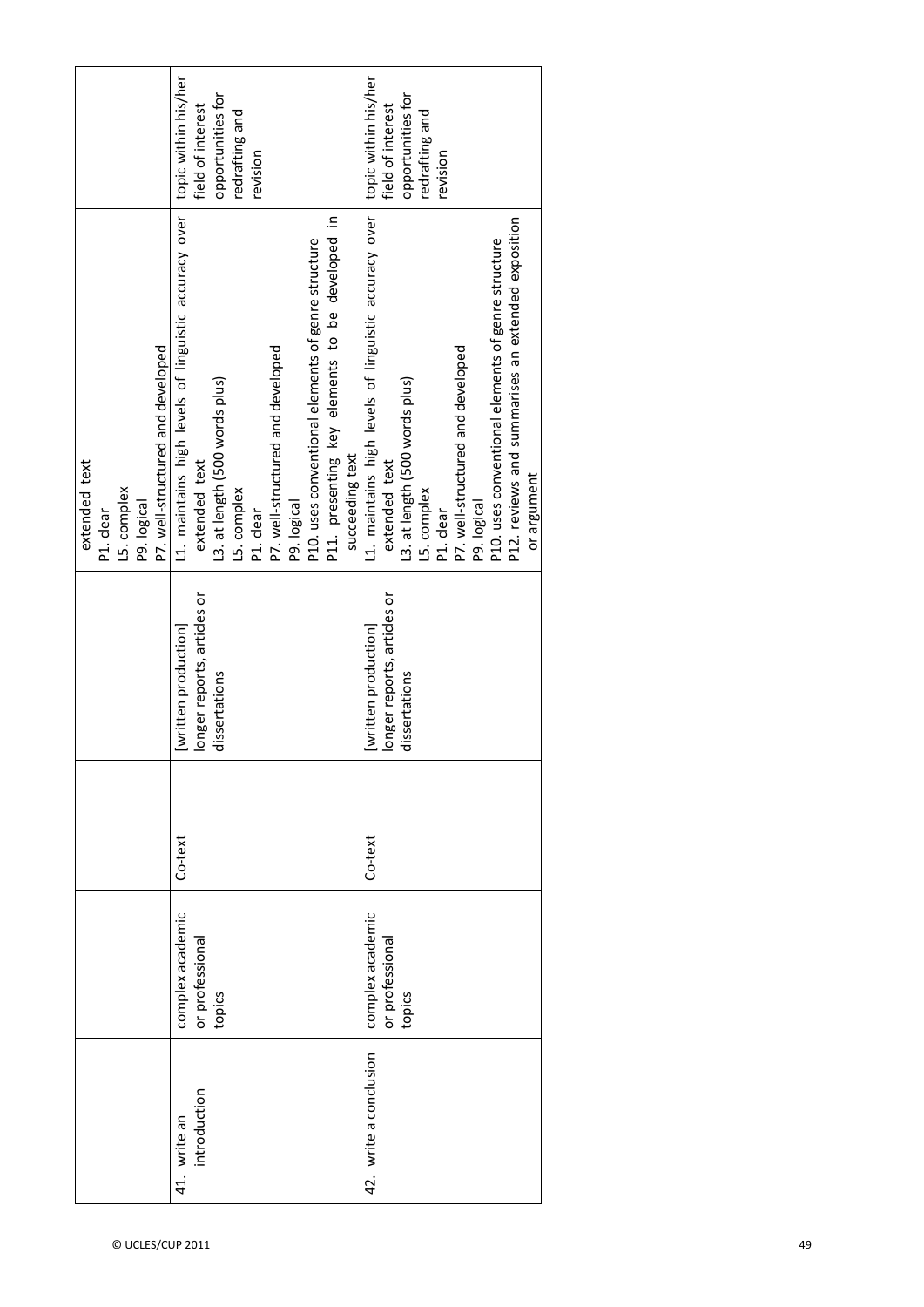| | | | | | |
|---|---|---|---|---|---|
| | | | | extended text<br>P1. clear<br>L5. complex<br>P9. logical<br>P7. well-structured and developed | |
| 41. write an introduction | complex academic or professional topics | Co-text | [written production]<br>longer reports, articles or dissertations | L1. maintains high levels of linguistic accuracy over extended text<br>L3. at length (500 words plus)<br>L5. complex<br>P1. clear<br>P7. well-structured and developed<br>P9. logical<br>P10. uses conventional elements of genre structure<br>P11. presenting key elements to be developed in succeeding text | topic within his/her field of interest<br>opportunities for redrafting and revision |
| 42. write a conclusion | complex academic or professional topics | Co-text | [written production]<br>longer reports, articles or dissertations | L1. maintains high levels of linguistic accuracy over extended text<br>L3. at length (500 words plus)<br>L5. complex<br>P1. clear<br>P7. well-structured and developed<br>P9. logical<br>P10. uses conventional elements of genre structure<br>P12. reviews and summarises an extended exposition or argument | topic within his/her field of interest<br>opportunities for redrafting and revision |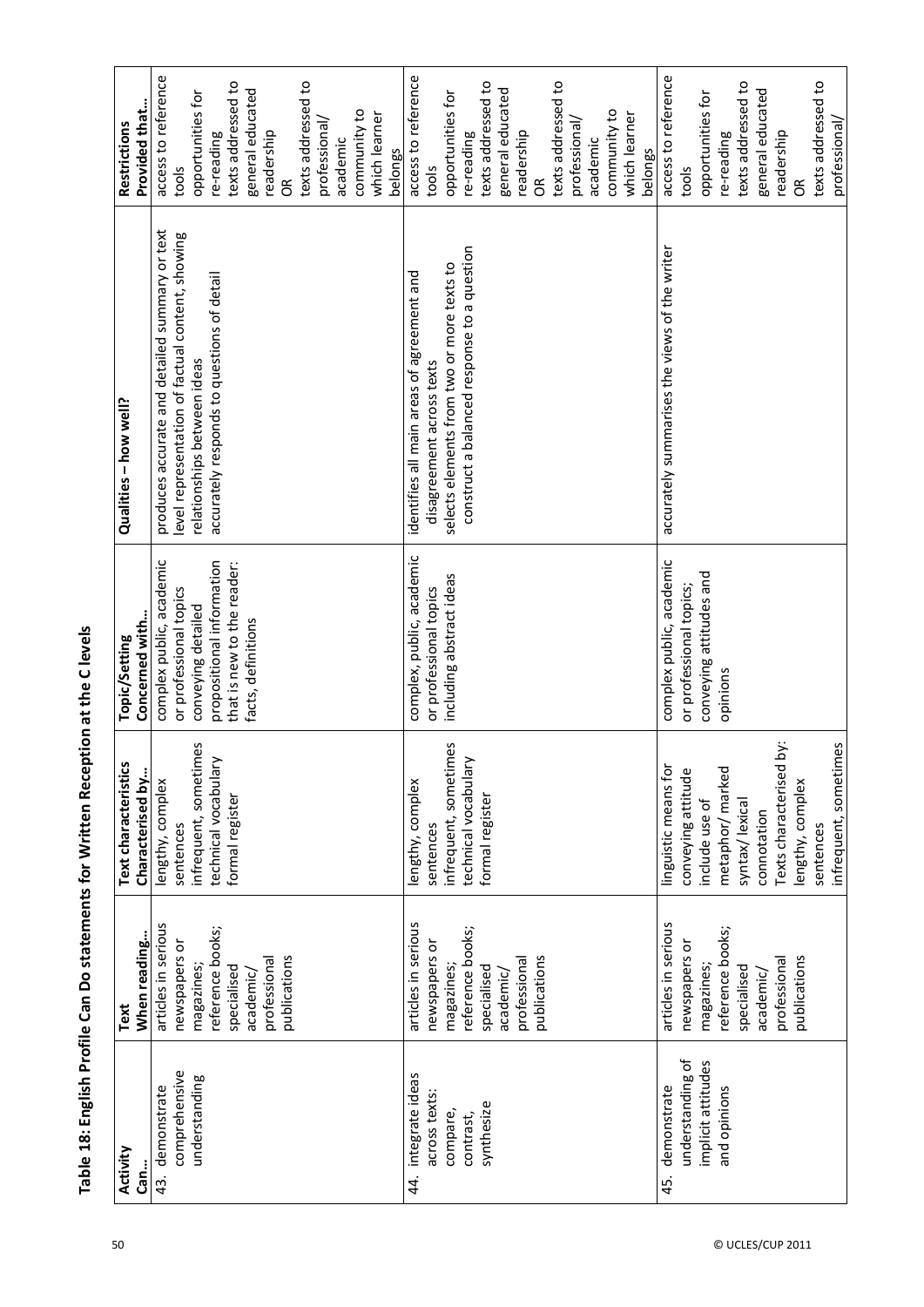# Table 18: English Profile Can Do statements for Written Reception at the C levels

| Activity Can… | Text When reading… | Text characteristics Characterised by… | Topic/Setting Concerned with… | Qualities – how well? | Restrictions Provided that… |
|---|---|---|---|---|---|
| 43. demonstrate comprehensive understanding | articles in serious newspapers or magazines; reference books; specialised academic/ professional publications | lengthy, complex sentences infrequent, sometimes technical vocabulary formal register | complex public, academic or professional topics conveying detailed propositional information that is new to the reader: facts, definitions | produces accurate and detailed summary or text level representation of factual content, showing relationships between ideas accurately responds to questions of detail | access to reference tools opportunities for re-reading texts addressed to general educated readership OR texts addressed to professional/ academic community to which learner belongs |
| 44. integrate ideas across texts: compare, contrast, synthesize | articles in serious newspapers or magazines; reference books; specialised academic/ professional publications | lengthy, complex sentences infrequent, sometimes technical vocabulary formal register | complex, public, academic or professional topics including abstract ideas | identifies all main areas of agreement and disagreement across texts selects elements from two or more texts to construct a balanced response to a question | access to reference tools opportunities for re-reading texts addressed to general educated readership OR texts addressed to professional/ academic community to which learner belongs |
| 45. demonstrate understanding of implicit attitudes and opinions | articles in serious newspapers or magazines; reference books; specialised academic/ professional publications | linguistic means for conveying attitude include use of metaphor/ marked syntax/ lexical connotation Texts characterised by: lengthy, complex sentences infrequent, sometimes | complex public, academic or professional topics; conveying attitudes and opinions | accurately summarises the views of the writer | access to reference tools opportunities for re-reading texts addressed to general educated readership OR texts addressed to professional/ |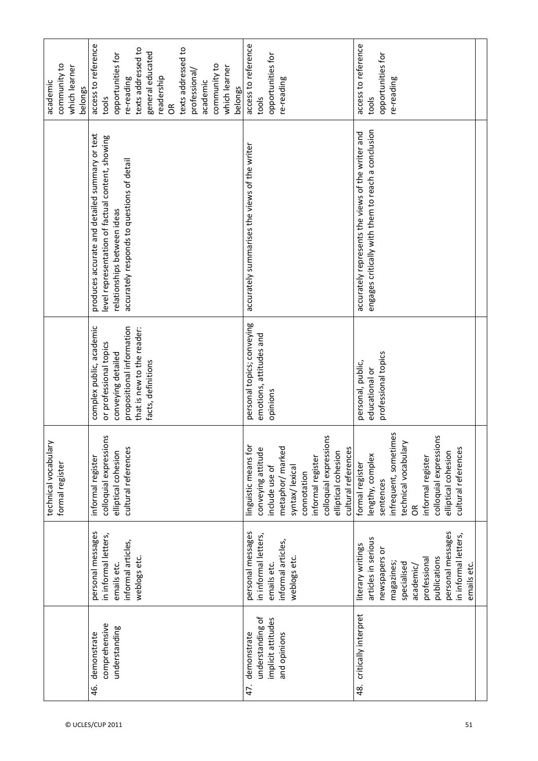| | | | | | |
|---|---|---|---|---|---|
| | | technical vocabulary<br>formal register | | | academic community to which learner belongs |
| 46. demonstrate comprehensive understanding | personal messages in informal letters, emails etc.<br>informal articles, weblogs etc. | informal register<br>colloquial expressions<br>elliptical cohesion<br>cultural references | complex public, academic or professional topics conveying detailed propositional information that is new to the reader: facts, definitions | produces accurate and detailed summary or text level representation of factual content, showing relationships between ideas<br>accurately responds to questions of detail | access to reference tools<br>opportunities for re-reading<br>texts addressed to general educated readership<br>OR<br>texts addressed to professional/ academic community to which learner belongs |
| 47. demonstrate understanding of implicit attitudes and opinions | personal messages in informal letters, emails etc.<br>informal articles, weblogs etc. | linguistic means for conveying attitude include use of metaphor/ marked syntax/ lexical connotation<br>informal register<br>colloquial expressions<br>elliptical cohesion<br>cultural references | personal topics; conveying emotions, attitudes and opinions | accurately summarises the views of the writer | access to reference tools<br>opportunities for re-reading |
| 48. critically interpret | literary writings<br>articles in serious newspapers or magazines;<br>specialised academic/ professional publications<br>personal messages in informal letters, emails etc. | formal register<br>lengthy, complex sentences<br>infrequent, sometimes technical vocabulary<br>OR<br>informal register<br>colloquial expressions<br>elliptical cohesion<br>cultural references | personal, public, educational or professional topics | accurately represents the views of the writer and engages critically with them to reach a conclusion | access to reference tools<br>opportunities for re-reading |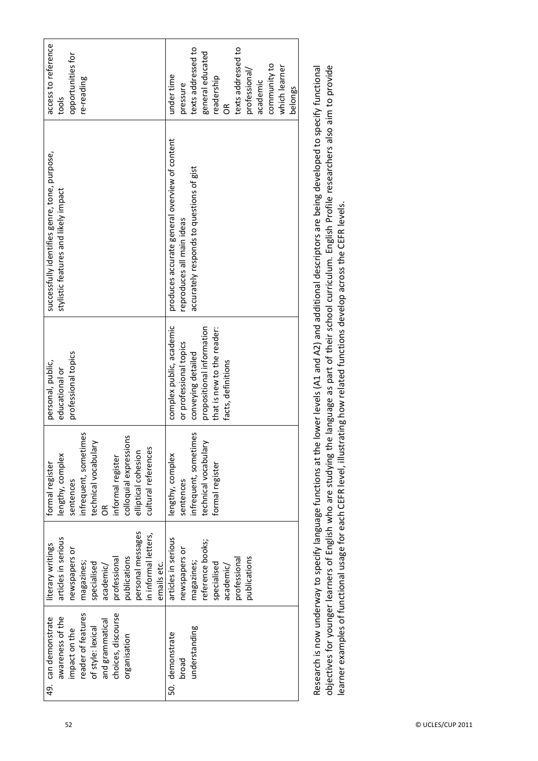| | | | | | |
|---|---|---|---|---|---|
| 49. can demonstrate awareness of the impact on the reader of features of style: lexical and grammatical choices, discourse organisation | literary writings articles in serious newspapers or magazines; specialised academic/ professional publications personal messages in informal letters, emails etc. | formal register lengthy, complex sentences infrequent, sometimes technical vocabulary OR informal register colloquial expressions elliptical cohesion cultural references | personal, public, educational or professional topics | successfully identifies genre, tone, purpose, stylistic features and likely impact | access to reference tools opportunities for re-reading |
| 50. demonstrate broad understanding | articles in serious newspapers or magazines; reference books; specialised academic/ professional publications | lengthy, complex sentences infrequent, sometimes technical vocabulary formal register | complex public, academic or professional topics conveying detailed propositional information that is new to the reader: facts, definitions | produces accurate general overview of content reproduces all main ideas accurately responds to questions of gist | under time pressure texts addressed to general educated readership OR texts addressed to professional/ academic community to which learner belongs |

Research is now underway to specify language functions at the lower levels (A1 and A2) and additional descriptors are being developed to specify functional objectives for younger learners of English who are studying the language as part of their school curriculum. English Profile researchers also aim to provide learner examples of functional usage for each CEFR level, illustrating how related functions develop across the CEFR levels.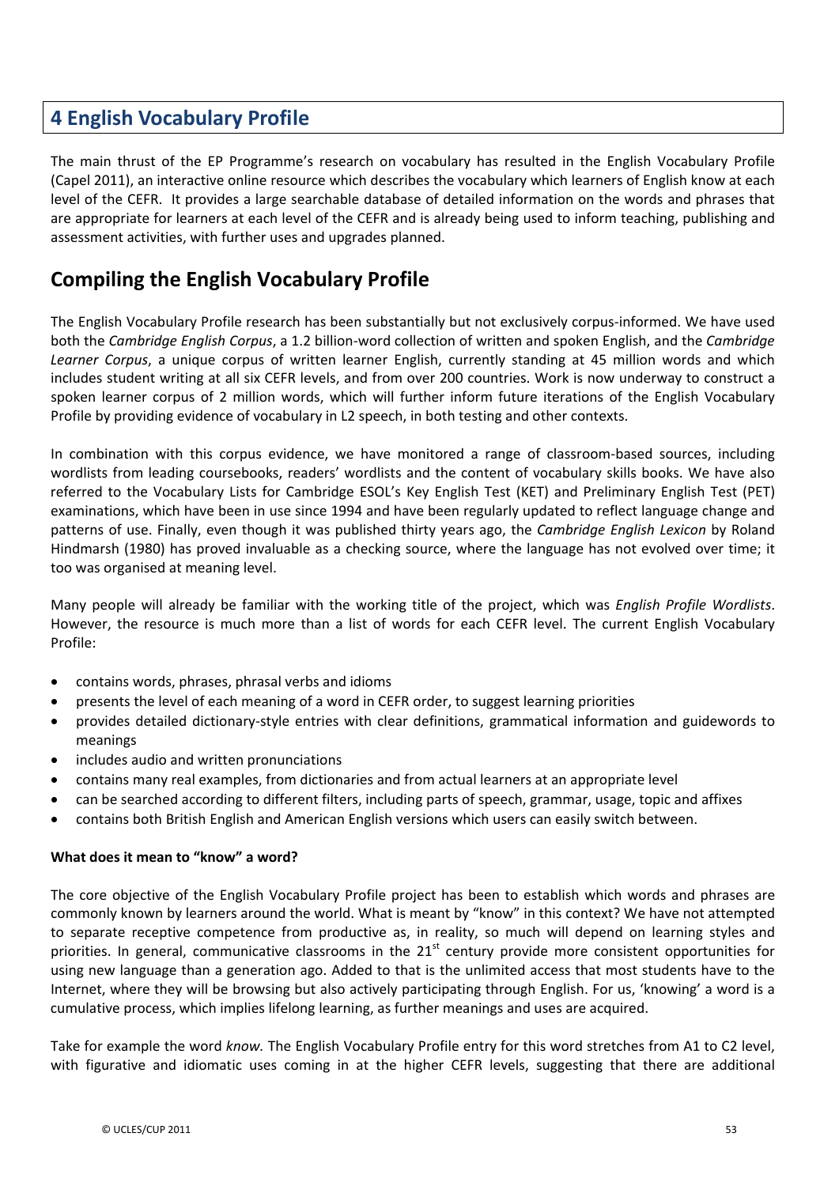## 4 English Vocabulary Profile

The main thrust of the EP Programme's research on vocabulary has resulted in the English Vocabulary Profile (Capel 2011), an interactive online resource which describes the vocabulary which learners of English know at each level of the CEFR. It provides a large searchable database of detailed information on the words and phrases that are appropriate for learners at each level of the CEFR and is already being used to inform teaching, publishing and assessment activities, with further uses and upgrades planned.

## Compiling the English Vocabulary Profile

The English Vocabulary Profile research has been substantially but not exclusively corpus-informed. We have used both the *Cambridge English Corpus*, a 1.2 billion-word collection of written and spoken English, and the *Cambridge Learner Corpus*, a unique corpus of written learner English, currently standing at 45 million words and which includes student writing at all six CEFR levels, and from over 200 countries. Work is now underway to construct a spoken learner corpus of 2 million words, which will further inform future iterations of the English Vocabulary Profile by providing evidence of vocabulary in L2 speech, in both testing and other contexts.

In combination with this corpus evidence, we have monitored a range of classroom-based sources, including wordlists from leading coursebooks, readers' wordlists and the content of vocabulary skills books. We have also referred to the Vocabulary Lists for Cambridge ESOL's Key English Test (KET) and Preliminary English Test (PET) examinations, which have been in use since 1994 and have been regularly updated to reflect language change and patterns of use. Finally, even though it was published thirty years ago, the *Cambridge English Lexicon* by Roland Hindmarsh (1980) has proved invaluable as a checking source, where the language has not evolved over time; it too was organised at meaning level.

Many people will already be familiar with the working title of the project, which was *English Profile Wordlists*. However, the resource is much more than a list of words for each CEFR level. The current English Vocabulary Profile:

- contains words, phrases, phrasal verbs and idioms
- presents the level of each meaning of a word in CEFR order, to suggest learning priorities
- provides detailed dictionary-style entries with clear definitions, grammatical information and guidewords to meanings
- includes audio and written pronunciations
- contains many real examples, from dictionaries and from actual learners at an appropriate level
- can be searched according to different filters, including parts of speech, grammar, usage, topic and affixes
- contains both British English and American English versions which users can easily switch between.

**What does it mean to "know" a word?**

The core objective of the English Vocabulary Profile project has been to establish which words and phrases are commonly known by learners around the world. What is meant by "know" in this context? We have not attempted to separate receptive competence from productive as, in reality, so much will depend on learning styles and priorities. In general, communicative classrooms in the 21st century provide more consistent opportunities for using new language than a generation ago. Added to that is the unlimited access that most students have to the Internet, where they will be browsing but also actively participating through English. For us, 'knowing' a word is a cumulative process, which implies lifelong learning, as further meanings and uses are acquired.

Take for example the word *know.* The English Vocabulary Profile entry for this word stretches from A1 to C2 level, with figurative and idiomatic uses coming in at the higher CEFR levels, suggesting that there are additional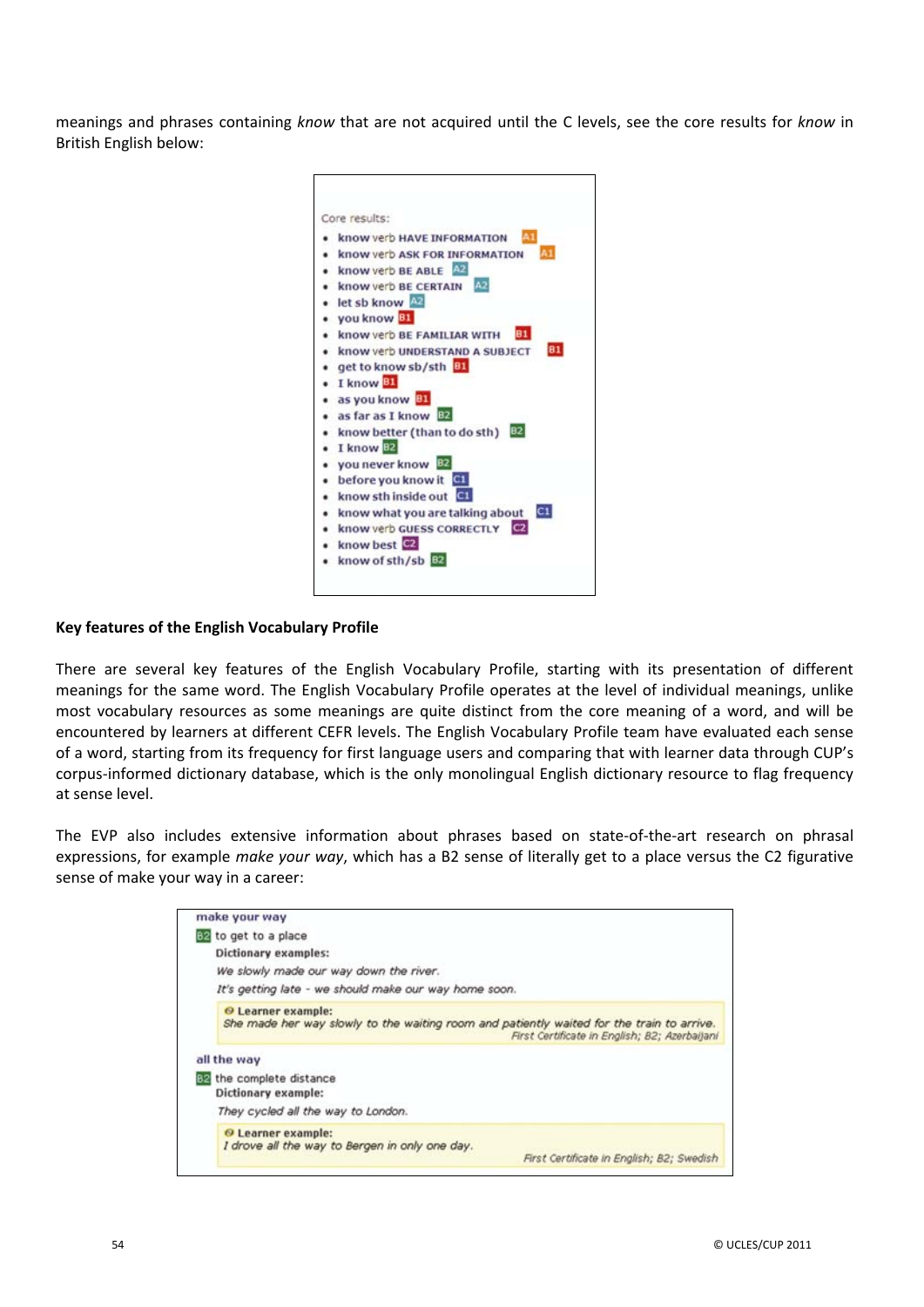meanings and phrases containing *know* that are not acquired until the C levels, see the core results for *know* in British English below:

Core results:

- know verb HAVE INFORMATION A1
- know verb ASK FOR INFORMATION A1
- know verb BE ABLE A2
- know verb BE CERTAIN A2
- let sb know A2
- you know B1
- know verb BE FAMILIAR WITH B1
- know verb UNDERSTAND A SUBJECT B1
- get to know sb/sth B1
- I know B1
- as you know B1
- as far as I know B2
- know better (than to do sth) B2
- I know B2
- you never know B2
- before you know it C1
- know sth inside out C1
- know what you are talking about C1
- know verb GUESS CORRECTLY C2
- know best C2
- know of sth/sb B2

**Key features of the English Vocabulary Profile**

There are several key features of the English Vocabulary Profile, starting with its presentation of different meanings for the same word. The English Vocabulary Profile operates at the level of individual meanings, unlike most vocabulary resources as some meanings are quite distinct from the core meaning of a word, and will be encountered by learners at different CEFR levels. The English Vocabulary Profile team have evaluated each sense of a word, starting from its frequency for first language users and comparing that with learner data through CUP's corpus-informed dictionary database, which is the only monolingual English dictionary resource to flag frequency at sense level.

The EVP also includes extensive information about phrases based on state-of-the-art research on phrasal expressions, for example *make your way*, which has a B2 sense of literally get to a place versus the C2 figurative sense of make your way in a career:

**make your way**

B2 to get to a place

**Dictionary examples:**

*We slowly made our way down the river.*

*It's getting late - we should make our way home soon.*

**Learner example:**
*She made her way slowly to the waiting room and patiently waited for the train to arrive.*
*First Certificate in English; B2; Azerbaijani*

**all the way**

B2 the complete distance

**Dictionary example:**

*They cycled all the way to London.*

**Learner example:**
*I drove all the way to Bergen in only one day.*
*First Certificate in English; B2; Swedish*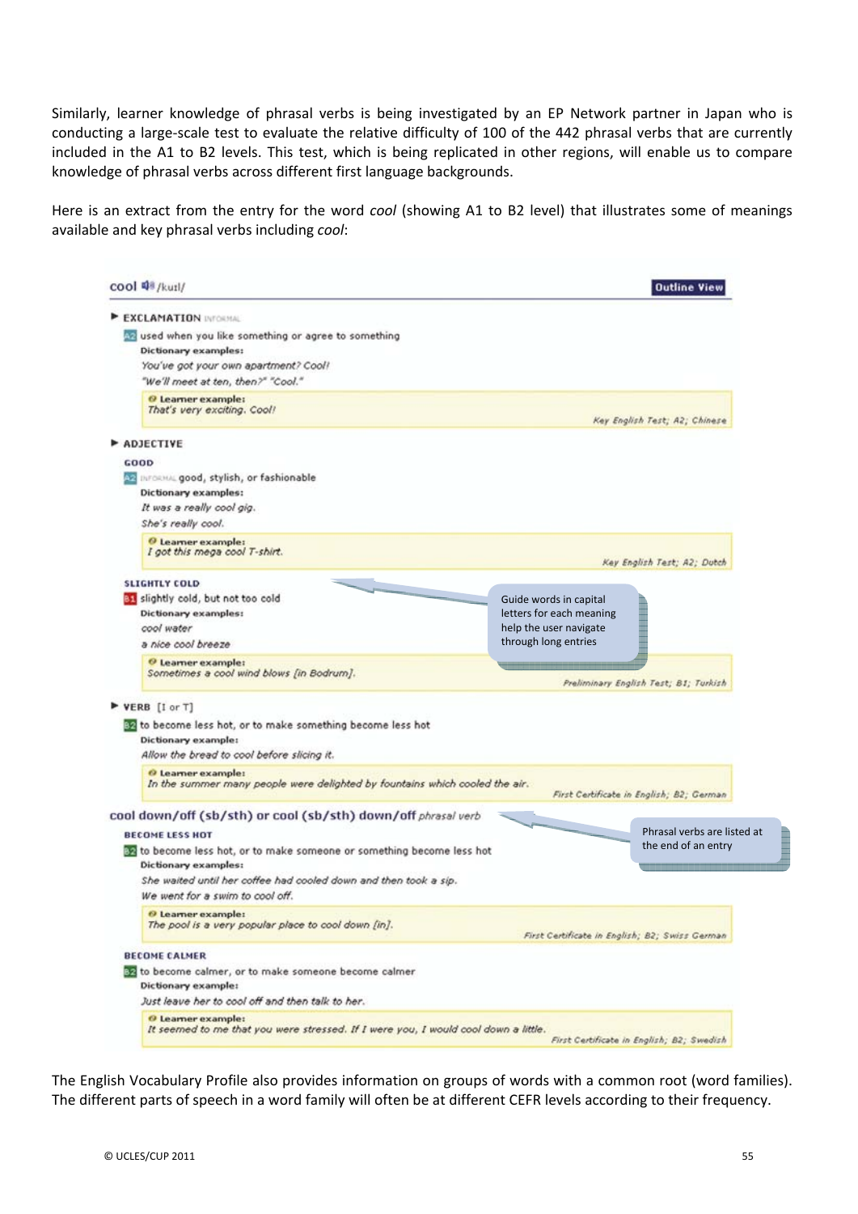Similarly, learner knowledge of phrasal verbs is being investigated by an EP Network partner in Japan who is conducting a large-scale test to evaluate the relative difficulty of 100 of the 442 phrasal verbs that are currently included in the A1 to B2 levels. This test, which is being replicated in other regions, will enable us to compare knowledge of phrasal verbs across different first language backgrounds.

Here is an extract from the entry for the word *cool* (showing A1 to B2 level) that illustrates some of meanings available and key phrasal verbs including *cool*:

**cool** /kuːl/ — **Outline View**

► **EXCLAMATION** INFORMAL

A2 used when you like something or agree to something

**Dictionary examples:**

*You've got your own apartment? Cool!*

*"We'll meet at ten, then?" "Cool."*

> **Learner example:**
> *That's very exciting. Cool!*
> *Key English Test; A2; Chinese*

► **ADJECTIVE**

**GOOD**

A2 INFORMAL good, stylish, or fashionable

**Dictionary examples:**

*It was a really cool gig.*

*She's really cool.*

> **Learner example:**
> *I got this mega cool T-shirt.*
> *Key English Test; A2; Dutch*

**SLIGHTLY COLD**

B1 slightly cold, but not too cold

**Dictionary examples:**

*cool water*

*a nice cool breeze*

> **Learner example:**
> *Sometimes a cool wind blows [in Bodrum].*
> *Preliminary English Test; B1; Turkish*

Guide words in capital letters for each meaning help the user navigate through long entries

► **VERB** [I or T]

B2 to become less hot, or to make something become less hot

**Dictionary example:**

*Allow the bread to cool before slicing it.*

> **Learner example:**
> *In the summer many people were delighted by fountains which cooled the air.*
> *First Certificate in English; B2; German*

**cool down/off (sb/sth) or cool (sb/sth) down/off** *phrasal verb*

Phrasal verbs are listed at the end of an entry

**BECOME LESS HOT**

B2 to become less hot, or to make someone or something become less hot

**Dictionary examples:**

*She waited until her coffee had cooled down and then took a sip.*

*We went for a swim to cool off.*

> **Learner example:**
> *The pool is a very popular place to cool down [in].*
> *First Certificate in English; B2; Swiss German*

**BECOME CALMER**

B2 to become calmer, or to make someone become calmer

**Dictionary example:**

*Just leave her to cool off and then talk to her.*

> **Learner example:**
> *It seemed to me that you were stressed. If I were you, I would cool down a little.*
> *First Certificate in English; B2; Swedish*

The English Vocabulary Profile also provides information on groups of words with a common root (word families). The different parts of speech in a word family will often be at different CEFR levels according to their frequency.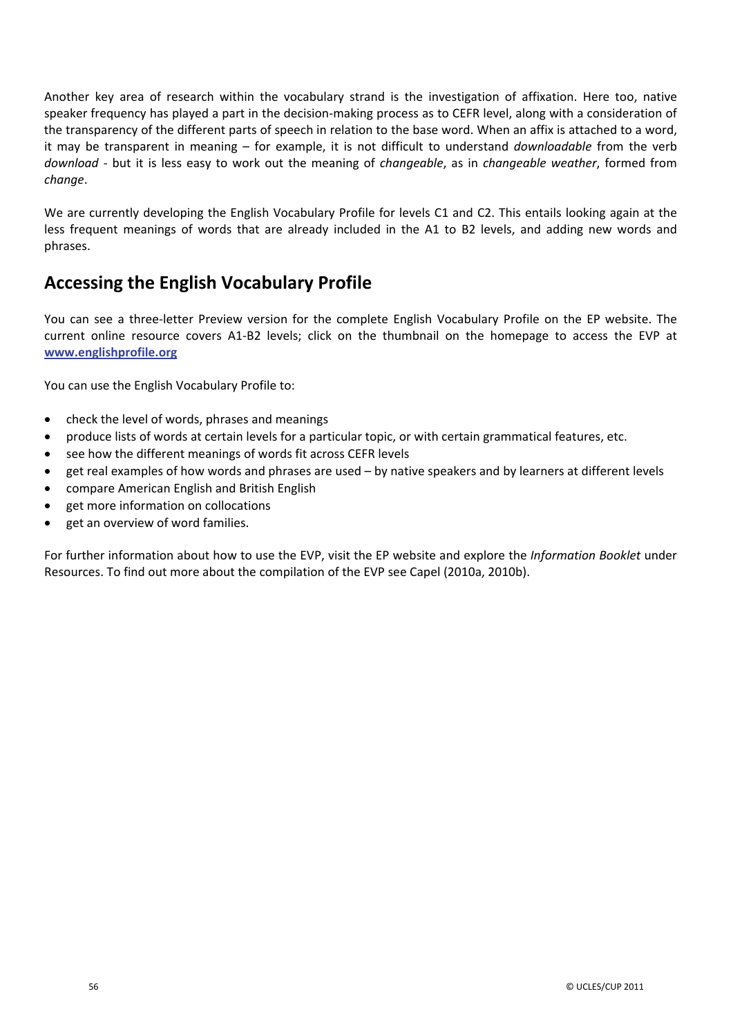Another key area of research within the vocabulary strand is the investigation of affixation. Here too, native speaker frequency has played a part in the decision-making process as to CEFR level, along with a consideration of the transparency of the different parts of speech in relation to the base word. When an affix is attached to a word, it may be transparent in meaning – for example, it is not difficult to understand *downloadable* from the verb *download* - but it is less easy to work out the meaning of *changeable*, as in *changeable weather*, formed from *change*.

We are currently developing the English Vocabulary Profile for levels C1 and C2. This entails looking again at the less frequent meanings of words that are already included in the A1 to B2 levels, and adding new words and phrases.

## Accessing the English Vocabulary Profile

You can see a three-letter Preview version for the complete English Vocabulary Profile on the EP website. The current online resource covers A1-B2 levels; click on the thumbnail on the homepage to access the EVP at **www.englishprofile.org**

You can use the English Vocabulary Profile to:

- check the level of words, phrases and meanings
- produce lists of words at certain levels for a particular topic, or with certain grammatical features, etc.
- see how the different meanings of words fit across CEFR levels
- get real examples of how words and phrases are used – by native speakers and by learners at different levels
- compare American English and British English
- get more information on collocations
- get an overview of word families.

For further information about how to use the EVP, visit the EP website and explore the *Information Booklet* under Resources. To find out more about the compilation of the EVP see Capel (2010a, 2010b).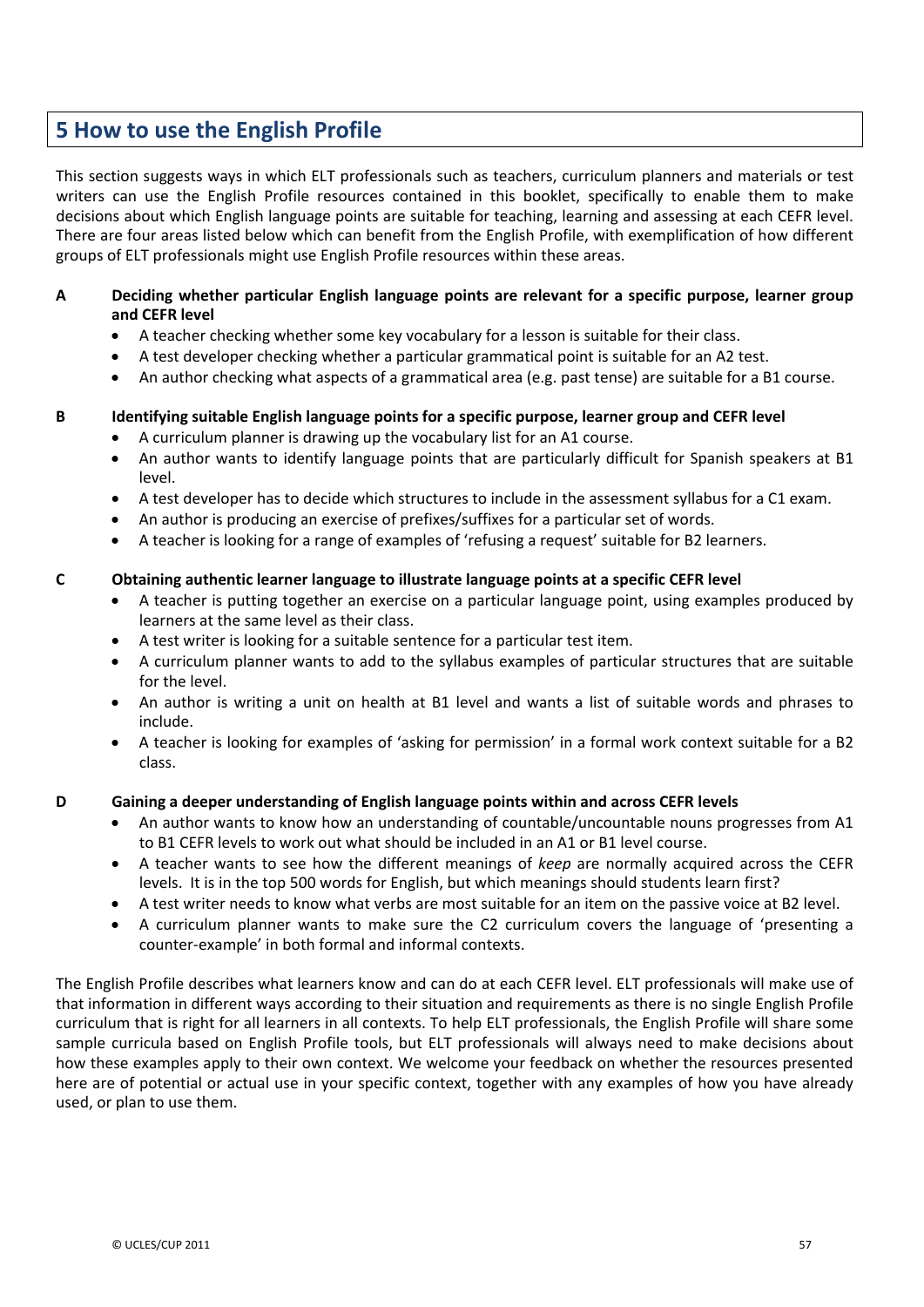## 5 How to use the English Profile

This section suggests ways in which ELT professionals such as teachers, curriculum planners and materials or test writers can use the English Profile resources contained in this booklet, specifically to enable them to make decisions about which English language points are suitable for teaching, learning and assessing at each CEFR level. There are four areas listed below which can benefit from the English Profile, with exemplification of how different groups of ELT professionals might use English Profile resources within these areas.

**A Deciding whether particular English language points are relevant for a specific purpose, learner group and CEFR level**

- A teacher checking whether some key vocabulary for a lesson is suitable for their class.
- A test developer checking whether a particular grammatical point is suitable for an A2 test.
- An author checking what aspects of a grammatical area (e.g. past tense) are suitable for a B1 course.

**B Identifying suitable English language points for a specific purpose, learner group and CEFR level**

- A curriculum planner is drawing up the vocabulary list for an A1 course.
- An author wants to identify language points that are particularly difficult for Spanish speakers at B1 level.
- A test developer has to decide which structures to include in the assessment syllabus for a C1 exam.
- An author is producing an exercise of prefixes/suffixes for a particular set of words.
- A teacher is looking for a range of examples of 'refusing a request' suitable for B2 learners.

**C Obtaining authentic learner language to illustrate language points at a specific CEFR level**

- A teacher is putting together an exercise on a particular language point, using examples produced by learners at the same level as their class.
- A test writer is looking for a suitable sentence for a particular test item.
- A curriculum planner wants to add to the syllabus examples of particular structures that are suitable for the level.
- An author is writing a unit on health at B1 level and wants a list of suitable words and phrases to include.
- A teacher is looking for examples of 'asking for permission' in a formal work context suitable for a B2 class.

**D Gaining a deeper understanding of English language points within and across CEFR levels**

- An author wants to know how an understanding of countable/uncountable nouns progresses from A1 to B1 CEFR levels to work out what should be included in an A1 or B1 level course.
- A teacher wants to see how the different meanings of *keep* are normally acquired across the CEFR levels. It is in the top 500 words for English, but which meanings should students learn first?
- A test writer needs to know what verbs are most suitable for an item on the passive voice at B2 level.
- A curriculum planner wants to make sure the C2 curriculum covers the language of 'presenting a counter-example' in both formal and informal contexts.

The English Profile describes what learners know and can do at each CEFR level. ELT professionals will make use of that information in different ways according to their situation and requirements as there is no single English Profile curriculum that is right for all learners in all contexts. To help ELT professionals, the English Profile will share some sample curricula based on English Profile tools, but ELT professionals will always need to make decisions about how these examples apply to their own context. We welcome your feedback on whether the resources presented here are of potential or actual use in your specific context, together with any examples of how you have already used, or plan to use them.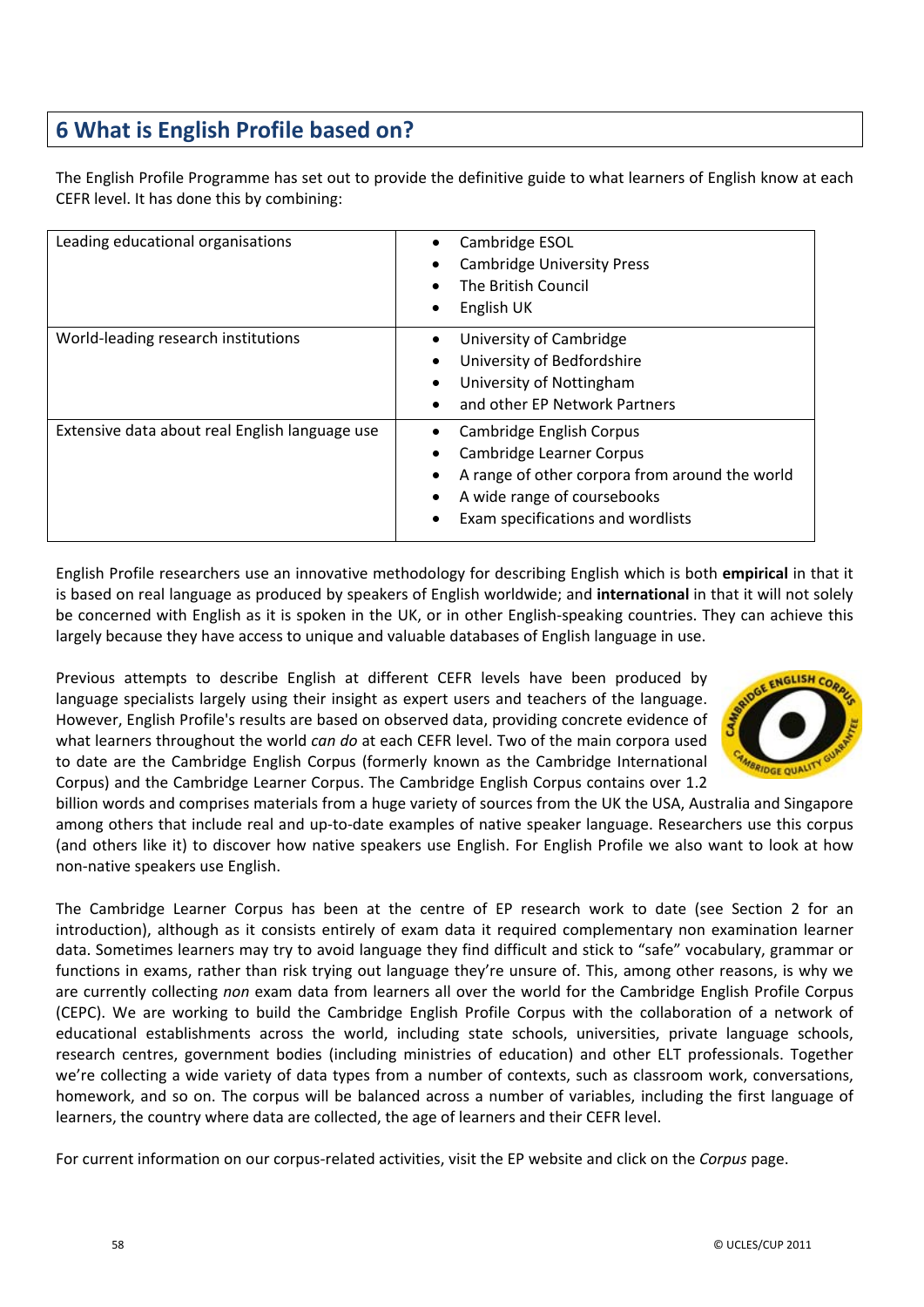## 6 What is English Profile based on?

The English Profile Programme has set out to provide the definitive guide to what learners of English know at each CEFR level. It has done this by combining:

| | |
|---|---|
| Leading educational organisations | • Cambridge ESOL<br>• Cambridge University Press<br>• The British Council<br>• English UK |
| World-leading research institutions | • University of Cambridge<br>• University of Bedfordshire<br>• University of Nottingham<br>• and other EP Network Partners |
| Extensive data about real English language use | • Cambridge English Corpus<br>• Cambridge Learner Corpus<br>• A range of other corpora from around the world<br>• A wide range of coursebooks<br>• Exam specifications and wordlists |

English Profile researchers use an innovative methodology for describing English which is both **empirical** in that it is based on real language as produced by speakers of English worldwide; and **international** in that it will not solely be concerned with English as it is spoken in the UK, or in other English-speaking countries. They can achieve this largely because they have access to unique and valuable databases of English language in use.

Previous attempts to describe English at different CEFR levels have been produced by language specialists largely using their insight as expert users and teachers of the language. However, English Profile's results are based on observed data, providing concrete evidence of what learners throughout the world *can do* at each CEFR level. Two of the main corpora used to date are the Cambridge English Corpus (formerly known as the Cambridge International Corpus) and the Cambridge Learner Corpus. The Cambridge English Corpus contains over 1.2 billion words and comprises materials from a huge variety of sources from the UK the USA, Australia and Singapore among others that include real and up-to-date examples of native speaker language. Researchers use this corpus (and others like it) to discover how native speakers use English. For English Profile we also want to look at how non-native speakers use English.

The Cambridge Learner Corpus has been at the centre of EP research work to date (see Section 2 for an introduction), although as it consists entirely of exam data it required complementary non examination learner data. Sometimes learners may try to avoid language they find difficult and stick to "safe" vocabulary, grammar or functions in exams, rather than risk trying out language they're unsure of. This, among other reasons, is why we are currently collecting *non* exam data from learners all over the world for the Cambridge English Profile Corpus (CEPC). We are working to build the Cambridge English Profile Corpus with the collaboration of a network of educational establishments across the world, including state schools, universities, private language schools, research centres, government bodies (including ministries of education) and other ELT professionals. Together we're collecting a wide variety of data types from a number of contexts, such as classroom work, conversations, homework, and so on. The corpus will be balanced across a number of variables, including the first language of learners, the country where data are collected, the age of learners and their CEFR level.

For current information on our corpus-related activities, visit the EP website and click on the *Corpus* page.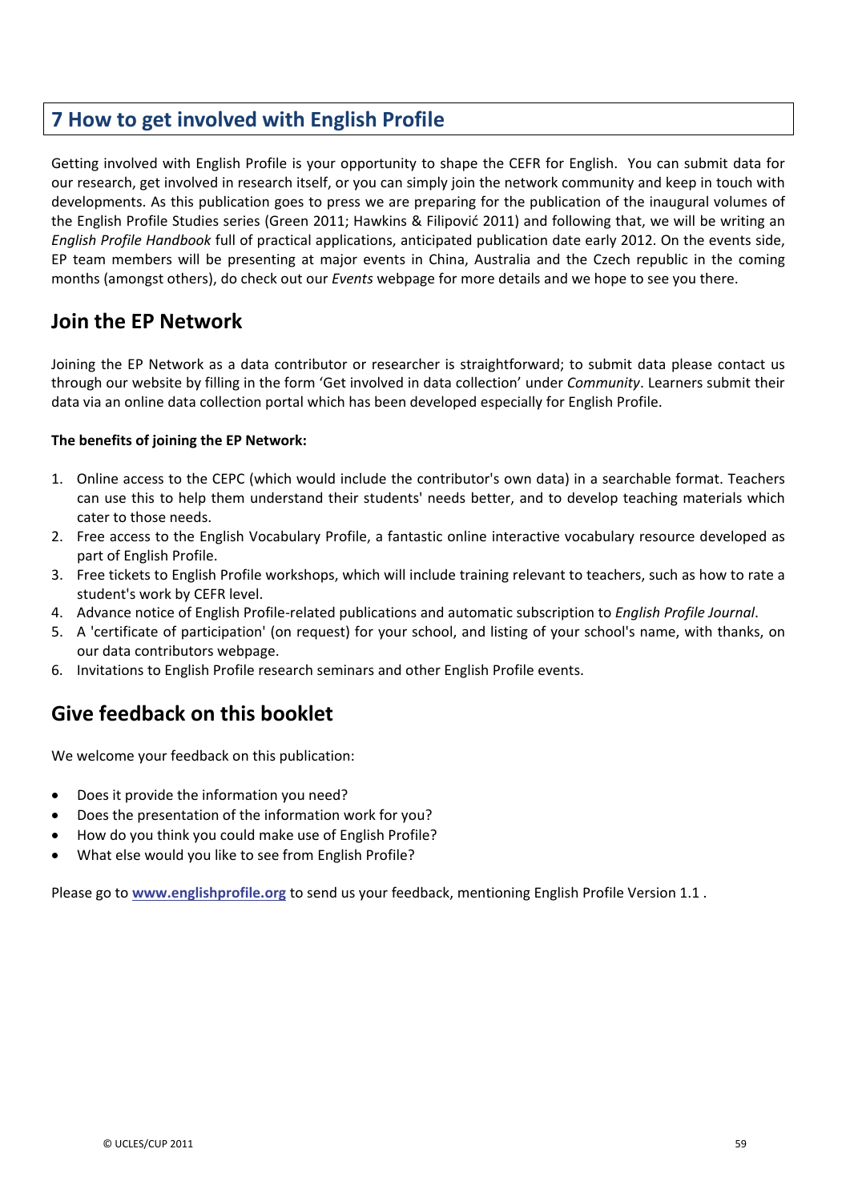## 7 How to get involved with English Profile

Getting involved with English Profile is your opportunity to shape the CEFR for English. You can submit data for our research, get involved in research itself, or you can simply join the network community and keep in touch with developments. As this publication goes to press we are preparing for the publication of the inaugural volumes of the English Profile Studies series (Green 2011; Hawkins & Filipović 2011) and following that, we will be writing an *English Profile Handbook* full of practical applications, anticipated publication date early 2012. On the events side, EP team members will be presenting at major events in China, Australia and the Czech republic in the coming months (amongst others), do check out our *Events* webpage for more details and we hope to see you there.

## Join the EP Network

Joining the EP Network as a data contributor or researcher is straightforward; to submit data please contact us through our website by filling in the form 'Get involved in data collection' under *Community*. Learners submit their data via an online data collection portal which has been developed especially for English Profile.

**The benefits of joining the EP Network:**

1. Online access to the CEPC (which would include the contributor's own data) in a searchable format. Teachers can use this to help them understand their students' needs better, and to develop teaching materials which cater to those needs.
2. Free access to the English Vocabulary Profile, a fantastic online interactive vocabulary resource developed as part of English Profile.
3. Free tickets to English Profile workshops, which will include training relevant to teachers, such as how to rate a student's work by CEFR level.
4. Advance notice of English Profile-related publications and automatic subscription to *English Profile Journal*.
5. A 'certificate of participation' (on request) for your school, and listing of your school's name, with thanks, on our data contributors webpage.
6. Invitations to English Profile research seminars and other English Profile events.

## Give feedback on this booklet

We welcome your feedback on this publication:

- Does it provide the information you need?
- Does the presentation of the information work for you?
- How do you think you could make use of English Profile?
- What else would you like to see from English Profile?

Please go to **www.englishprofile.org** to send us your feedback, mentioning English Profile Version 1.1 .

© UCLES/CUP 2011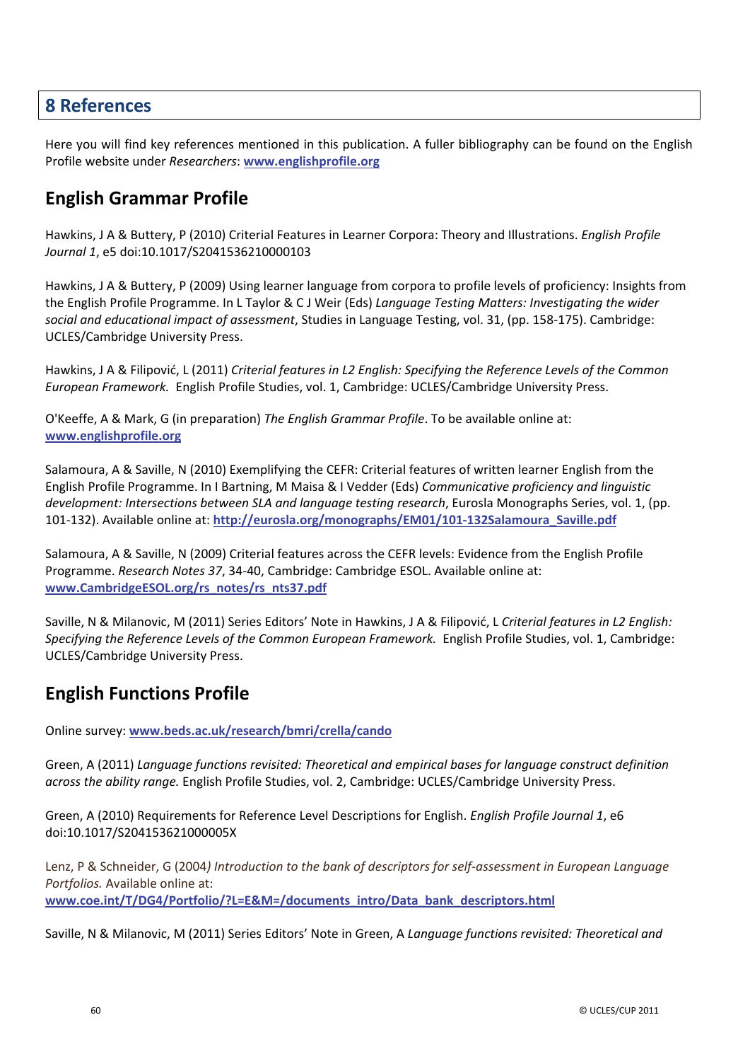## 8 References

Here you will find key references mentioned in this publication. A fuller bibliography can be found on the English Profile website under *Researchers*: **www.englishprofile.org**

### English Grammar Profile

Hawkins, J A & Buttery, P (2010) Criterial Features in Learner Corpora: Theory and Illustrations. *English Profile Journal 1*, e5 doi:10.1017/S2041536210000103

Hawkins, J A & Buttery, P (2009) Using learner language from corpora to profile levels of proficiency: Insights from the English Profile Programme. In L Taylor & C J Weir (Eds) *Language Testing Matters: Investigating the wider social and educational impact of assessment*, Studies in Language Testing, vol. 31, (pp. 158-175). Cambridge: UCLES/Cambridge University Press.

Hawkins, J A & Filipović, L (2011) *Criterial features in L2 English: Specifying the Reference Levels of the Common European Framework.* English Profile Studies, vol. 1, Cambridge: UCLES/Cambridge University Press.

O'Keeffe, A & Mark, G (in preparation) *The English Grammar Profile*. To be available online at: **www.englishprofile.org**

Salamoura, A & Saville, N (2010) Exemplifying the CEFR: Criterial features of written learner English from the English Profile Programme. In I Bartning, M Maisa & I Vedder (Eds) *Communicative proficiency and linguistic development: Intersections between SLA and language testing research*, Eurosla Monographs Series, vol. 1, (pp. 101-132). Available online at: **http://eurosla.org/monographs/EM01/101-132Salamoura_Saville.pdf**

Salamoura, A & Saville, N (2009) Criterial features across the CEFR levels: Evidence from the English Profile Programme. *Research Notes 37*, 34-40, Cambridge: Cambridge ESOL. Available online at: **www.CambridgeESOL.org/rs_notes/rs_nts37.pdf**

Saville, N & Milanovic, M (2011) Series Editors' Note in Hawkins, J A & Filipović, L *Criterial features in L2 English: Specifying the Reference Levels of the Common European Framework.* English Profile Studies, vol. 1, Cambridge: UCLES/Cambridge University Press.

### English Functions Profile

Online survey: **www.beds.ac.uk/research/bmri/crella/cando**

Green, A (2011) *Language functions revisited: Theoretical and empirical bases for language construct definition across the ability range.* English Profile Studies, vol. 2, Cambridge: UCLES/Cambridge University Press.

Green, A (2010) Requirements for Reference Level Descriptions for English. *English Profile Journal 1*, e6 doi:10.1017/S204153621000005X

Lenz, P & Schneider, G (2004*) Introduction to the bank of descriptors for self-assessment in European Language Portfolios.* Available online at: **www.coe.int/T/DG4/Portfolio/?L=E&M=/documents_intro/Data_bank_descriptors.html**

Saville, N & Milanovic, M (2011) Series Editors' Note in Green, A *Language functions revisited: Theoretical and*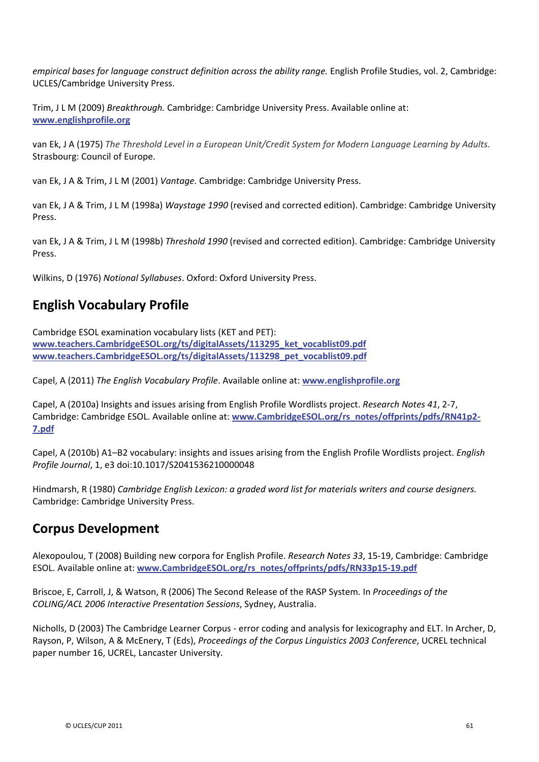*empirical bases for language construct definition across the ability range.* English Profile Studies, vol. 2, Cambridge: UCLES/Cambridge University Press.

Trim, J L M (2009) *Breakthrough.* Cambridge: Cambridge University Press. Available online at: **www.englishprofile.org**

van Ek, J A (1975) *The Threshold Level in a European Unit/Credit System for Modern Language Learning by Adults.* Strasbourg: Council of Europe.

van Ek, J A & Trim, J L M (2001) *Vantage.* Cambridge: Cambridge University Press.

van Ek, J A & Trim, J L M (1998a) *Waystage 1990* (revised and corrected edition). Cambridge: Cambridge University Press.

van Ek, J A & Trim, J L M (1998b) *Threshold 1990* (revised and corrected edition). Cambridge: Cambridge University Press.

Wilkins, D (1976) *Notional Syllabuses*. Oxford: Oxford University Press.

## English Vocabulary Profile

Cambridge ESOL examination vocabulary lists (KET and PET):
**www.teachers.CambridgeESOL.org/ts/digitalAssets/113295_ket_vocablist09.pdf**
**www.teachers.CambridgeESOL.org/ts/digitalAssets/113298_pet_vocablist09.pdf**

Capel, A (2011) *The English Vocabulary Profile*. Available online at: **www.englishprofile.org**

Capel, A (2010a) Insights and issues arising from English Profile Wordlists project. *Research Notes 41*, 2-7, Cambridge: Cambridge ESOL. Available online at: **www.CambridgeESOL.org/rs_notes/offprints/pdfs/RN41p2-7.pdf**

Capel, A (2010b) A1–B2 vocabulary: insights and issues arising from the English Profile Wordlists project. *English Profile Journal*, 1, e3 doi:10.1017/S2041536210000048

Hindmarsh, R (1980) *Cambridge English Lexicon: a graded word list for materials writers and course designers.* Cambridge: Cambridge University Press.

## Corpus Development

Alexopoulou, T (2008) Building new corpora for English Profile. *Research Notes 33*, 15-19, Cambridge: Cambridge ESOL. Available online at: **www.CambridgeESOL.org/rs_notes/offprints/pdfs/RN33p15-19.pdf**

Briscoe, E, Carroll, J, & Watson, R (2006) The Second Release of the RASP System. In *Proceedings of the COLING/ACL 2006 Interactive Presentation Sessions*, Sydney, Australia.

Nicholls, D (2003) The Cambridge Learner Corpus - error coding and analysis for lexicography and ELT. In Archer, D, Rayson, P, Wilson, A & McEnery, T (Eds), *Proceedings of the Corpus Linguistics 2003 Conference*, UCREL technical paper number 16, UCREL, Lancaster University.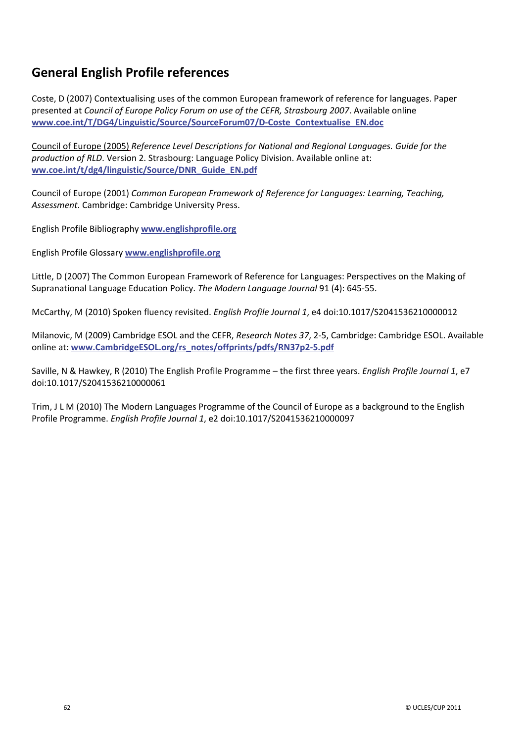## General English Profile references

Coste, D (2007) Contextualising uses of the common European framework of reference for languages. Paper presented at *Council of Europe Policy Forum on use of the CEFR, Strasbourg 2007*. Available online **www.coe.int/T/DG4/Linguistic/Source/SourceForum07/D-Coste_Contextualise_EN.doc**

Council of Europe (2005) *Reference Level Descriptions for National and Regional Languages. Guide for the production of RLD*. Version 2. Strasbourg: Language Policy Division. Available online at: **ww.coe.int/t/dg4/linguistic/Source/DNR_Guide_EN.pdf**

Council of Europe (2001) *Common European Framework of Reference for Languages: Learning, Teaching, Assessment*. Cambridge: Cambridge University Press.

English Profile Bibliography **www.englishprofile.org**

English Profile Glossary **www.englishprofile.org**

Little, D (2007) The Common European Framework of Reference for Languages: Perspectives on the Making of Supranational Language Education Policy. *The Modern Language Journal* 91 (4): 645-55.

McCarthy, M (2010) Spoken fluency revisited. *English Profile Journal 1*, e4 doi:10.1017/S2041536210000012

Milanovic, M (2009) Cambridge ESOL and the CEFR, *Research Notes 37*, 2-5, Cambridge: Cambridge ESOL. Available online at: **www.CambridgeESOL.org/rs_notes/offprints/pdfs/RN37p2-5.pdf**

Saville, N & Hawkey, R (2010) The English Profile Programme – the first three years. *English Profile Journal 1*, e7 doi:10.1017/S2041536210000061

Trim, J L M (2010) The Modern Languages Programme of the Council of Europe as a background to the English Profile Programme. *English Profile Journal 1*, e2 doi:10.1017/S2041536210000097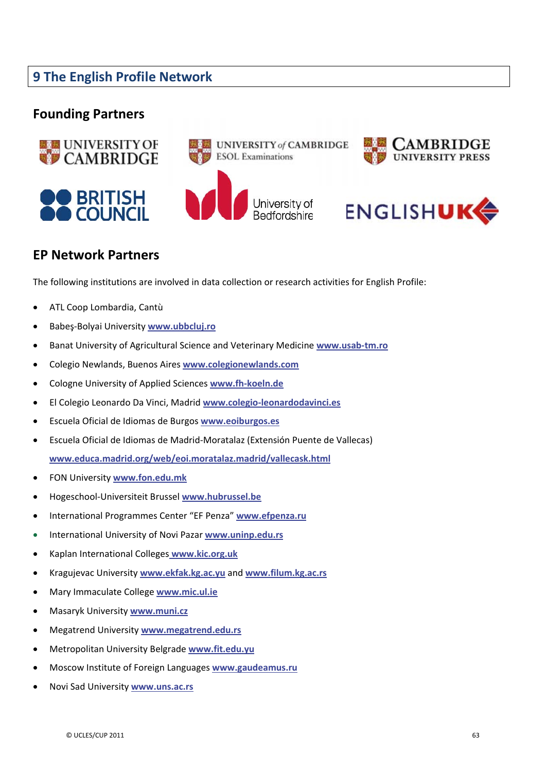## 9 The English Profile Network

### Founding Partners

### EP Network Partners

The following institutions are involved in data collection or research activities for English Profile:

- ATL Coop Lombardia, Cantù
- Babeş-Bolyai University **www.ubbcluj.ro**
- Banat University of Agricultural Science and Veterinary Medicine **www.usab-tm.ro**
- Colegio Newlands, Buenos Aires **www.colegionewlands.com**
- Cologne University of Applied Sciences **www.fh-koeln.de**
- El Colegio Leonardo Da Vinci, Madrid **www.colegio-leonardodavinci.es**
- Escuela Oficial de Idiomas de Burgos **www.eoiburgos.es**
- Escuela Oficial de Idiomas de Madrid-Moratalaz (Extensión Puente de Vallecas) **www.educa.madrid.org/web/eoi.moratalaz.madrid/vallecask.html**
- FON University **www.fon.edu.mk**
- Hogeschool-Universiteit Brussel **www.hubrussel.be**
- International Programmes Center "EF Penza" **www.efpenza.ru**
- International University of Novi Pazar **www.uninp.edu.rs**
- Kaplan International Colleges **www.kic.org.uk**
- Kragujevac University **www.ekfak.kg.ac.yu** and **www.filum.kg.ac.rs**
- Mary Immaculate College **www.mic.ul.ie**
- Masaryk University **www.muni.cz**
- Megatrend University **www.megatrend.edu.rs**
- Metropolitan University Belgrade **www.fit.edu.yu**
- Moscow Institute of Foreign Languages **www.gaudeamus.ru**
- Novi Sad University **www.uns.ac.rs**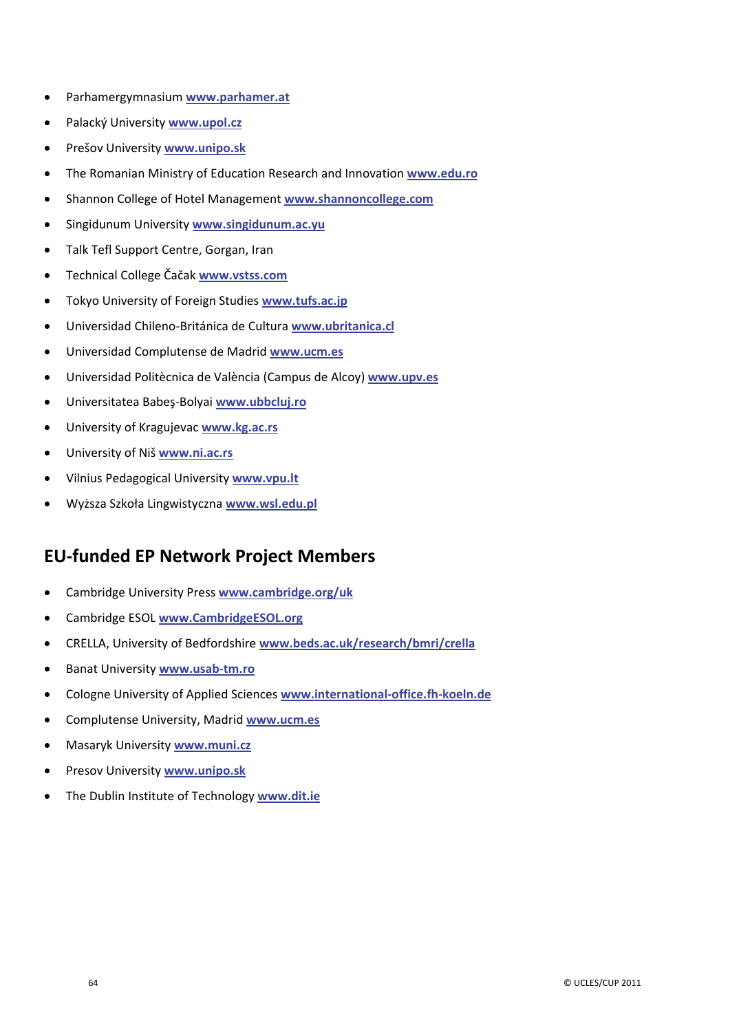- Parhamergymnasium **www.parhamer.at**
- Palacký University **www.upol.cz**
- Prešov University **www.unipo.sk**
- The Romanian Ministry of Education Research and Innovation **www.edu.ro**
- Shannon College of Hotel Management **www.shannoncollege.com**
- Singidunum University **www.singidunum.ac.yu**
- Talk Tefl Support Centre, Gorgan, Iran
- Technical College Čačak **www.vstss.com**
- Tokyo University of Foreign Studies **www.tufs.ac.jp**
- Universidad Chileno-Británica de Cultura **www.ubritanica.cl**
- Universidad Complutense de Madrid **www.ucm.es**
- Universidad Politècnica de València (Campus de Alcoy) **www.upv.es**
- Universitatea Babeş-Bolyai **www.ubbcluj.ro**
- University of Kragujevac **www.kg.ac.rs**
- University of Niš **www.ni.ac.rs**
- Vilnius Pedagogical University **www.vpu.lt**
- Wyższa Szkoła Lingwistyczna **www.wsl.edu.pl**

## EU-funded EP Network Project Members

- Cambridge University Press **www.cambridge.org/uk**
- Cambridge ESOL **www.CambridgeESOL.org**
- CRELLA, University of Bedfordshire **www.beds.ac.uk/research/bmri/crella**
- Banat University **www.usab-tm.ro**
- Cologne University of Applied Sciences **www.international-office.fh-koeln.de**
- Complutense University, Madrid **www.ucm.es**
- Masaryk University **www.muni.cz**
- Presov University **www.unipo.sk**
- The Dublin Institute of Technology **www.dit.ie**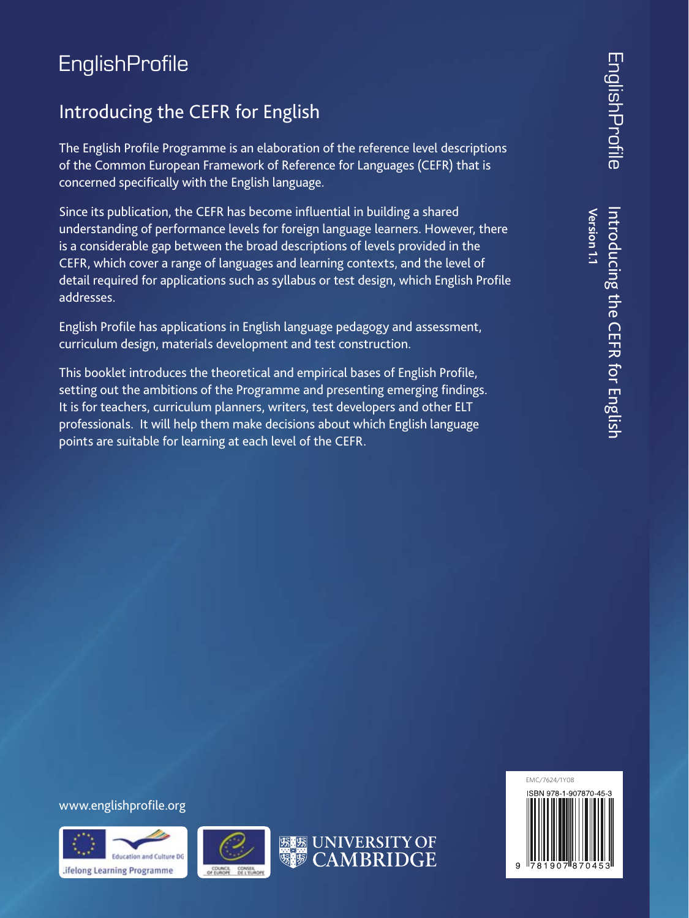# EnglishProfile

## Introducing the CEFR for English

The English Profile Programme is an elaboration of the reference level descriptions of the Common European Framework of Reference for Languages (CEFR) that is concerned specifically with the English language.

Since its publication, the CEFR has become influential in building a shared understanding of performance levels for foreign language learners. However, there is a considerable gap between the broad descriptions of levels provided in the CEFR, which cover a range of languages and learning contexts, and the level of detail required for applications such as syllabus or test design, which English Profile addresses.

English Profile has applications in English language pedagogy and assessment, curriculum design, materials development and test construction.

This booklet introduces the theoretical and empirical bases of English Profile, setting out the ambitions of the Programme and presenting emerging findings. It is for teachers, curriculum planners, writers, test developers and other ELT professionals. It will help them make decisions about which English language points are suitable for learning at each level of the CEFR.

EnglishProfile Introducing the CEFR for English **Version 1.1**

www.englishprofile.org

Education and Culture DG
Lifelong Learning Programme

COUNCIL OF EUROPE CONSEIL DE L'EUROPE

UNIVERSITY OF CAMBRIDGE

EMC/7624/1Y08

ISBN 978-1-907870-45-3

9 781907 870453